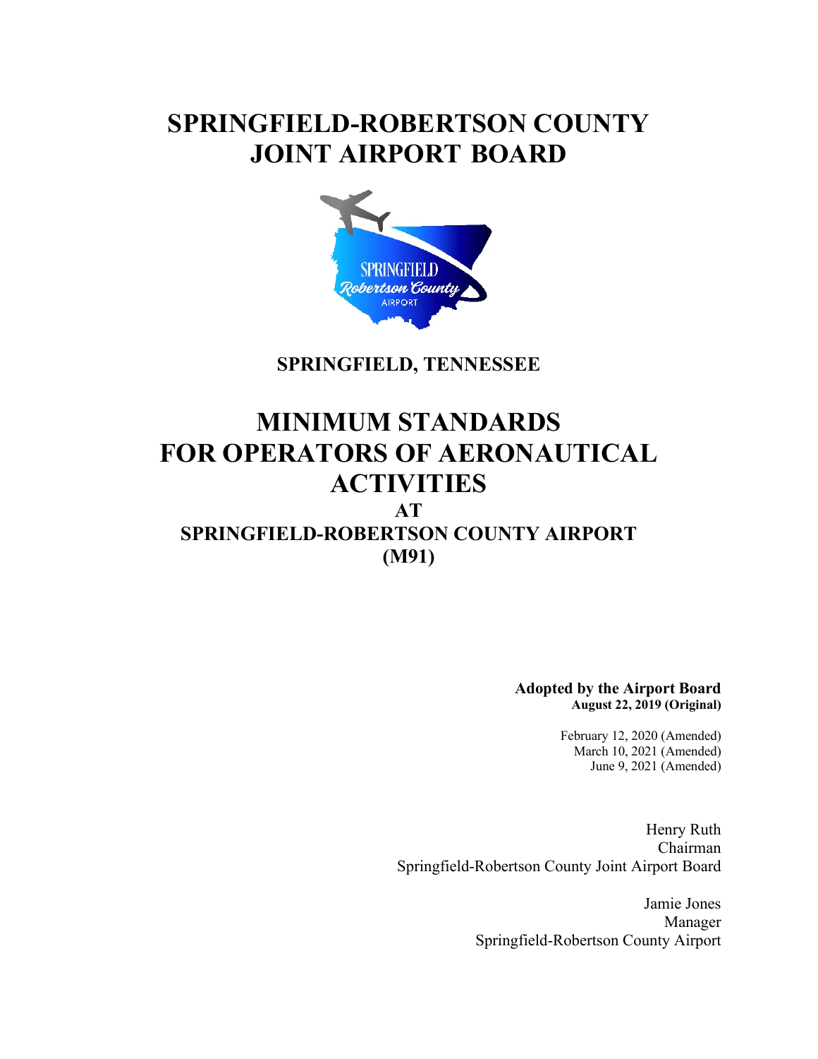# SPRINGFIELD-ROBERTSON COUNTY JOINT AIRPORT BOARD

**SPRINGFIELD, TENNESSEE**

# MINIMUM STANDARDS FOR OPERATORS OF AERONAUTICAL ACTIVITIES

## AT

## SPRINGFIELD-ROBERTSON COUNTY AIRPORT (M91)

**Adopted by the Airport Board**
**August 22, 2019 (Original)**

February 12, 2020 (Amended)
March 10, 2021 (Amended)
June 9, 2021 (Amended)

Henry Ruth
Chairman
Springfield-Robertson County Joint Airport Board

Jamie Jones
Manager
Springfield-Robertson County Airport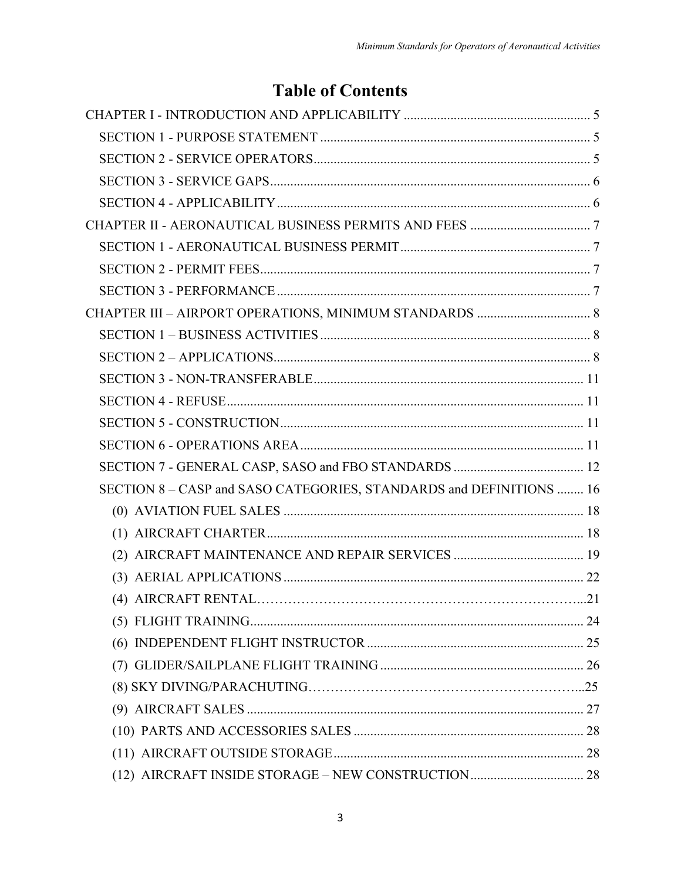# Table of Contents

CHAPTER I - INTRODUCTION AND APPLICABILITY ........................................................ 5

- SECTION 1 - PURPOSE STATEMENT ................................................................................ 5
- SECTION 2 - SERVICE OPERATORS................................................................................... 5
- SECTION 3 - SERVICE GAPS................................................................................................ 6
- SECTION 4 - APPLICABILITY ............................................................................................. 6

CHAPTER II - AERONAUTICAL BUSINESS PERMITS AND FEES .................................... 7

- SECTION 1 - AERONAUTICAL BUSINESS PERMIT......................................................... 7
- SECTION 2 - PERMIT FEES.................................................................................................. 7
- SECTION 3 - PERFORMANCE .............................................................................................. 7

CHAPTER III – AIRPORT OPERATIONS, MINIMUM STANDARDS .................................. 8

- SECTION 1 – BUSINESS ACTIVITIES ................................................................................ 8
- SECTION 2 – APPLICATIONS.............................................................................................. 8
- SECTION 3 - NON-TRANSFERABLE ................................................................................. 11
- SECTION 4 - REFUSE ........................................................................................................... 11
- SECTION 5 - CONSTRUCTION........................................................................................... 11
- SECTION 6 - OPERATIONS AREA ..................................................................................... 11
- SECTION 7 - GENERAL CASP, SASO and FBO STANDARDS ....................................... 12
- SECTION 8 – CASP and SASO CATEGORIES, STANDARDS and DEFINITIONS ........ 16
  - (0) AVIATION FUEL SALES ........................................................................................... 18
  - (1) AIRCRAFT CHARTER............................................................................................... 18
  - (2) AIRCRAFT MAINTENANCE AND REPAIR SERVICES ....................................... 19
  - (3) AERIAL APPLICATIONS .......................................................................................... 22
  - (4) AIRCRAFT RENTAL………………………………………………………………...21
  - (5) FLIGHT TRAINING.................................................................................................... 24
  - (6) INDEPENDENT FLIGHT INSTRUCTOR ................................................................. 25
  - (7) GLIDER/SAILPLANE FLIGHT TRAINING ............................................................. 26
  - (8) SKY DIVING/PARACHUTING……………………………………………………...25
  - (9) AIRCRAFT SALES ...................................................................................................... 27
  - (10) PARTS AND ACCESSORIES SALES ..................................................................... 28
  - (11) AIRCRAFT OUTSIDE STORAGE........................................................................... 28
  - (12) AIRCRAFT INSIDE STORAGE – NEW CONSTRUCTION.................................. 28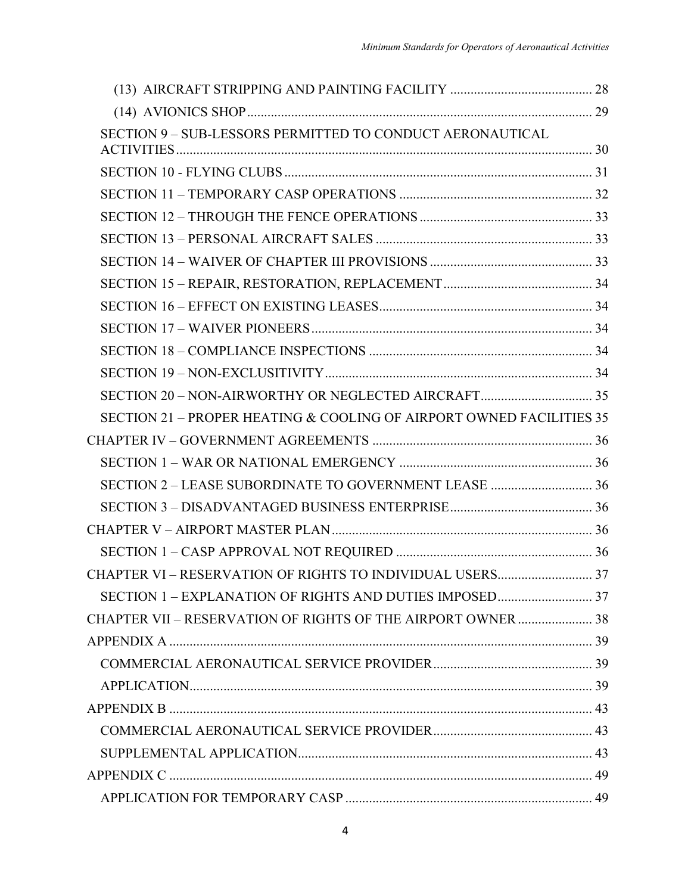(13) AIRCRAFT STRIPPING AND PAINTING FACILITY ........................................ 28
(14) AVIONICS SHOP ........................................................................................ 29
SECTION 9 – SUB-LESSORS PERMITTED TO CONDUCT AERONAUTICAL ACTIVITIES ........................................................................................................ 30
SECTION 10 - FLYING CLUBS ........................................................................ 31
SECTION 11 – TEMPORARY CASP OPERATIONS ........................................ 32
SECTION 12 – THROUGH THE FENCE OPERATIONS .................................. 33
SECTION 13 – PERSONAL AIRCRAFT SALES .............................................. 33
SECTION 14 – WAIVER OF CHAPTER III PROVISIONS ................................ 33
SECTION 15 – REPAIR, RESTORATION, REPLACEMENT ............................. 34
SECTION 16 – EFFECT ON EXISTING LEASES .............................................. 34
SECTION 17 – WAIVER PIONEERS ................................................................. 34
SECTION 18 – COMPLIANCE INSPECTIONS ................................................. 34
SECTION 19 – NON-EXCLUSITIVITY ............................................................. 34
SECTION 20 – NON-AIRWORTHY OR NEGLECTED AIRCRAFT ................... 35
SECTION 21 – PROPER HEATING & COOLING OF AIRPORT OWNED FACILITIES 35
CHAPTER IV – GOVERNMENT AGREEMENTS .................................................. 36
SECTION 1 – WAR OR NATIONAL EMERGENCY ......................................... 36
SECTION 2 – LEASE SUBORDINATE TO GOVERNMENT LEASE .................. 36
SECTION 3 – DISADVANTAGED BUSINESS ENTERPRISE ............................ 36
CHAPTER V – AIRPORT MASTER PLAN ............................................................ 36
SECTION 1 – CASP APPROVAL NOT REQUIRED .......................................... 36
CHAPTER VI – RESERVATION OF RIGHTS TO INDIVIDUAL USERS ................. 37
SECTION 1 – EXPLANATION OF RIGHTS AND DUTIES IMPOSED ................ 37
CHAPTER VII – RESERVATION OF RIGHTS OF THE AIRPORT OWNER ............ 38
APPENDIX A ........................................................................................................ 39
COMMERCIAL AERONAUTICAL SERVICE PROVIDER ................................... 39
APPLICATION .................................................................................................. 39
APPENDIX B ........................................................................................................ 43
COMMERCIAL AERONAUTICAL SERVICE PROVIDER ................................... 43
SUPPLEMENTAL APPLICATION ...................................................................... 43
APPENDIX C ........................................................................................................ 49
APPLICATION FOR TEMPORARY CASP ......................................................... 49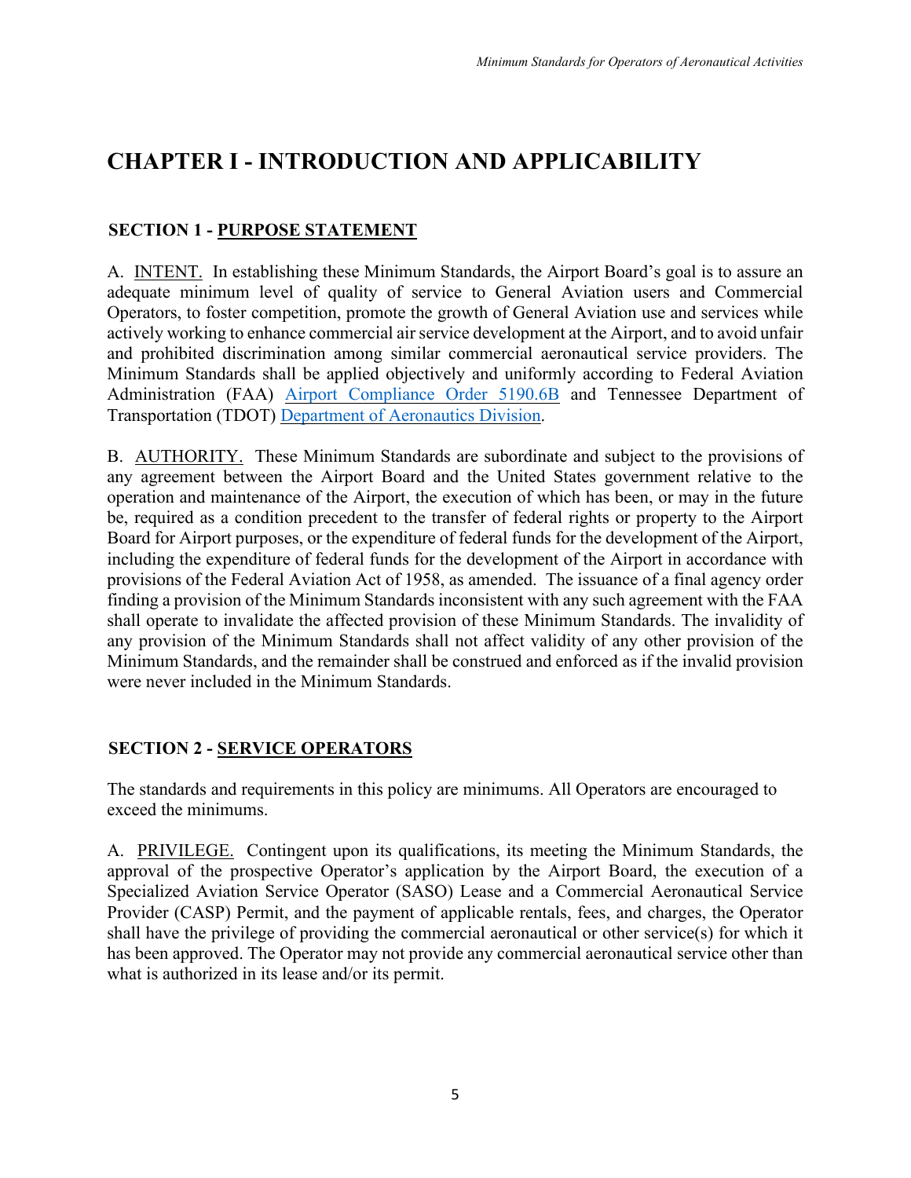# CHAPTER I - INTRODUCTION AND APPLICABILITY

## SECTION 1 - PURPOSE STATEMENT

A. INTENT. In establishing these Minimum Standards, the Airport Board's goal is to assure an adequate minimum level of quality of service to General Aviation users and Commercial Operators, to foster competition, promote the growth of General Aviation use and services while actively working to enhance commercial air service development at the Airport, and to avoid unfair and prohibited discrimination among similar commercial aeronautical service providers. The Minimum Standards shall be applied objectively and uniformly according to Federal Aviation Administration (FAA) Airport Compliance Order 5190.6B and Tennessee Department of Transportation (TDOT) Department of Aeronautics Division.

B. AUTHORITY. These Minimum Standards are subordinate and subject to the provisions of any agreement between the Airport Board and the United States government relative to the operation and maintenance of the Airport, the execution of which has been, or may in the future be, required as a condition precedent to the transfer of federal rights or property to the Airport Board for Airport purposes, or the expenditure of federal funds for the development of the Airport, including the expenditure of federal funds for the development of the Airport in accordance with provisions of the Federal Aviation Act of 1958, as amended. The issuance of a final agency order finding a provision of the Minimum Standards inconsistent with any such agreement with the FAA shall operate to invalidate the affected provision of these Minimum Standards. The invalidity of any provision of the Minimum Standards shall not affect validity of any other provision of the Minimum Standards, and the remainder shall be construed and enforced as if the invalid provision were never included in the Minimum Standards.

## SECTION 2 - SERVICE OPERATORS

The standards and requirements in this policy are minimums. All Operators are encouraged to exceed the minimums.

A. PRIVILEGE. Contingent upon its qualifications, its meeting the Minimum Standards, the approval of the prospective Operator's application by the Airport Board, the execution of a Specialized Aviation Service Operator (SASO) Lease and a Commercial Aeronautical Service Provider (CASP) Permit, and the payment of applicable rentals, fees, and charges, the Operator shall have the privilege of providing the commercial aeronautical or other service(s) for which it has been approved. The Operator may not provide any commercial aeronautical service other than what is authorized in its lease and/or its permit.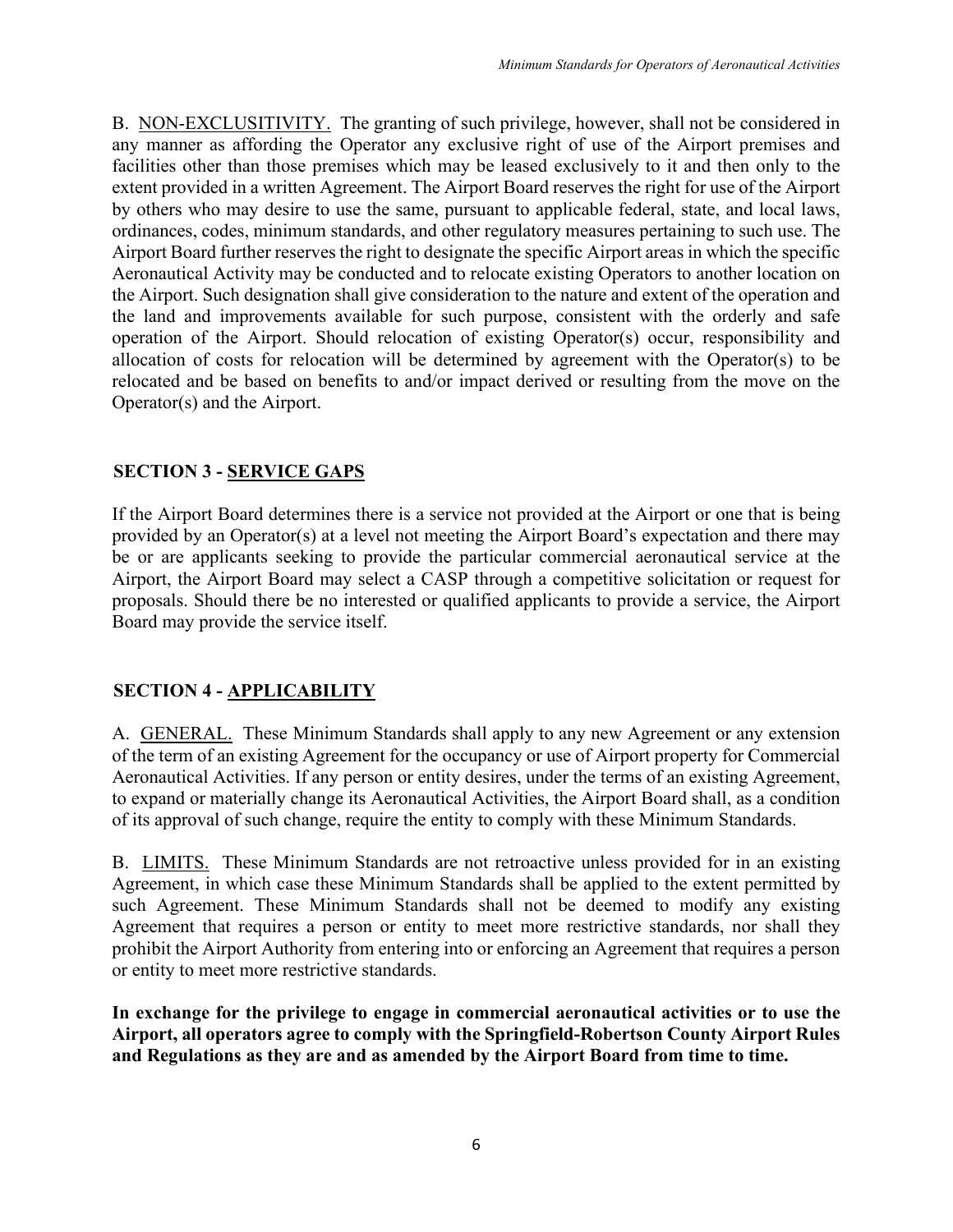B. NON-EXCLUSIVITY. The granting of such privilege, however, shall not be considered in any manner as affording the Operator any exclusive right of use of the Airport premises and facilities other than those premises which may be leased exclusively to it and then only to the extent provided in a written Agreement. The Airport Board reserves the right for use of the Airport by others who may desire to use the same, pursuant to applicable federal, state, and local laws, ordinances, codes, minimum standards, and other regulatory measures pertaining to such use. The Airport Board further reserves the right to designate the specific Airport areas in which the specific Aeronautical Activity may be conducted and to relocate existing Operators to another location on the Airport. Such designation shall give consideration to the nature and extent of the operation and the land and improvements available for such purpose, consistent with the orderly and safe operation of the Airport. Should relocation of existing Operator(s) occur, responsibility and allocation of costs for relocation will be determined by agreement with the Operator(s) to be relocated and be based on benefits to and/or impact derived or resulting from the move on the Operator(s) and the Airport.

## SECTION 3 - SERVICE GAPS

If the Airport Board determines there is a service not provided at the Airport or one that is being provided by an Operator(s) at a level not meeting the Airport Board's expectation and there may be or are applicants seeking to provide the particular commercial aeronautical service at the Airport, the Airport Board may select a CASP through a competitive solicitation or request for proposals. Should there be no interested or qualified applicants to provide a service, the Airport Board may provide the service itself.

## SECTION 4 - APPLICABILITY

A. GENERAL. These Minimum Standards shall apply to any new Agreement or any extension of the term of an existing Agreement for the occupancy or use of Airport property for Commercial Aeronautical Activities. If any person or entity desires, under the terms of an existing Agreement, to expand or materially change its Aeronautical Activities, the Airport Board shall, as a condition of its approval of such change, require the entity to comply with these Minimum Standards.

B. LIMITS. These Minimum Standards are not retroactive unless provided for in an existing Agreement, in which case these Minimum Standards shall be applied to the extent permitted by such Agreement. These Minimum Standards shall not be deemed to modify any existing Agreement that requires a person or entity to meet more restrictive standards, nor shall they prohibit the Airport Authority from entering into or enforcing an Agreement that requires a person or entity to meet more restrictive standards.

**In exchange for the privilege to engage in commercial aeronautical activities or to use the Airport, all operators agree to comply with the Springfield-Robertson County Airport Rules and Regulations as they are and as amended by the Airport Board from time to time.**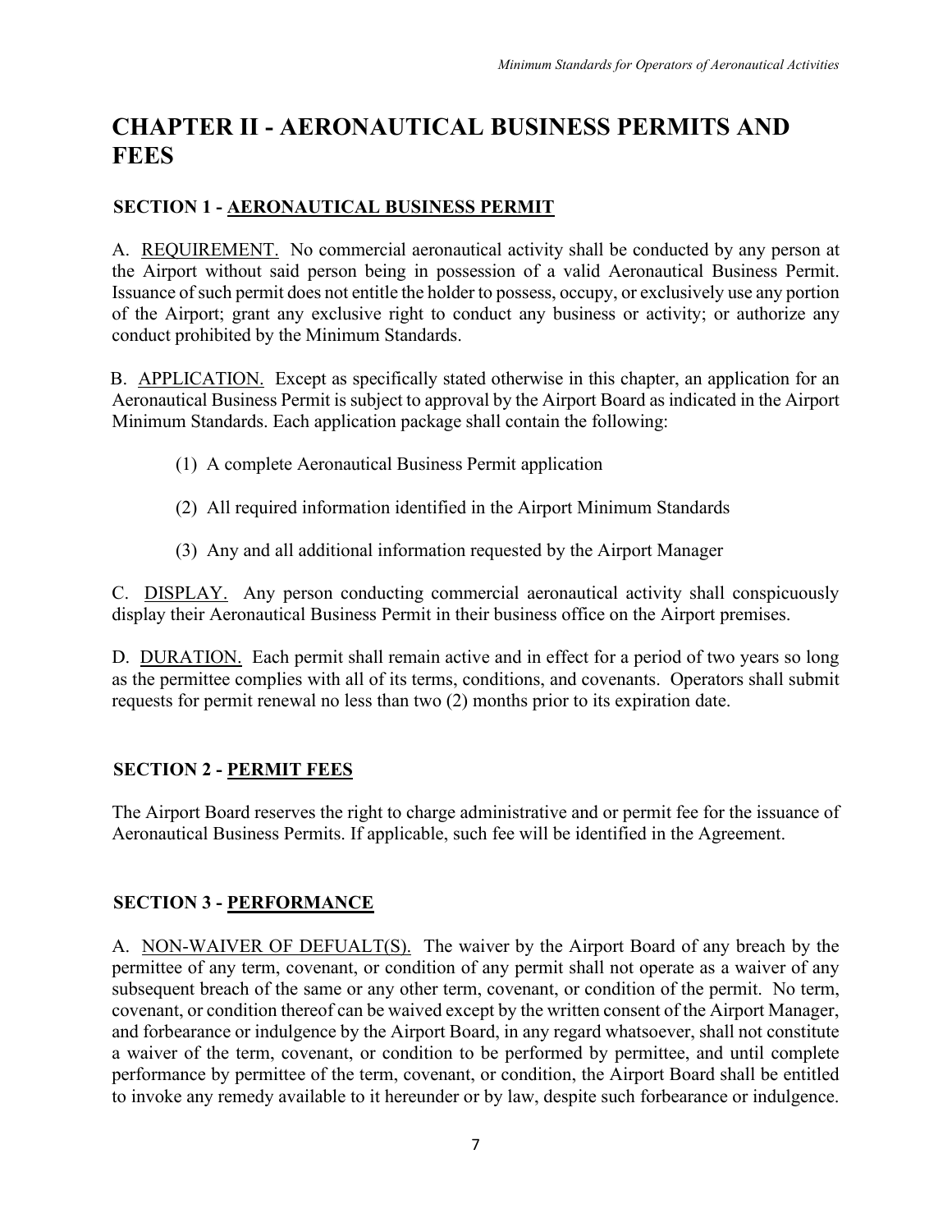# CHAPTER II - AERONAUTICAL BUSINESS PERMITS AND FEES

## SECTION 1 - <u>AERONAUTICAL BUSINESS PERMIT</u>

A. <u>REQUIREMENT.</u> No commercial aeronautical activity shall be conducted by any person at the Airport without said person being in possession of a valid Aeronautical Business Permit. Issuance of such permit does not entitle the holder to possess, occupy, or exclusively use any portion of the Airport; grant any exclusive right to conduct any business or activity; or authorize any conduct prohibited by the Minimum Standards.

B. <u>APPLICATION.</u> Except as specifically stated otherwise in this chapter, an application for an Aeronautical Business Permit is subject to approval by the Airport Board as indicated in the Airport Minimum Standards. Each application package shall contain the following:

(1) A complete Aeronautical Business Permit application

(2) All required information identified in the Airport Minimum Standards

(3) Any and all additional information requested by the Airport Manager

C. <u>DISPLAY.</u> Any person conducting commercial aeronautical activity shall conspicuously display their Aeronautical Business Permit in their business office on the Airport premises.

D. <u>DURATION.</u> Each permit shall remain active and in effect for a period of two years so long as the permittee complies with all of its terms, conditions, and covenants. Operators shall submit requests for permit renewal no less than two (2) months prior to its expiration date.

## SECTION 2 - <u>PERMIT FEES</u>

The Airport Board reserves the right to charge administrative and or permit fee for the issuance of Aeronautical Business Permits. If applicable, such fee will be identified in the Agreement.

## SECTION 3 - <u>PERFORMANCE</u>

A. <u>NON-WAIVER OF DEFUALT(S).</u> The waiver by the Airport Board of any breach by the permittee of any term, covenant, or condition of any permit shall not operate as a waiver of any subsequent breach of the same or any other term, covenant, or condition of the permit. No term, covenant, or condition thereof can be waived except by the written consent of the Airport Manager, and forbearance or indulgence by the Airport Board, in any regard whatsoever, shall not constitute a waiver of the term, covenant, or condition to be performed by permittee, and until complete performance by permittee of the term, covenant, or condition, the Airport Board shall be entitled to invoke any remedy available to it hereunder or by law, despite such forbearance or indulgence.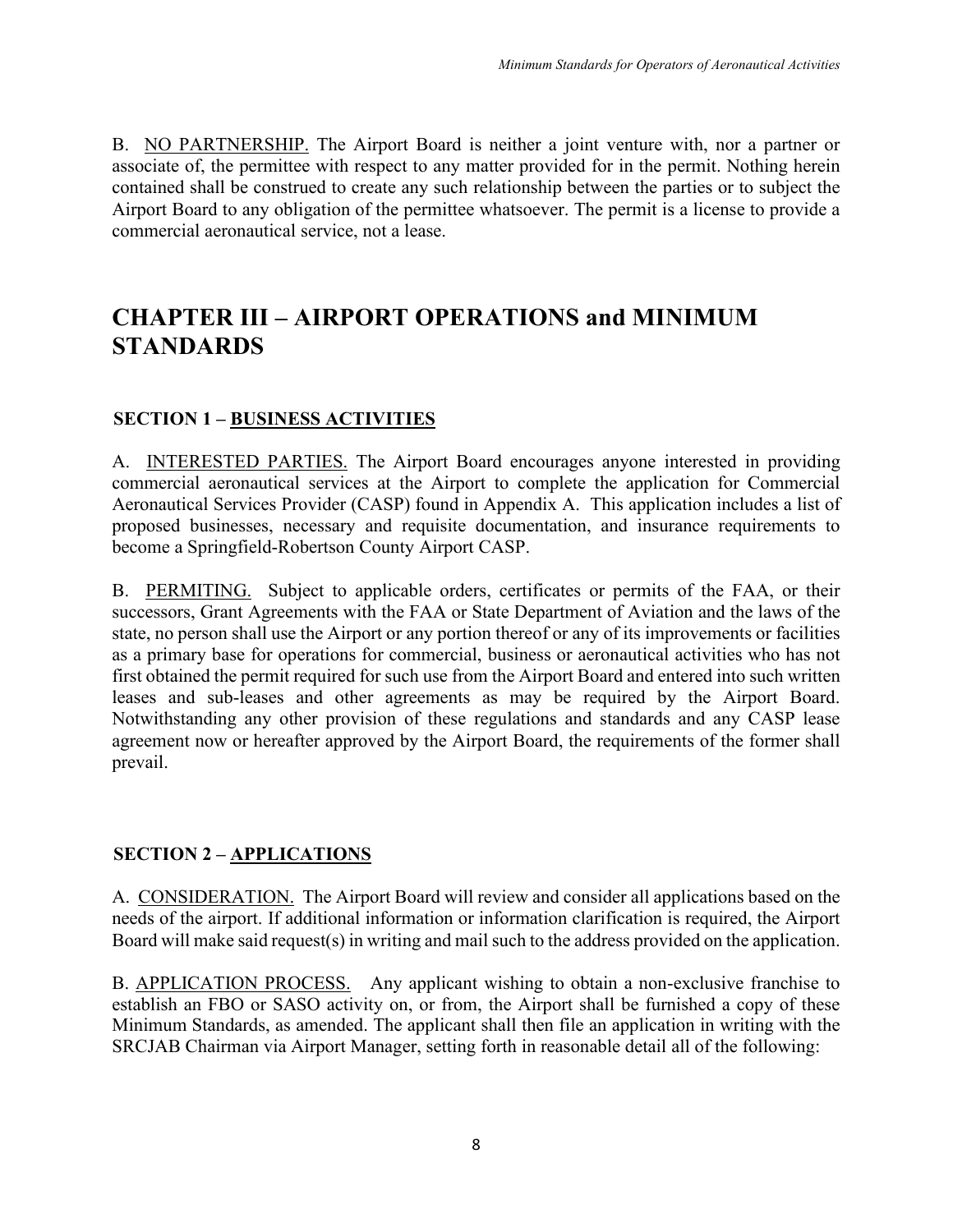B. NO PARTNERSHIP. The Airport Board is neither a joint venture with, nor a partner or associate of, the permittee with respect to any matter provided for in the permit. Nothing herein contained shall be construed to create any such relationship between the parties or to subject the Airport Board to any obligation of the permittee whatsoever. The permit is a license to provide a commercial aeronautical service, not a lease.

# CHAPTER III – AIRPORT OPERATIONS and MINIMUM STANDARDS

## SECTION 1 – BUSINESS ACTIVITIES

A. INTERESTED PARTIES. The Airport Board encourages anyone interested in providing commercial aeronautical services at the Airport to complete the application for Commercial Aeronautical Services Provider (CASP) found in Appendix A. This application includes a list of proposed businesses, necessary and requisite documentation, and insurance requirements to become a Springfield-Robertson County Airport CASP.

B. PERMITING. Subject to applicable orders, certificates or permits of the FAA, or their successors, Grant Agreements with the FAA or State Department of Aviation and the laws of the state, no person shall use the Airport or any portion thereof or any of its improvements or facilities as a primary base for operations for commercial, business or aeronautical activities who has not first obtained the permit required for such use from the Airport Board and entered into such written leases and sub-leases and other agreements as may be required by the Airport Board. Notwithstanding any other provision of these regulations and standards and any CASP lease agreement now or hereafter approved by the Airport Board, the requirements of the former shall prevail.

## SECTION 2 – APPLICATIONS

A. CONSIDERATION. The Airport Board will review and consider all applications based on the needs of the airport. If additional information or information clarification is required, the Airport Board will make said request(s) in writing and mail such to the address provided on the application.

B. APPLICATION PROCESS. Any applicant wishing to obtain a non-exclusive franchise to establish an FBO or SASO activity on, or from, the Airport shall be furnished a copy of these Minimum Standards, as amended. The applicant shall then file an application in writing with the SRCJAB Chairman via Airport Manager, setting forth in reasonable detail all of the following: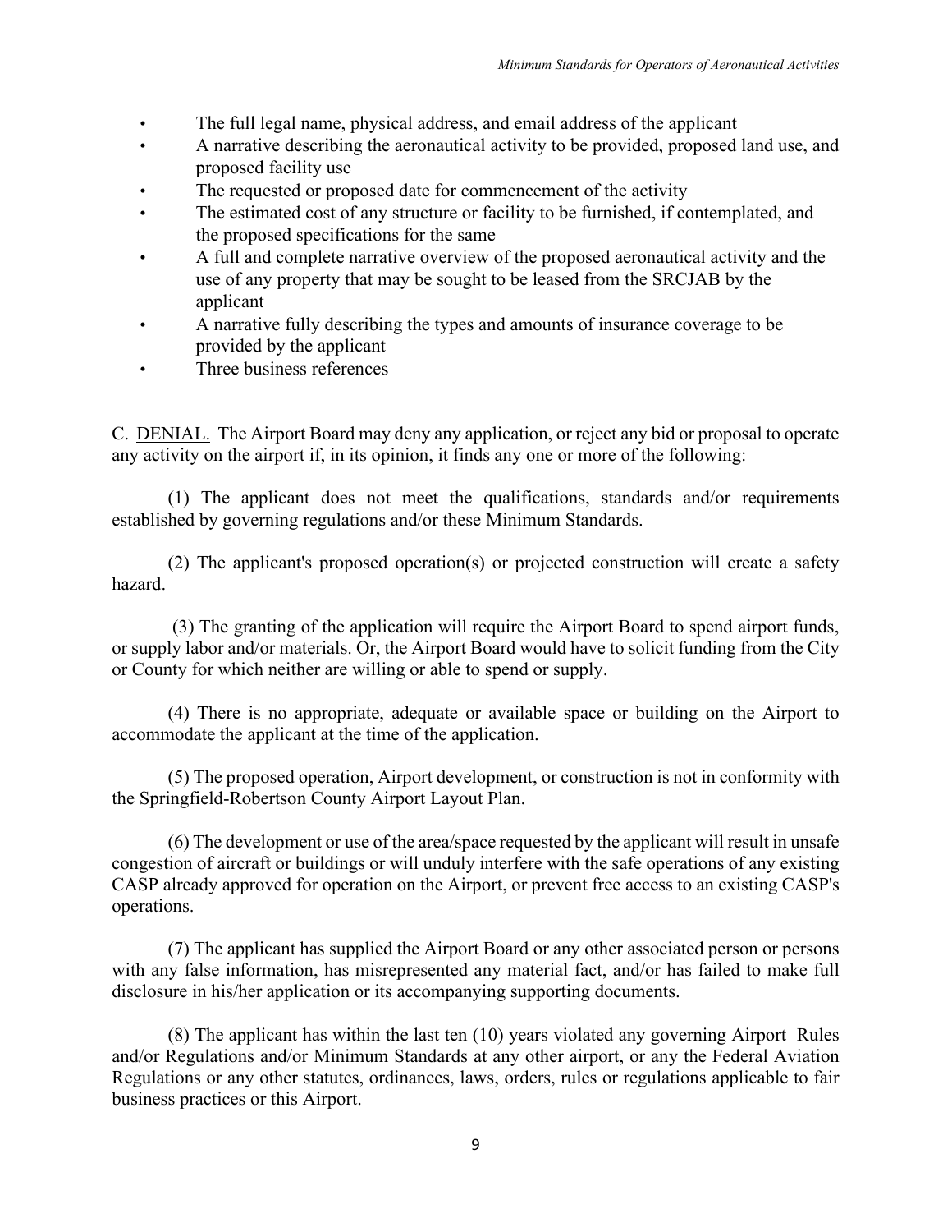- The full legal name, physical address, and email address of the applicant
- A narrative describing the aeronautical activity to be provided, proposed land use, and proposed facility use
- The requested or proposed date for commencement of the activity
- The estimated cost of any structure or facility to be furnished, if contemplated, and the proposed specifications for the same
- A full and complete narrative overview of the proposed aeronautical activity and the use of any property that may be sought to be leased from the SRCJAB by the applicant
- A narrative fully describing the types and amounts of insurance coverage to be provided by the applicant
- Three business references

C. DENIAL. The Airport Board may deny any application, or reject any bid or proposal to operate any activity on the airport if, in its opinion, it finds any one or more of the following:

(1) The applicant does not meet the qualifications, standards and/or requirements established by governing regulations and/or these Minimum Standards.

(2) The applicant's proposed operation(s) or projected construction will create a safety hazard.

(3) The granting of the application will require the Airport Board to spend airport funds, or supply labor and/or materials. Or, the Airport Board would have to solicit funding from the City or County for which neither are willing or able to spend or supply.

(4) There is no appropriate, adequate or available space or building on the Airport to accommodate the applicant at the time of the application.

(5) The proposed operation, Airport development, or construction is not in conformity with the Springfield-Robertson County Airport Layout Plan.

(6) The development or use of the area/space requested by the applicant will result in unsafe congestion of aircraft or buildings or will unduly interfere with the safe operations of any existing CASP already approved for operation on the Airport, or prevent free access to an existing CASP's operations.

(7) The applicant has supplied the Airport Board or any other associated person or persons with any false information, has misrepresented any material fact, and/or has failed to make full disclosure in his/her application or its accompanying supporting documents.

(8) The applicant has within the last ten (10) years violated any governing Airport Rules and/or Regulations and/or Minimum Standards at any other airport, or any the Federal Aviation Regulations or any other statutes, ordinances, laws, orders, rules or regulations applicable to fair business practices or this Airport.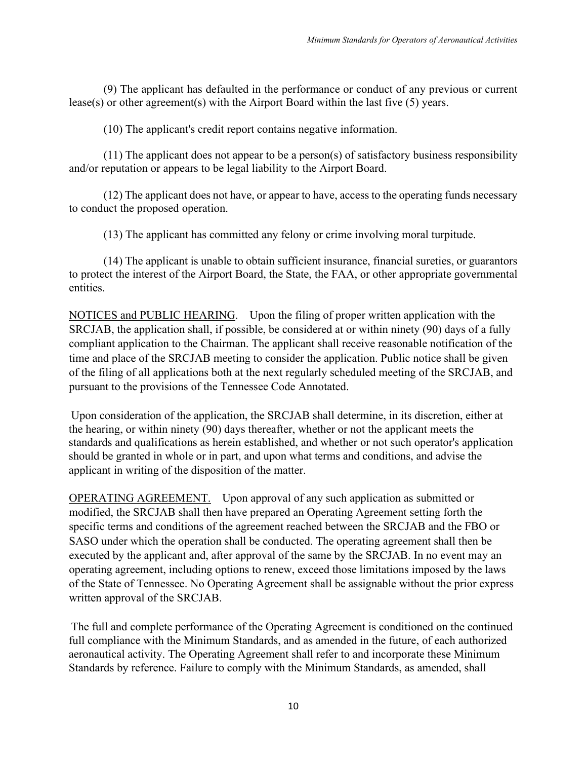(9) The applicant has defaulted in the performance or conduct of any previous or current lease(s) or other agreement(s) with the Airport Board within the last five (5) years.

(10) The applicant's credit report contains negative information.

(11) The applicant does not appear to be a person(s) of satisfactory business responsibility and/or reputation or appears to be legal liability to the Airport Board.

(12) The applicant does not have, or appear to have, access to the operating funds necessary to conduct the proposed operation.

(13) The applicant has committed any felony or crime involving moral turpitude.

(14) The applicant is unable to obtain sufficient insurance, financial sureties, or guarantors to protect the interest of the Airport Board, the State, the FAA, or other appropriate governmental entities.

<u>NOTICES and PUBLIC HEARING</u>. Upon the filing of proper written application with the SRCJAB, the application shall, if possible, be considered at or within ninety (90) days of a fully compliant application to the Chairman. The applicant shall receive reasonable notification of the time and place of the SRCJAB meeting to consider the application. Public notice shall be given of the filing of all applications both at the next regularly scheduled meeting of the SRCJAB, and pursuant to the provisions of the Tennessee Code Annotated.

Upon consideration of the application, the SRCJAB shall determine, in its discretion, either at the hearing, or within ninety (90) days thereafter, whether or not the applicant meets the standards and qualifications as herein established, and whether or not such operator's application should be granted in whole or in part, and upon what terms and conditions, and advise the applicant in writing of the disposition of the matter.

<u>OPERATING AGREEMENT.</u> Upon approval of any such application as submitted or modified, the SRCJAB shall then have prepared an Operating Agreement setting forth the specific terms and conditions of the agreement reached between the SRCJAB and the FBO or SASO under which the operation shall be conducted. The operating agreement shall then be executed by the applicant and, after approval of the same by the SRCJAB. In no event may an operating agreement, including options to renew, exceed those limitations imposed by the laws of the State of Tennessee. No Operating Agreement shall be assignable without the prior express written approval of the SRCJAB.

The full and complete performance of the Operating Agreement is conditioned on the continued full compliance with the Minimum Standards, and as amended in the future, of each authorized aeronautical activity. The Operating Agreement shall refer to and incorporate these Minimum Standards by reference. Failure to comply with the Minimum Standards, as amended, shall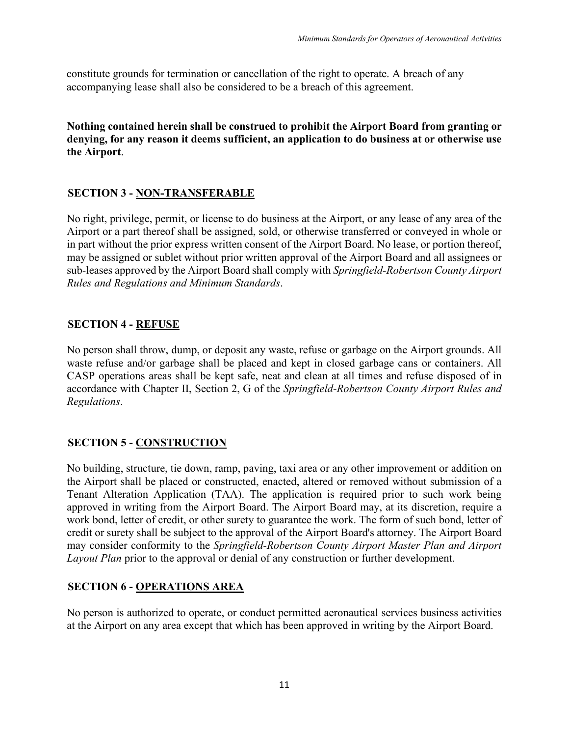constitute grounds for termination or cancellation of the right to operate. A breach of any accompanying lease shall also be considered to be a breach of this agreement.

**Nothing contained herein shall be construed to prohibit the Airport Board from granting or denying, for any reason it deems sufficient, an application to do business at or otherwise use the Airport**.

## SECTION 3 - NON-TRANSFERABLE

No right, privilege, permit, or license to do business at the Airport, or any lease of any area of the Airport or a part thereof shall be assigned, sold, or otherwise transferred or conveyed in whole or in part without the prior express written consent of the Airport Board. No lease, or portion thereof, may be assigned or sublet without prior written approval of the Airport Board and all assignees or sub-leases approved by the Airport Board shall comply with *Springfield-Robertson County Airport Rules and Regulations and Minimum Standards*.

## SECTION 4 - REFUSE

No person shall throw, dump, or deposit any waste, refuse or garbage on the Airport grounds. All waste refuse and/or garbage shall be placed and kept in closed garbage cans or containers. All CASP operations areas shall be kept safe, neat and clean at all times and refuse disposed of in accordance with Chapter II, Section 2, G of the *Springfield-Robertson County Airport Rules and Regulations*.

## SECTION 5 - CONSTRUCTION

No building, structure, tie down, ramp, paving, taxi area or any other improvement or addition on the Airport shall be placed or constructed, enacted, altered or removed without submission of a Tenant Alteration Application (TAA). The application is required prior to such work being approved in writing from the Airport Board. The Airport Board may, at its discretion, require a work bond, letter of credit, or other surety to guarantee the work. The form of such bond, letter of credit or surety shall be subject to the approval of the Airport Board's attorney. The Airport Board may consider conformity to the *Springfield-Robertson County Airport Master Plan and Airport Layout Plan* prior to the approval or denial of any construction or further development.

## SECTION 6 - OPERATIONS AREA

No person is authorized to operate, or conduct permitted aeronautical services business activities at the Airport on any area except that which has been approved in writing by the Airport Board.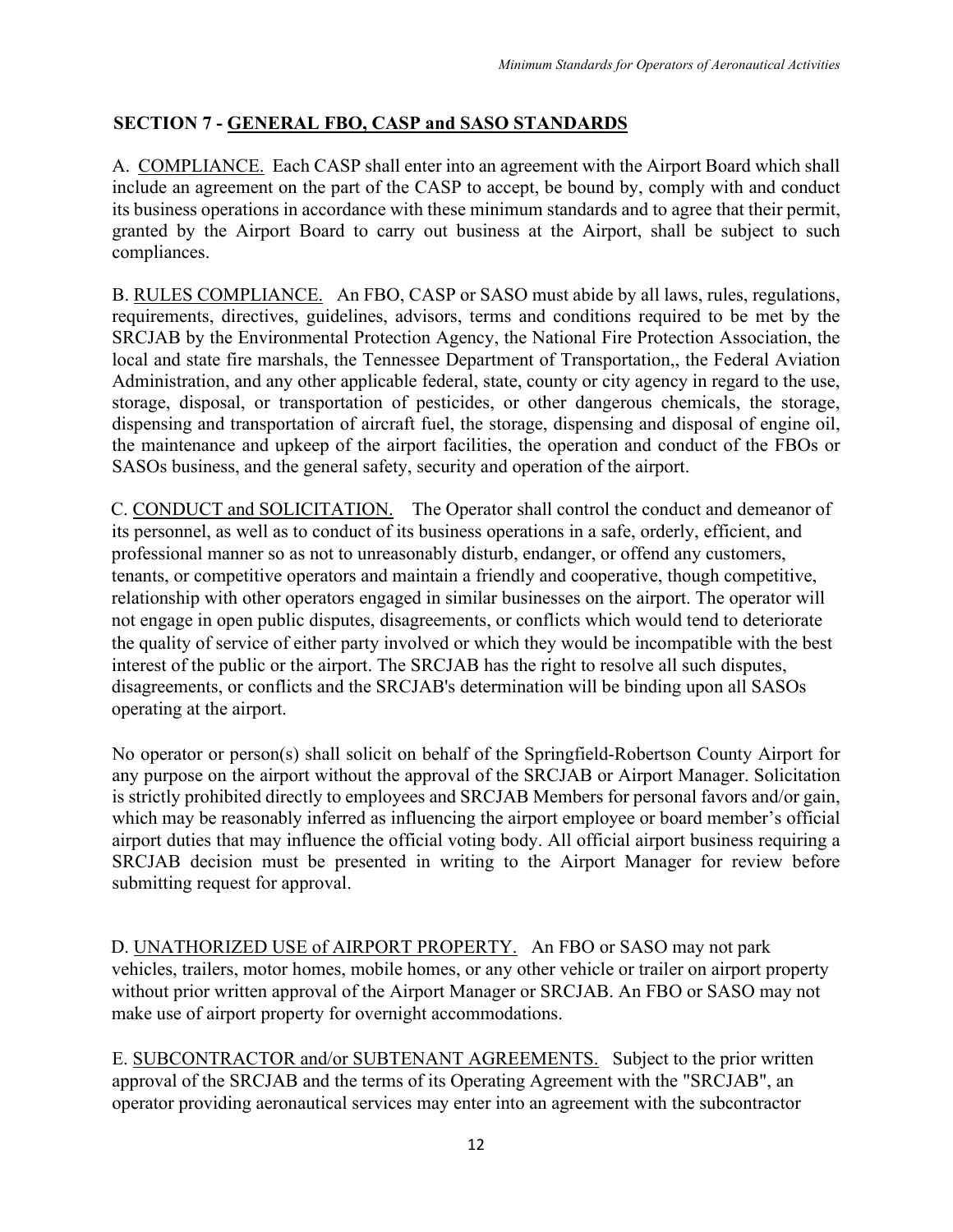## SECTION 7 - GENERAL FBO, CASP and SASO STANDARDS

A. COMPLIANCE. Each CASP shall enter into an agreement with the Airport Board which shall include an agreement on the part of the CASP to accept, be bound by, comply with and conduct its business operations in accordance with these minimum standards and to agree that their permit, granted by the Airport Board to carry out business at the Airport, shall be subject to such compliances.

B. RULES COMPLIANCE. An FBO, CASP or SASO must abide by all laws, rules, regulations, requirements, directives, guidelines, advisors, terms and conditions required to be met by the SRCJAB by the Environmental Protection Agency, the National Fire Protection Association, the local and state fire marshals, the Tennessee Department of Transportation,, the Federal Aviation Administration, and any other applicable federal, state, county or city agency in regard to the use, storage, disposal, or transportation of pesticides, or other dangerous chemicals, the storage, dispensing and transportation of aircraft fuel, the storage, dispensing and disposal of engine oil, the maintenance and upkeep of the airport facilities, the operation and conduct of the FBOs or SASOs business, and the general safety, security and operation of the airport.

C. CONDUCT and SOLICITATION. The Operator shall control the conduct and demeanor of its personnel, as well as to conduct of its business operations in a safe, orderly, efficient, and professional manner so as not to unreasonably disturb, endanger, or offend any customers, tenants, or competitive operators and maintain a friendly and cooperative, though competitive, relationship with other operators engaged in similar businesses on the airport. The operator will not engage in open public disputes, disagreements, or conflicts which would tend to deteriorate the quality of service of either party involved or which they would be incompatible with the best interest of the public or the airport. The SRCJAB has the right to resolve all such disputes, disagreements, or conflicts and the SRCJAB's determination will be binding upon all SASOs operating at the airport.

No operator or person(s) shall solicit on behalf of the Springfield-Robertson County Airport for any purpose on the airport without the approval of the SRCJAB or Airport Manager. Solicitation is strictly prohibited directly to employees and SRCJAB Members for personal favors and/or gain, which may be reasonably inferred as influencing the airport employee or board member's official airport duties that may influence the official voting body. All official airport business requiring a SRCJAB decision must be presented in writing to the Airport Manager for review before submitting request for approval.

D. UNATHORIZED USE of AIRPORT PROPERTY. An FBO or SASO may not park vehicles, trailers, motor homes, mobile homes, or any other vehicle or trailer on airport property without prior written approval of the Airport Manager or SRCJAB. An FBO or SASO may not make use of airport property for overnight accommodations.

E. SUBCONTRACTOR and/or SUBTENANT AGREEMENTS. Subject to the prior written approval of the SRCJAB and the terms of its Operating Agreement with the "SRCJAB", an operator providing aeronautical services may enter into an agreement with the subcontractor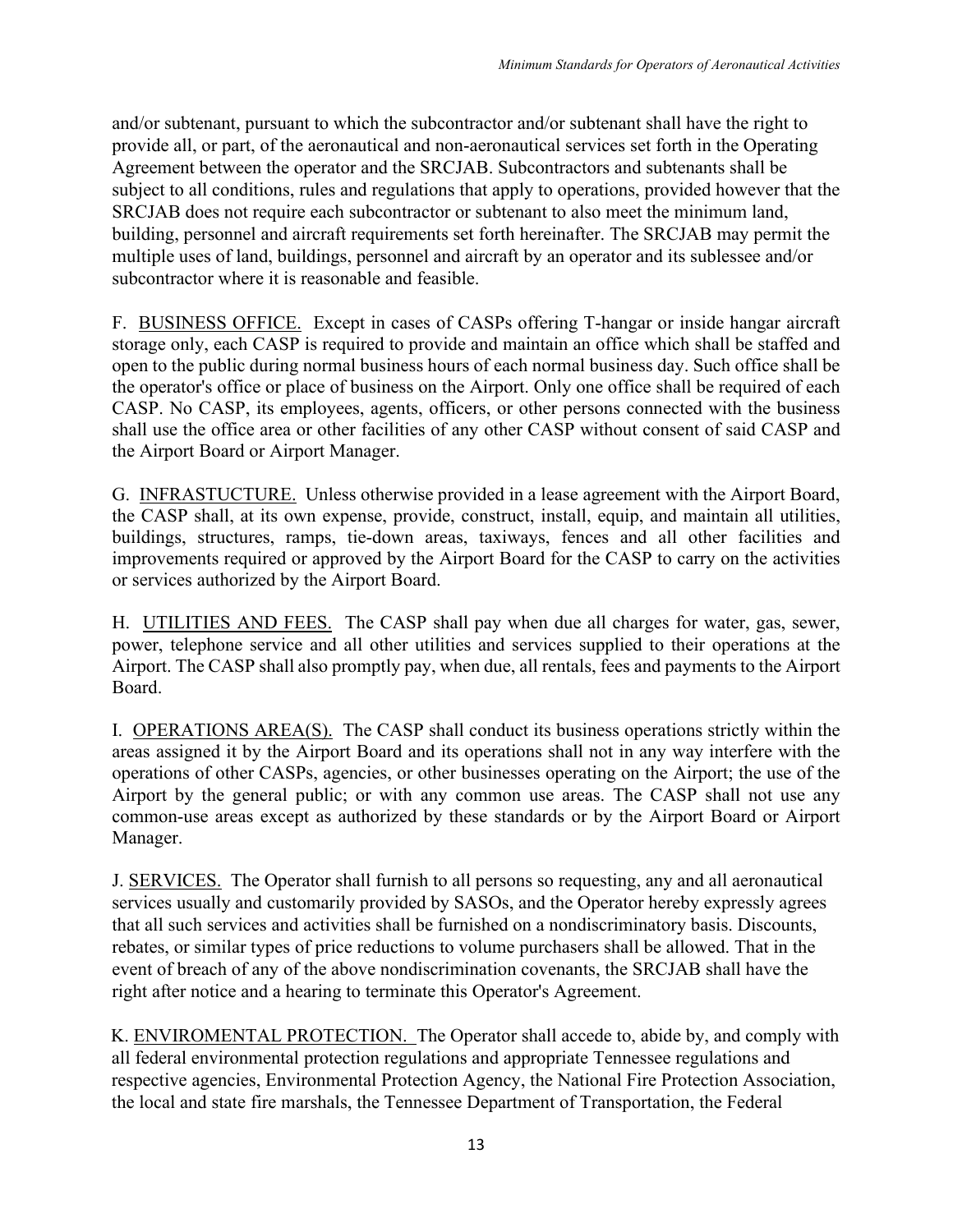and/or subtenant, pursuant to which the subcontractor and/or subtenant shall have the right to provide all, or part, of the aeronautical and non-aeronautical services set forth in the Operating Agreement between the operator and the SRCJAB. Subcontractors and subtenants shall be subject to all conditions, rules and regulations that apply to operations, provided however that the SRCJAB does not require each subcontractor or subtenant to also meet the minimum land, building, personnel and aircraft requirements set forth hereinafter. The SRCJAB may permit the multiple uses of land, buildings, personnel and aircraft by an operator and its sublessee and/or subcontractor where it is reasonable and feasible.

F. <u>BUSINESS OFFICE.</u> Except in cases of CASPs offering T-hangar or inside hangar aircraft storage only, each CASP is required to provide and maintain an office which shall be staffed and open to the public during normal business hours of each normal business day. Such office shall be the operator's office or place of business on the Airport. Only one office shall be required of each CASP. No CASP, its employees, agents, officers, or other persons connected with the business shall use the office area or other facilities of any other CASP without consent of said CASP and the Airport Board or Airport Manager.

G. <u>INFRASTUCTURE.</u> Unless otherwise provided in a lease agreement with the Airport Board, the CASP shall, at its own expense, provide, construct, install, equip, and maintain all utilities, buildings, structures, ramps, tie-down areas, taxiways, fences and all other facilities and improvements required or approved by the Airport Board for the CASP to carry on the activities or services authorized by the Airport Board.

H. <u>UTILITIES AND FEES.</u> The CASP shall pay when due all charges for water, gas, sewer, power, telephone service and all other utilities and services supplied to their operations at the Airport. The CASP shall also promptly pay, when due, all rentals, fees and payments to the Airport Board.

I. <u>OPERATIONS AREA(S).</u> The CASP shall conduct its business operations strictly within the areas assigned it by the Airport Board and its operations shall not in any way interfere with the operations of other CASPs, agencies, or other businesses operating on the Airport; the use of the Airport by the general public; or with any common use areas. The CASP shall not use any common-use areas except as authorized by these standards or by the Airport Board or Airport Manager.

J. <u>SERVICES.</u> The Operator shall furnish to all persons so requesting, any and all aeronautical services usually and customarily provided by SASOs, and the Operator hereby expressly agrees that all such services and activities shall be furnished on a nondiscriminatory basis. Discounts, rebates, or similar types of price reductions to volume purchasers shall be allowed. That in the event of breach of any of the above nondiscrimination covenants, the SRCJAB shall have the right after notice and a hearing to terminate this Operator's Agreement.

K. <u>ENVIROMENTAL PROTECTION.</u> The Operator shall accede to, abide by, and comply with all federal environmental protection regulations and appropriate Tennessee regulations and respective agencies, Environmental Protection Agency, the National Fire Protection Association, the local and state fire marshals, the Tennessee Department of Transportation, the Federal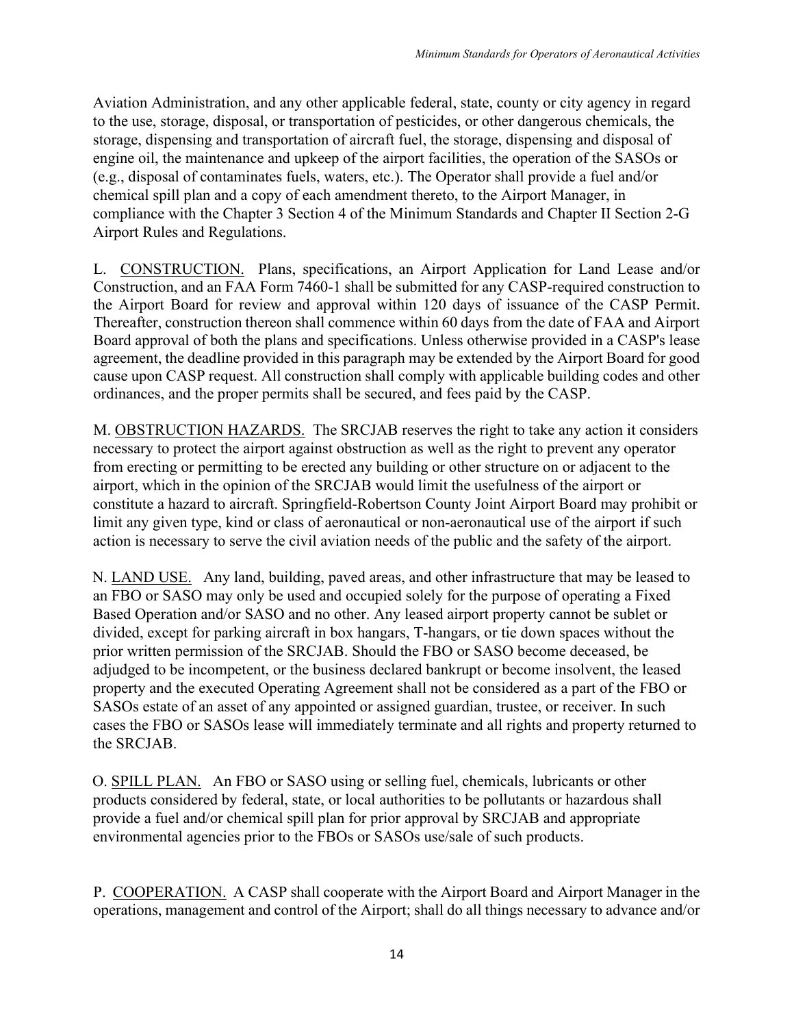Aviation Administration, and any other applicable federal, state, county or city agency in regard to the use, storage, disposal, or transportation of pesticides, or other dangerous chemicals, the storage, dispensing and transportation of aircraft fuel, the storage, dispensing and disposal of engine oil, the maintenance and upkeep of the airport facilities, the operation of the SASOs or (e.g., disposal of contaminates fuels, waters, etc.). The Operator shall provide a fuel and/or chemical spill plan and a copy of each amendment thereto, to the Airport Manager, in compliance with the Chapter 3 Section 4 of the Minimum Standards and Chapter II Section 2-G Airport Rules and Regulations.

L. <u>CONSTRUCTION.</u> Plans, specifications, an Airport Application for Land Lease and/or Construction, and an FAA Form 7460-1 shall be submitted for any CASP-required construction to the Airport Board for review and approval within 120 days of issuance of the CASP Permit. Thereafter, construction thereon shall commence within 60 days from the date of FAA and Airport Board approval of both the plans and specifications. Unless otherwise provided in a CASP's lease agreement, the deadline provided in this paragraph may be extended by the Airport Board for good cause upon CASP request. All construction shall comply with applicable building codes and other ordinances, and the proper permits shall be secured, and fees paid by the CASP.

M. <u>OBSTRUCTION HAZARDS.</u> The SRCJAB reserves the right to take any action it considers necessary to protect the airport against obstruction as well as the right to prevent any operator from erecting or permitting to be erected any building or other structure on or adjacent to the airport, which in the opinion of the SRCJAB would limit the usefulness of the airport or constitute a hazard to aircraft. Springfield-Robertson County Joint Airport Board may prohibit or limit any given type, kind or class of aeronautical or non-aeronautical use of the airport if such action is necessary to serve the civil aviation needs of the public and the safety of the airport.

N. <u>LAND USE.</u> Any land, building, paved areas, and other infrastructure that may be leased to an FBO or SASO may only be used and occupied solely for the purpose of operating a Fixed Based Operation and/or SASO and no other. Any leased airport property cannot be sublet or divided, except for parking aircraft in box hangars, T-hangars, or tie down spaces without the prior written permission of the SRCJAB. Should the FBO or SASO become deceased, be adjudged to be incompetent, or the business declared bankrupt or become insolvent, the leased property and the executed Operating Agreement shall not be considered as a part of the FBO or SASOs estate of an asset of any appointed or assigned guardian, trustee, or receiver. In such cases the FBO or SASOs lease will immediately terminate and all rights and property returned to the SRCJAB.

O. <u>SPILL PLAN.</u> An FBO or SASO using or selling fuel, chemicals, lubricants or other products considered by federal, state, or local authorities to be pollutants or hazardous shall provide a fuel and/or chemical spill plan for prior approval by SRCJAB and appropriate environmental agencies prior to the FBOs or SASOs use/sale of such products.

P. <u>COOPERATION.</u> A CASP shall cooperate with the Airport Board and Airport Manager in the operations, management and control of the Airport; shall do all things necessary to advance and/or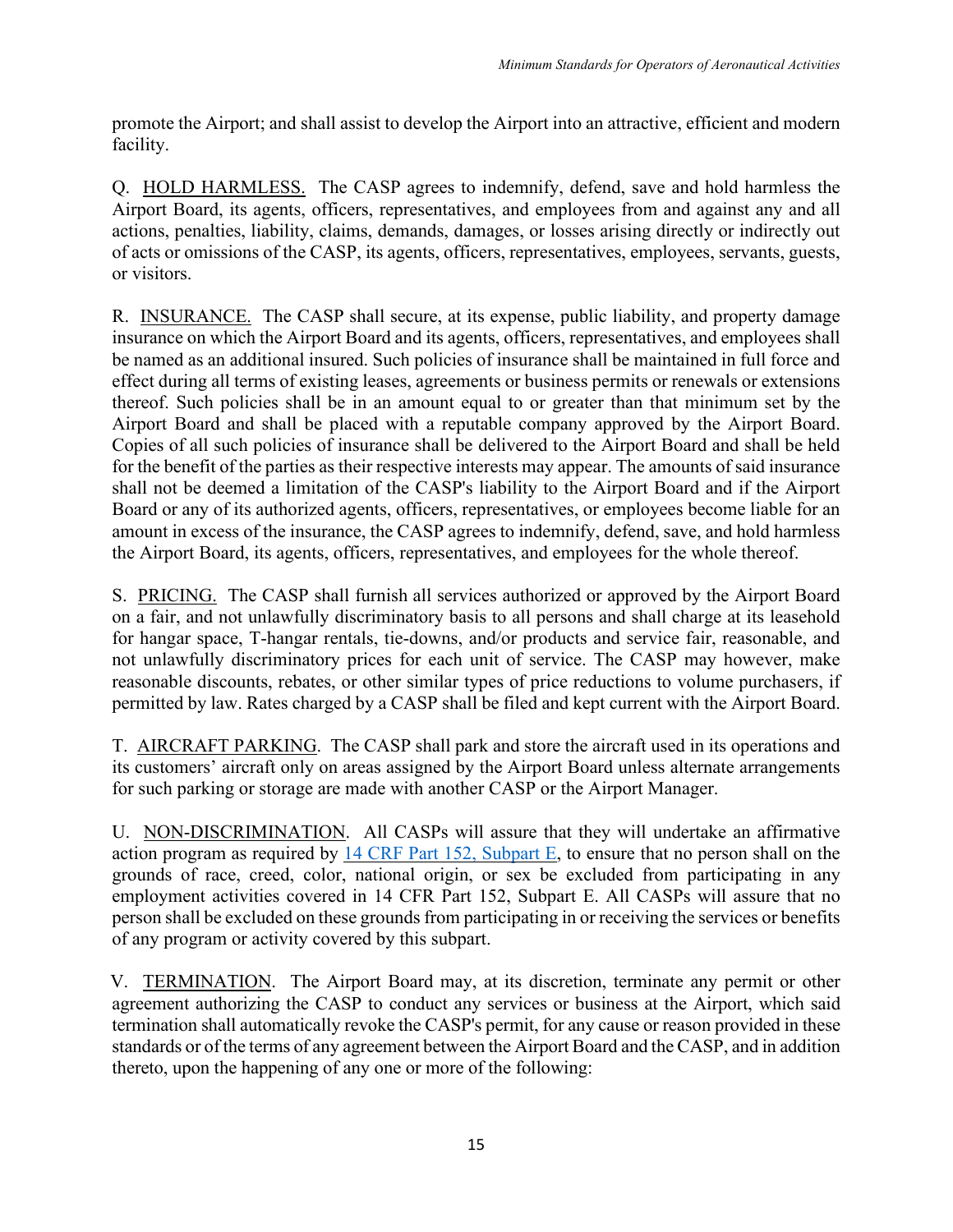promote the Airport; and shall assist to develop the Airport into an attractive, efficient and modern facility.

Q. <u>HOLD HARMLESS.</u> The CASP agrees to indemnify, defend, save and hold harmless the Airport Board, its agents, officers, representatives, and employees from and against any and all actions, penalties, liability, claims, demands, damages, or losses arising directly or indirectly out of acts or omissions of the CASP, its agents, officers, representatives, employees, servants, guests, or visitors.

R. <u>INSURANCE.</u> The CASP shall secure, at its expense, public liability, and property damage insurance on which the Airport Board and its agents, officers, representatives, and employees shall be named as an additional insured. Such policies of insurance shall be maintained in full force and effect during all terms of existing leases, agreements or business permits or renewals or extensions thereof. Such policies shall be in an amount equal to or greater than that minimum set by the Airport Board and shall be placed with a reputable company approved by the Airport Board. Copies of all such policies of insurance shall be delivered to the Airport Board and shall be held for the benefit of the parties as their respective interests may appear. The amounts of said insurance shall not be deemed a limitation of the CASP's liability to the Airport Board and if the Airport Board or any of its authorized agents, officers, representatives, or employees become liable for an amount in excess of the insurance, the CASP agrees to indemnify, defend, save, and hold harmless the Airport Board, its agents, officers, representatives, and employees for the whole thereof.

S. <u>PRICING.</u> The CASP shall furnish all services authorized or approved by the Airport Board on a fair, and not unlawfully discriminatory basis to all persons and shall charge at its leasehold for hangar space, T-hangar rentals, tie-downs, and/or products and service fair, reasonable, and not unlawfully discriminatory prices for each unit of service. The CASP may however, make reasonable discounts, rebates, or other similar types of price reductions to volume purchasers, if permitted by law. Rates charged by a CASP shall be filed and kept current with the Airport Board.

T. <u>AIRCRAFT PARKING</u>. The CASP shall park and store the aircraft used in its operations and its customers' aircraft only on areas assigned by the Airport Board unless alternate arrangements for such parking or storage are made with another CASP or the Airport Manager.

U. <u>NON-DISCRIMINATION</u>. All CASPs will assure that they will undertake an affirmative action program as required by 14 CRF Part 152, Subpart E, to ensure that no person shall on the grounds of race, creed, color, national origin, or sex be excluded from participating in any employment activities covered in 14 CFR Part 152, Subpart E. All CASPs will assure that no person shall be excluded on these grounds from participating in or receiving the services or benefits of any program or activity covered by this subpart.

V. <u>TERMINATION</u>. The Airport Board may, at its discretion, terminate any permit or other agreement authorizing the CASP to conduct any services or business at the Airport, which said termination shall automatically revoke the CASP's permit, for any cause or reason provided in these standards or of the terms of any agreement between the Airport Board and the CASP, and in addition thereto, upon the happening of any one or more of the following: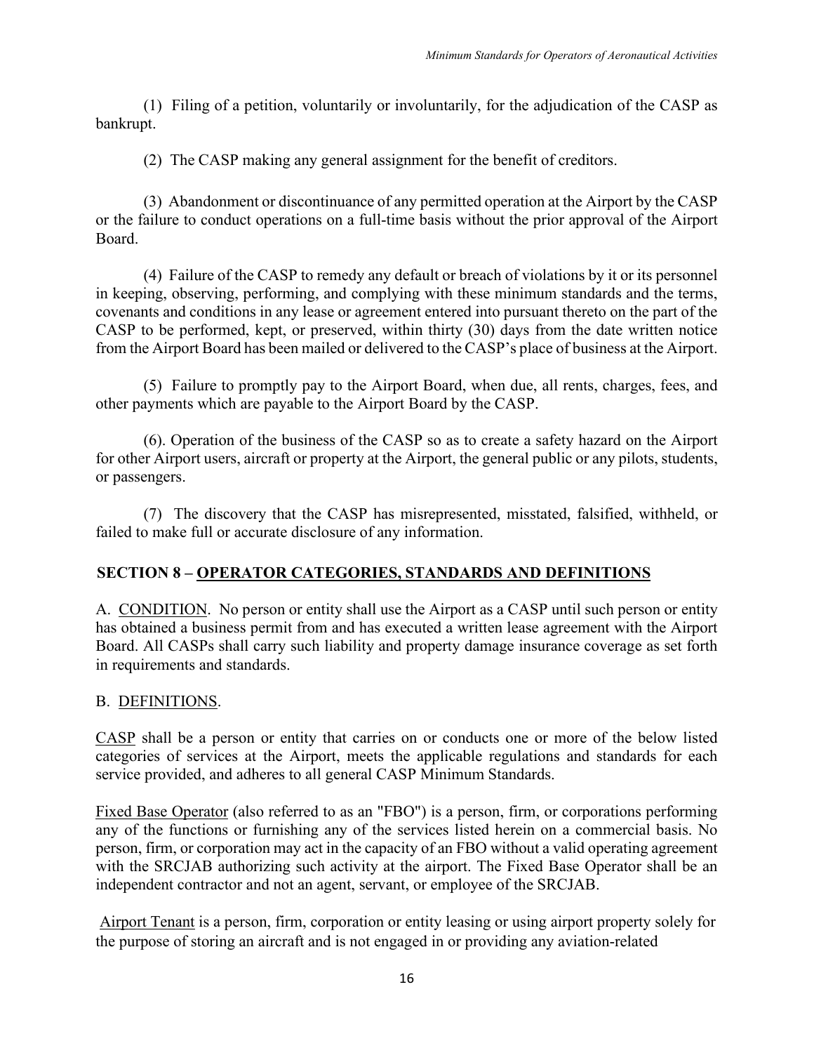(1) Filing of a petition, voluntarily or involuntarily, for the adjudication of the CASP as bankrupt.

(2) The CASP making any general assignment for the benefit of creditors.

(3) Abandonment or discontinuance of any permitted operation at the Airport by the CASP or the failure to conduct operations on a full-time basis without the prior approval of the Airport Board.

(4) Failure of the CASP to remedy any default or breach of violations by it or its personnel in keeping, observing, performing, and complying with these minimum standards and the terms, covenants and conditions in any lease or agreement entered into pursuant thereto on the part of the CASP to be performed, kept, or preserved, within thirty (30) days from the date written notice from the Airport Board has been mailed or delivered to the CASP's place of business at the Airport.

(5) Failure to promptly pay to the Airport Board, when due, all rents, charges, fees, and other payments which are payable to the Airport Board by the CASP.

(6). Operation of the business of the CASP so as to create a safety hazard on the Airport for other Airport users, aircraft or property at the Airport, the general public or any pilots, students, or passengers.

(7) The discovery that the CASP has misrepresented, misstated, falsified, withheld, or failed to make full or accurate disclosure of any information.

## SECTION 8 – OPERATOR CATEGORIES, STANDARDS AND DEFINITIONS

A. CONDITION. No person or entity shall use the Airport as a CASP until such person or entity has obtained a business permit from and has executed a written lease agreement with the Airport Board. All CASPs shall carry such liability and property damage insurance coverage as set forth in requirements and standards.

B. DEFINITIONS.

CASP shall be a person or entity that carries on or conducts one or more of the below listed categories of services at the Airport, meets the applicable regulations and standards for each service provided, and adheres to all general CASP Minimum Standards.

Fixed Base Operator (also referred to as an "FBO") is a person, firm, or corporations performing any of the functions or furnishing any of the services listed herein on a commercial basis. No person, firm, or corporation may act in the capacity of an FBO without a valid operating agreement with the SRCJAB authorizing such activity at the airport. The Fixed Base Operator shall be an independent contractor and not an agent, servant, or employee of the SRCJAB.

Airport Tenant is a person, firm, corporation or entity leasing or using airport property solely for the purpose of storing an aircraft and is not engaged in or providing any aviation-related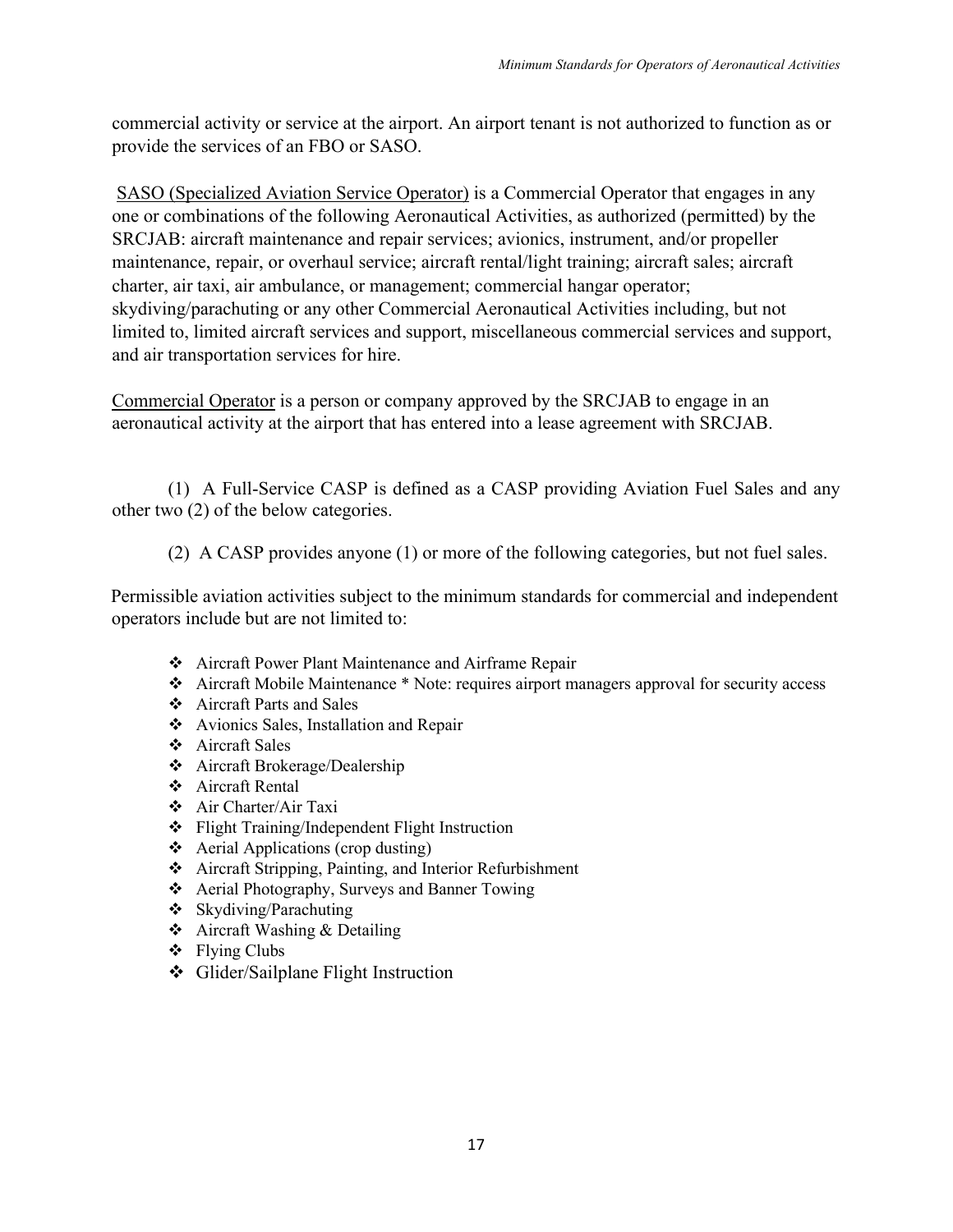commercial activity or service at the airport. An airport tenant is not authorized to function as or provide the services of an FBO or SASO.

<u>SASO (Specialized Aviation Service Operator)</u> is a Commercial Operator that engages in any one or combinations of the following Aeronautical Activities, as authorized (permitted) by the SRCJAB: aircraft maintenance and repair services; avionics, instrument, and/or propeller maintenance, repair, or overhaul service; aircraft rental/light training; aircraft sales; aircraft charter, air taxi, air ambulance, or management; commercial hangar operator; skydiving/parachuting or any other Commercial Aeronautical Activities including, but not limited to, limited aircraft services and support, miscellaneous commercial services and support, and air transportation services for hire.

<u>Commercial Operator</u> is a person or company approved by the SRCJAB to engage in an aeronautical activity at the airport that has entered into a lease agreement with SRCJAB.

(1) A Full-Service CASP is defined as a CASP providing Aviation Fuel Sales and any other two (2) of the below categories.

(2) A CASP provides anyone (1) or more of the following categories, but not fuel sales.

Permissible aviation activities subject to the minimum standards for commercial and independent operators include but are not limited to:

- Aircraft Power Plant Maintenance and Airframe Repair
- Aircraft Mobile Maintenance * Note: requires airport managers approval for security access
- Aircraft Parts and Sales
- Avionics Sales, Installation and Repair
- Aircraft Sales
- Aircraft Brokerage/Dealership
- Aircraft Rental
- Air Charter/Air Taxi
- Flight Training/Independent Flight Instruction
- Aerial Applications (crop dusting)
- Aircraft Stripping, Painting, and Interior Refurbishment
- Aerial Photography, Surveys and Banner Towing
- Skydiving/Parachuting
- Aircraft Washing & Detailing
- Flying Clubs
- Glider/Sailplane Flight Instruction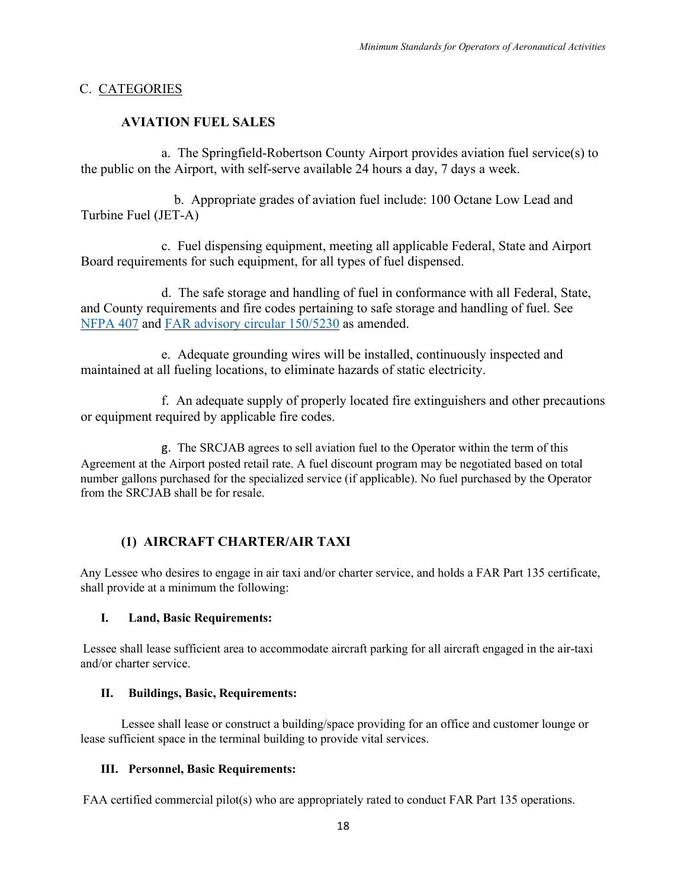## C. CATEGORIES

### AVIATION FUEL SALES

a. The Springfield-Robertson County Airport provides aviation fuel service(s) to the public on the Airport, with self-serve available 24 hours a day, 7 days a week.

b. Appropriate grades of aviation fuel include: 100 Octane Low Lead and Turbine Fuel (JET-A)

c. Fuel dispensing equipment, meeting all applicable Federal, State and Airport Board requirements for such equipment, for all types of fuel dispensed.

d. The safe storage and handling of fuel in conformance with all Federal, State, and County requirements and fire codes pertaining to safe storage and handling of fuel. See NFPA 407 and FAR advisory circular 150/5230 as amended.

e. Adequate grounding wires will be installed, continuously inspected and maintained at all fueling locations, to eliminate hazards of static electricity.

f. An adequate supply of properly located fire extinguishers and other precautions or equipment required by applicable fire codes.

g. The SRCJAB agrees to sell aviation fuel to the Operator within the term of this Agreement at the Airport posted retail rate. A fuel discount program may be negotiated based on total number gallons purchased for the specialized service (if applicable). No fuel purchased by the Operator from the SRCJAB shall be for resale.

### (1) AIRCRAFT CHARTER/AIR TAXI

Any Lessee who desires to engage in air taxi and/or charter service, and holds a FAR Part 135 certificate, shall provide at a minimum the following:

**I. Land, Basic Requirements:**

Lessee shall lease sufficient area to accommodate aircraft parking for all aircraft engaged in the air-taxi and/or charter service.

**II. Buildings, Basic, Requirements:**

Lessee shall lease or construct a building/space providing for an office and customer lounge or lease sufficient space in the terminal building to provide vital services.

**III. Personnel, Basic Requirements:**

FAA certified commercial pilot(s) who are appropriately rated to conduct FAR Part 135 operations.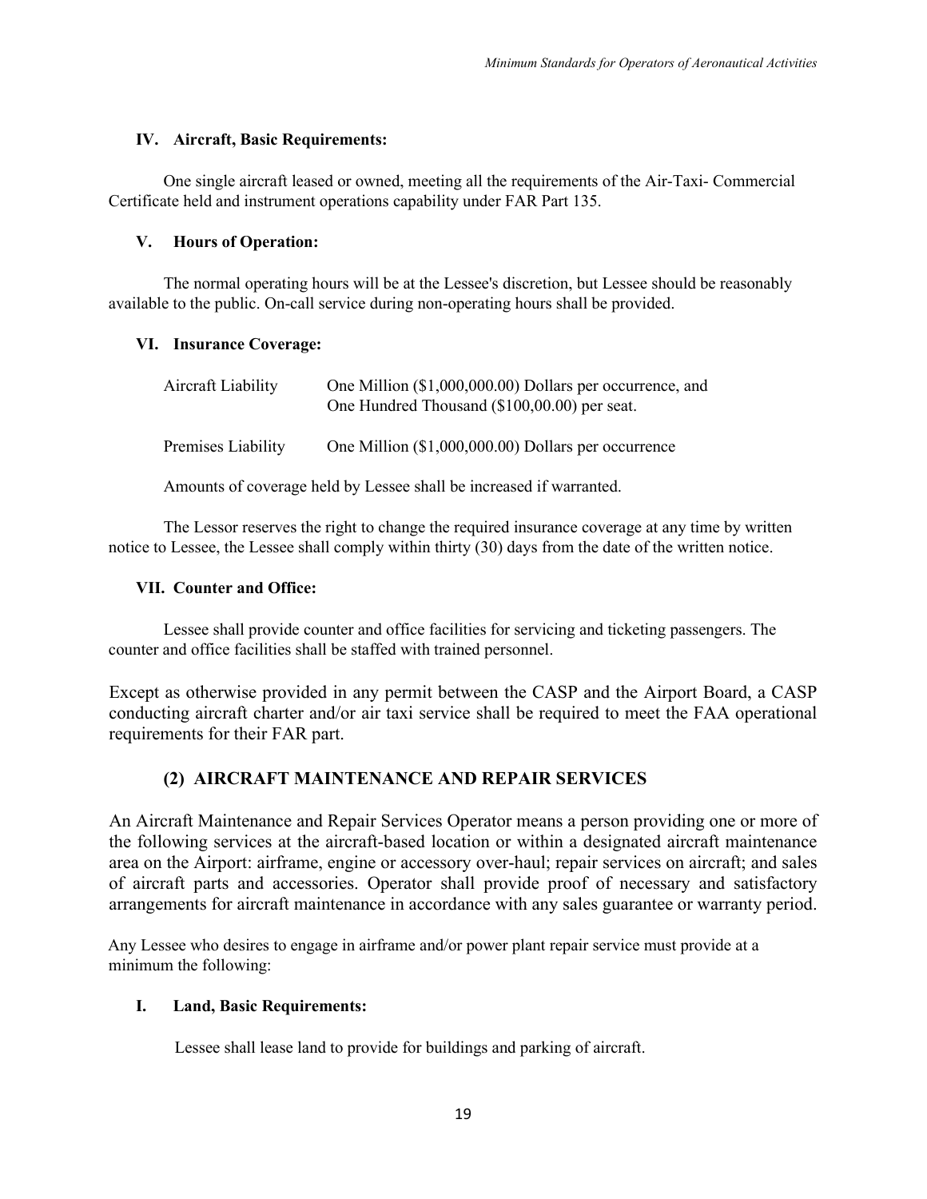#### IV. Aircraft, Basic Requirements:

One single aircraft leased or owned, meeting all the requirements of the Air-Taxi- Commercial Certificate held and instrument operations capability under FAR Part 135.

#### V. Hours of Operation:

The normal operating hours will be at the Lessee's discretion, but Lessee should be reasonably available to the public. On-call service during non-operating hours shall be provided.

#### VI. Insurance Coverage:

| | |
|---|---|
| Aircraft Liability | One Million ($1,000,000.00) Dollars per occurrence, and One Hundred Thousand ($100,00.00) per seat. |
| Premises Liability | One Million ($1,000,000.00) Dollars per occurrence |

Amounts of coverage held by Lessee shall be increased if warranted.

The Lessor reserves the right to change the required insurance coverage at any time by written notice to Lessee, the Lessee shall comply within thirty (30) days from the date of the written notice.

#### VII. Counter and Office:

Lessee shall provide counter and office facilities for servicing and ticketing passengers. The counter and office facilities shall be staffed with trained personnel.

Except as otherwise provided in any permit between the CASP and the Airport Board, a CASP conducting aircraft charter and/or air taxi service shall be required to meet the FAA operational requirements for their FAR part.

### (2) AIRCRAFT MAINTENANCE AND REPAIR SERVICES

An Aircraft Maintenance and Repair Services Operator means a person providing one or more of the following services at the aircraft-based location or within a designated aircraft maintenance area on the Airport: airframe, engine or accessory over-haul; repair services on aircraft; and sales of aircraft parts and accessories. Operator shall provide proof of necessary and satisfactory arrangements for aircraft maintenance in accordance with any sales guarantee or warranty period.

Any Lessee who desires to engage in airframe and/or power plant repair service must provide at a minimum the following:

#### I. Land, Basic Requirements:

Lessee shall lease land to provide for buildings and parking of aircraft.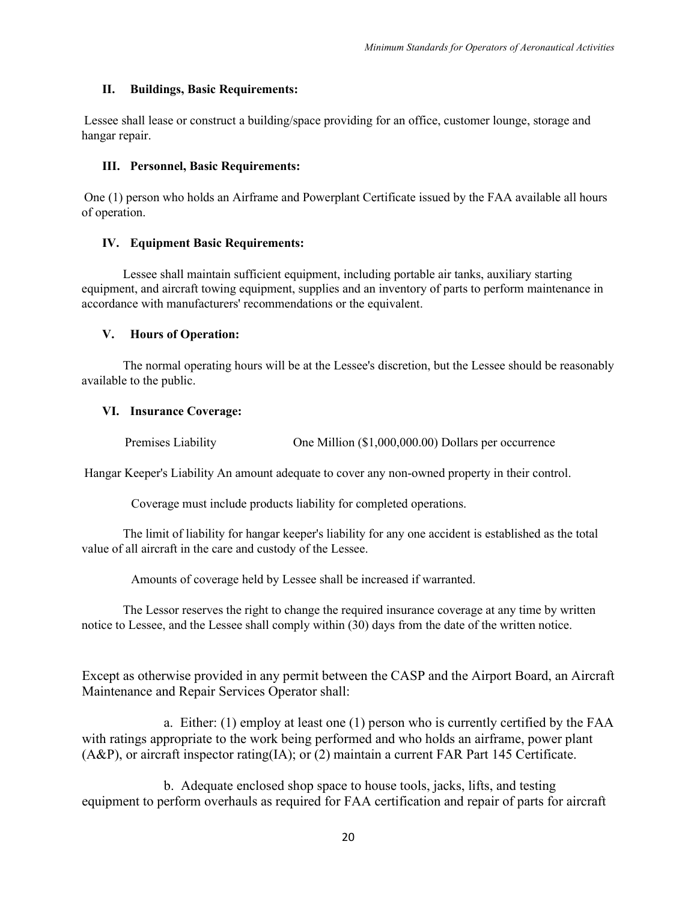### II. Buildings, Basic Requirements:

Lessee shall lease or construct a building/space providing for an office, customer lounge, storage and hangar repair.

### III. Personnel, Basic Requirements:

One (1) person who holds an Airframe and Powerplant Certificate issued by the FAA available all hours of operation.

### IV. Equipment Basic Requirements:

Lessee shall maintain sufficient equipment, including portable air tanks, auxiliary starting equipment, and aircraft towing equipment, supplies and an inventory of parts to perform maintenance in accordance with manufacturers' recommendations or the equivalent.

### V. Hours of Operation:

The normal operating hours will be at the Lessee's discretion, but the Lessee should be reasonably available to the public.

### VI. Insurance Coverage:

Premises Liability One Million ($1,000,000.00) Dollars per occurrence

Hangar Keeper's Liability An amount adequate to cover any non-owned property in their control.

Coverage must include products liability for completed operations.

The limit of liability for hangar keeper's liability for any one accident is established as the total value of all aircraft in the care and custody of the Lessee.

Amounts of coverage held by Lessee shall be increased if warranted.

The Lessor reserves the right to change the required insurance coverage at any time by written notice to Lessee, and the Lessee shall comply within (30) days from the date of the written notice.

Except as otherwise provided in any permit between the CASP and the Airport Board, an Aircraft Maintenance and Repair Services Operator shall:

a. Either: (1) employ at least one (1) person who is currently certified by the FAA with ratings appropriate to the work being performed and who holds an airframe, power plant (A&P), or aircraft inspector rating(IA); or (2) maintain a current FAR Part 145 Certificate.

b. Adequate enclosed shop space to house tools, jacks, lifts, and testing equipment to perform overhauls as required for FAA certification and repair of parts for aircraft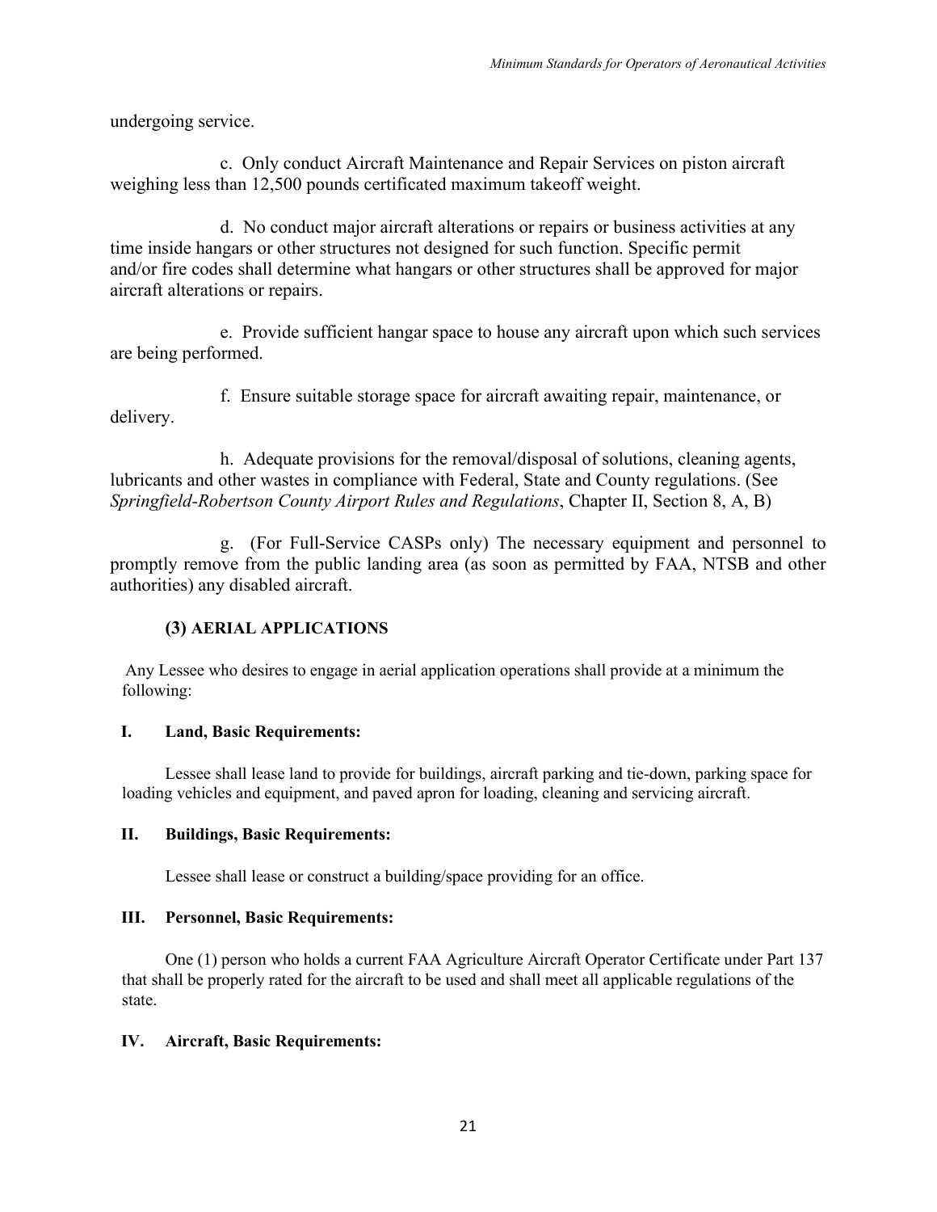undergoing service.

c. Only conduct Aircraft Maintenance and Repair Services on piston aircraft weighing less than 12,500 pounds certificated maximum takeoff weight.

d. No conduct major aircraft alterations or repairs or business activities at any time inside hangars or other structures not designed for such function. Specific permit and/or fire codes shall determine what hangars or other structures shall be approved for major aircraft alterations or repairs.

e. Provide sufficient hangar space to house any aircraft upon which such services are being performed.

f. Ensure suitable storage space for aircraft awaiting repair, maintenance, or delivery.

h. Adequate provisions for the removal/disposal of solutions, cleaning agents, lubricants and other wastes in compliance with Federal, State and County regulations. (See *Springfield-Robertson County Airport Rules and Regulations*, Chapter II, Section 8, A, B)

g. (For Full-Service CASPs only) The necessary equipment and personnel to promptly remove from the public landing area (as soon as permitted by FAA, NTSB and other authorities) any disabled aircraft.

### (3) AERIAL APPLICATIONS

Any Lessee who desires to engage in aerial application operations shall provide at a minimum the following:

**I. Land, Basic Requirements:**

Lessee shall lease land to provide for buildings, aircraft parking and tie-down, parking space for loading vehicles and equipment, and paved apron for loading, cleaning and servicing aircraft.

**II. Buildings, Basic Requirements:**

Lessee shall lease or construct a building/space providing for an office.

**III. Personnel, Basic Requirements:**

One (1) person who holds a current FAA Agriculture Aircraft Operator Certificate under Part 137 that shall be properly rated for the aircraft to be used and shall meet all applicable regulations of the state.

**IV. Aircraft, Basic Requirements:**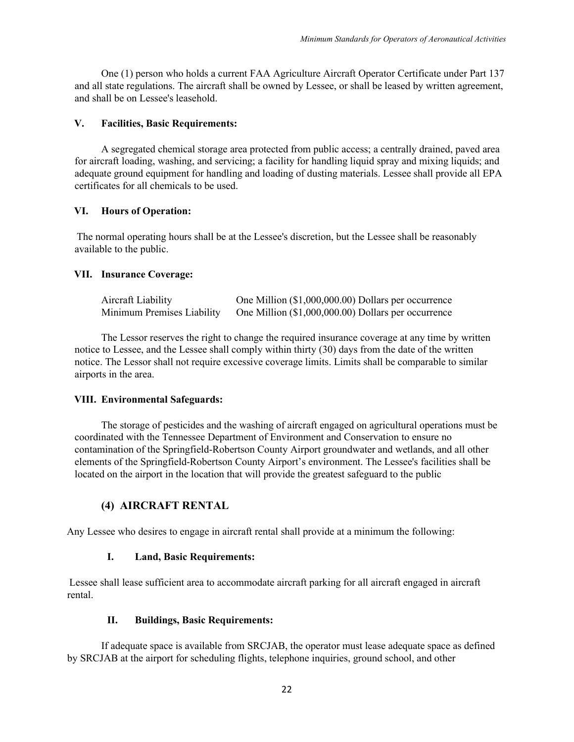One (1) person who holds a current FAA Agriculture Aircraft Operator Certificate under Part 137 and all state regulations. The aircraft shall be owned by Lessee, or shall be leased by written agreement, and shall be on Lessee's leasehold.

#### V. Facilities, Basic Requirements:

A segregated chemical storage area protected from public access; a centrally drained, paved area for aircraft loading, washing, and servicing; a facility for handling liquid spray and mixing liquids; and adequate ground equipment for handling and loading of dusting materials. Lessee shall provide all EPA certificates for all chemicals to be used.

#### VI. Hours of Operation:

The normal operating hours shall be at the Lessee's discretion, but the Lessee shall be reasonably available to the public.

#### VII. Insurance Coverage:

| | |
|---|---|
| Aircraft Liability | One Million ($1,000,000.00) Dollars per occurrence |
| Minimum Premises Liability | One Million ($1,000,000.00) Dollars per occurrence |

The Lessor reserves the right to change the required insurance coverage at any time by written notice to Lessee, and the Lessee shall comply within thirty (30) days from the date of the written notice. The Lessor shall not require excessive coverage limits. Limits shall be comparable to similar airports in the area.

#### VIII. Environmental Safeguards:

The storage of pesticides and the washing of aircraft engaged on agricultural operations must be coordinated with the Tennessee Department of Environment and Conservation to ensure no contamination of the Springfield-Robertson County Airport groundwater and wetlands, and all other elements of the Springfield-Robertson County Airport's environment. The Lessee's facilities shall be located on the airport in the location that will provide the greatest safeguard to the public

### (4) AIRCRAFT RENTAL

Any Lessee who desires to engage in aircraft rental shall provide at a minimum the following:

#### I. Land, Basic Requirements:

Lessee shall lease sufficient area to accommodate aircraft parking for all aircraft engaged in aircraft rental.

#### II. Buildings, Basic Requirements:

If adequate space is available from SRCJAB, the operator must lease adequate space as defined by SRCJAB at the airport for scheduling flights, telephone inquiries, ground school, and other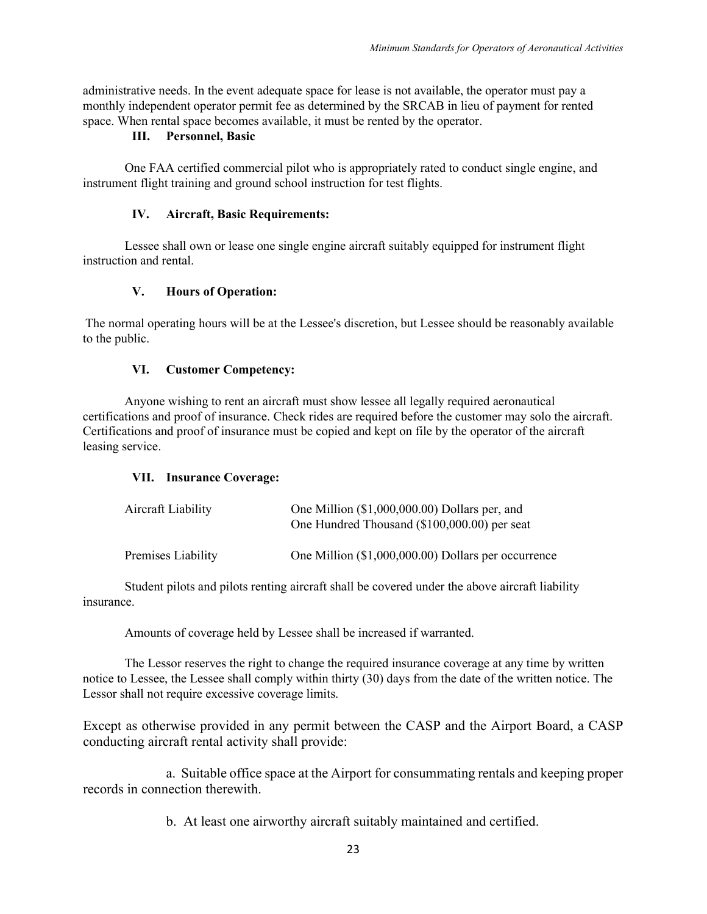administrative needs. In the event adequate space for lease is not available, the operator must pay a monthly independent operator permit fee as determined by the SRCAB in lieu of payment for rented space. When rental space becomes available, it must be rented by the operator.

### III. Personnel, Basic

One FAA certified commercial pilot who is appropriately rated to conduct single engine, and instrument flight training and ground school instruction for test flights.

### IV. Aircraft, Basic Requirements:

Lessee shall own or lease one single engine aircraft suitably equipped for instrument flight instruction and rental.

### V. Hours of Operation:

The normal operating hours will be at the Lessee's discretion, but Lessee should be reasonably available to the public.

### VI. Customer Competency:

Anyone wishing to rent an aircraft must show lessee all legally required aeronautical certifications and proof of insurance. Check rides are required before the customer may solo the aircraft. Certifications and proof of insurance must be copied and kept on file by the operator of the aircraft leasing service.

### VII. Insurance Coverage:

| | |
|---|---|
| Aircraft Liability | One Million ($1,000,000.00) Dollars per, and One Hundred Thousand ($100,000.00) per seat |
| Premises Liability | One Million ($1,000,000.00) Dollars per occurrence |

Student pilots and pilots renting aircraft shall be covered under the above aircraft liability insurance.

Amounts of coverage held by Lessee shall be increased if warranted.

The Lessor reserves the right to change the required insurance coverage at any time by written notice to Lessee, the Lessee shall comply within thirty (30) days from the date of the written notice. The Lessor shall not require excessive coverage limits.

Except as otherwise provided in any permit between the CASP and the Airport Board, a CASP conducting aircraft rental activity shall provide:

a. Suitable office space at the Airport for consummating rentals and keeping proper records in connection therewith.

b. At least one airworthy aircraft suitably maintained and certified.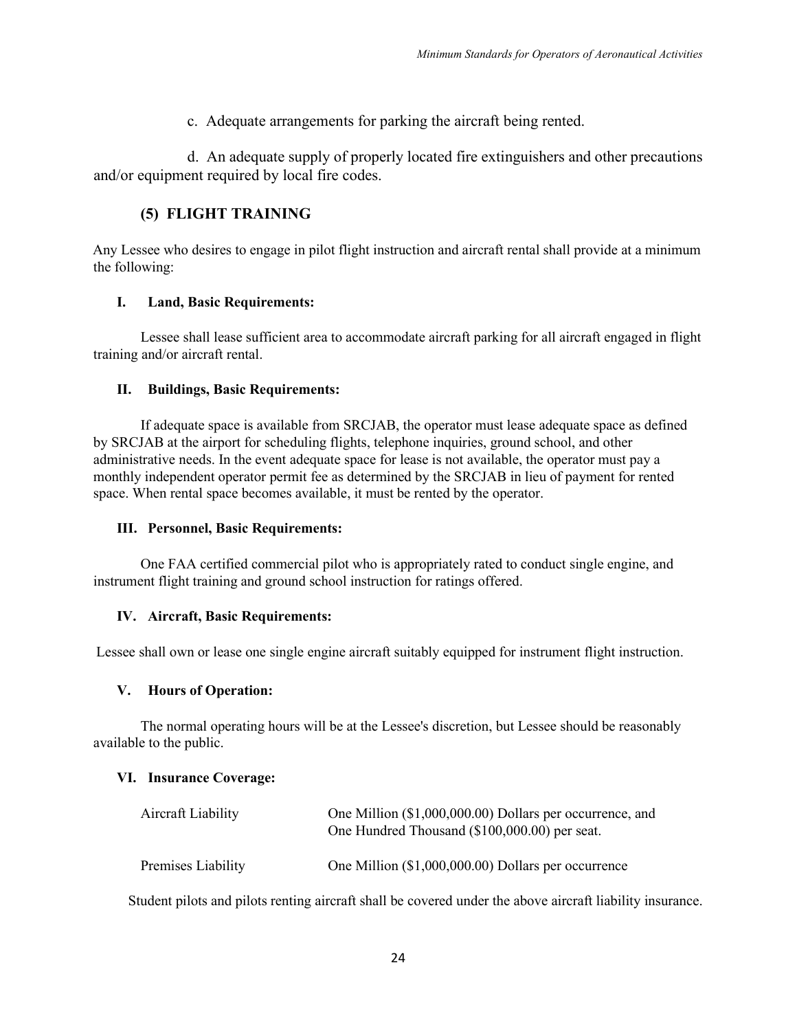c. Adequate arrangements for parking the aircraft being rented.

d. An adequate supply of properly located fire extinguishers and other precautions and/or equipment required by local fire codes.

### (5) FLIGHT TRAINING

Any Lessee who desires to engage in pilot flight instruction and aircraft rental shall provide at a minimum the following:

**I. Land, Basic Requirements:**

Lessee shall lease sufficient area to accommodate aircraft parking for all aircraft engaged in flight training and/or aircraft rental.

**II. Buildings, Basic Requirements:**

If adequate space is available from SRCJAB, the operator must lease adequate space as defined by SRCJAB at the airport for scheduling flights, telephone inquiries, ground school, and other administrative needs. In the event adequate space for lease is not available, the operator must pay a monthly independent operator permit fee as determined by the SRCJAB in lieu of payment for rented space. When rental space becomes available, it must be rented by the operator.

**III. Personnel, Basic Requirements:**

One FAA certified commercial pilot who is appropriately rated to conduct single engine, and instrument flight training and ground school instruction for ratings offered.

**IV. Aircraft, Basic Requirements:**

Lessee shall own or lease one single engine aircraft suitably equipped for instrument flight instruction.

**V. Hours of Operation:**

The normal operating hours will be at the Lessee's discretion, but Lessee should be reasonably available to the public.

**VI. Insurance Coverage:**

| | |
|---|---|
| Aircraft Liability | One Million ($1,000,000.00) Dollars per occurrence, and One Hundred Thousand ($100,000.00) per seat. |
| Premises Liability | One Million ($1,000,000.00) Dollars per occurrence |

Student pilots and pilots renting aircraft shall be covered under the above aircraft liability insurance.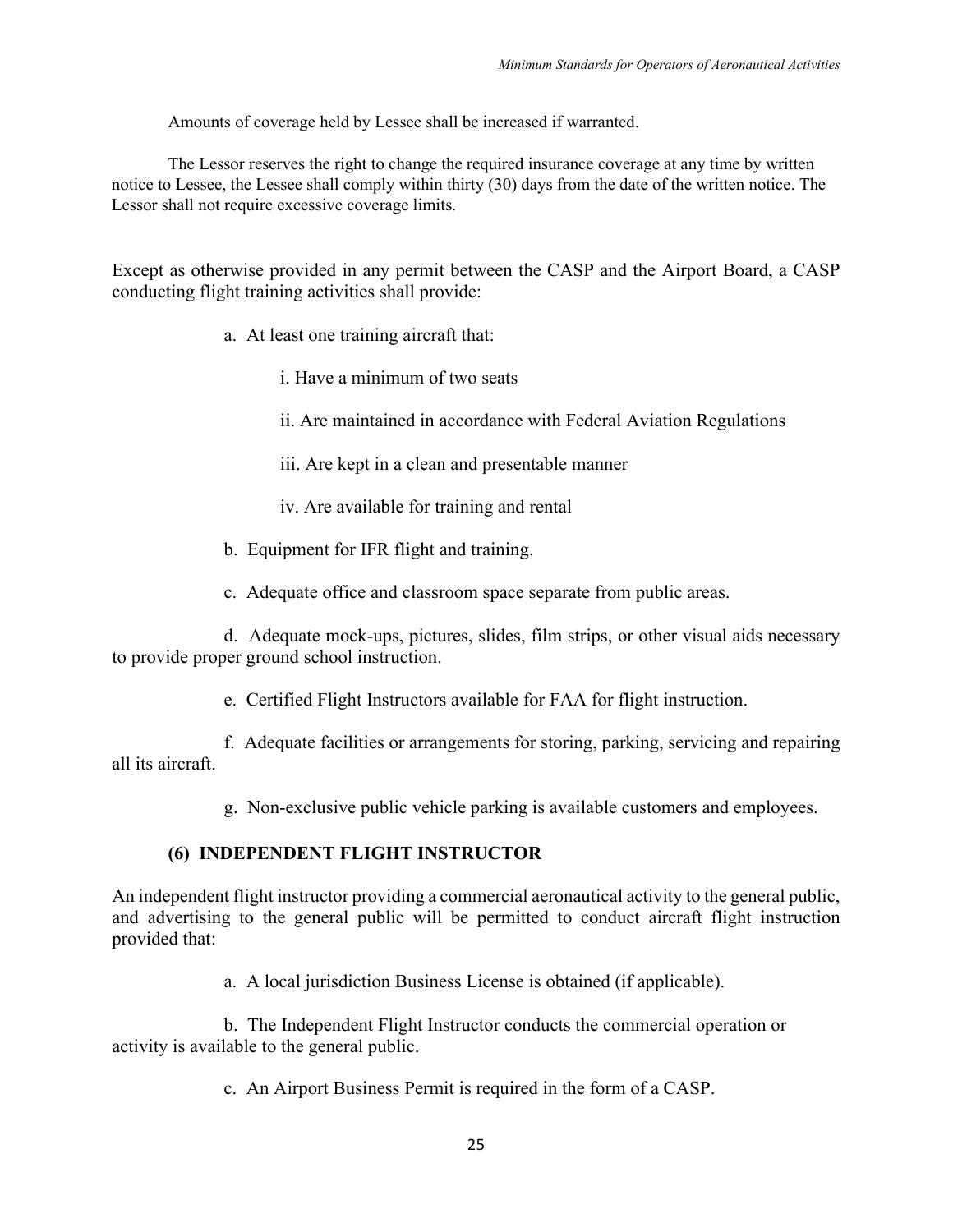Amounts of coverage held by Lessee shall be increased if warranted.

The Lessor reserves the right to change the required insurance coverage at any time by written notice to Lessee, the Lessee shall comply within thirty (30) days from the date of the written notice. The Lessor shall not require excessive coverage limits.

Except as otherwise provided in any permit between the CASP and the Airport Board, a CASP conducting flight training activities shall provide:

a. At least one training aircraft that:

i. Have a minimum of two seats

ii. Are maintained in accordance with Federal Aviation Regulations

iii. Are kept in a clean and presentable manner

iv. Are available for training and rental

b. Equipment for IFR flight and training.

c. Adequate office and classroom space separate from public areas.

d. Adequate mock-ups, pictures, slides, film strips, or other visual aids necessary to provide proper ground school instruction.

e. Certified Flight Instructors available for FAA for flight instruction.

f. Adequate facilities or arrangements for storing, parking, servicing and repairing all its aircraft.

g. Non-exclusive public vehicle parking is available customers and employees.

**(6) INDEPENDENT FLIGHT INSTRUCTOR**

An independent flight instructor providing a commercial aeronautical activity to the general public, and advertising to the general public will be permitted to conduct aircraft flight instruction provided that:

a. A local jurisdiction Business License is obtained (if applicable).

b. The Independent Flight Instructor conducts the commercial operation or activity is available to the general public.

c. An Airport Business Permit is required in the form of a CASP.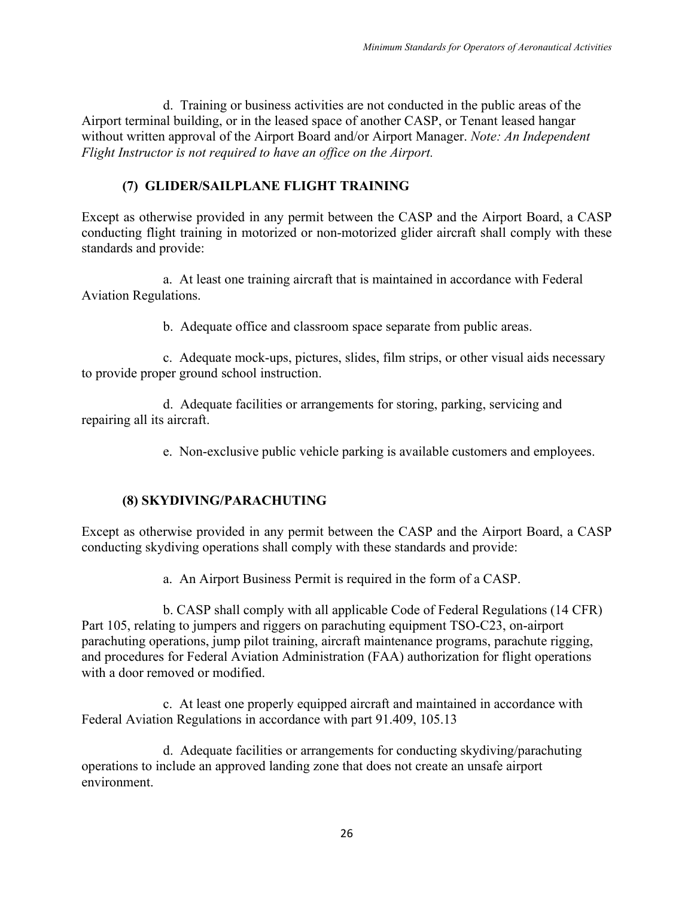d. Training or business activities are not conducted in the public areas of the Airport terminal building, or in the leased space of another CASP, or Tenant leased hangar without written approval of the Airport Board and/or Airport Manager. *Note: An Independent Flight Instructor is not required to have an office on the Airport.*

### (7) GLIDER/SAILPLANE FLIGHT TRAINING

Except as otherwise provided in any permit between the CASP and the Airport Board, a CASP conducting flight training in motorized or non-motorized glider aircraft shall comply with these standards and provide:

a. At least one training aircraft that is maintained in accordance with Federal Aviation Regulations.

b. Adequate office and classroom space separate from public areas.

c. Adequate mock-ups, pictures, slides, film strips, or other visual aids necessary to provide proper ground school instruction.

d. Adequate facilities or arrangements for storing, parking, servicing and repairing all its aircraft.

e. Non-exclusive public vehicle parking is available customers and employees.

### (8) SKYDIVING/PARACHUTING

Except as otherwise provided in any permit between the CASP and the Airport Board, a CASP conducting skydiving operations shall comply with these standards and provide:

a. An Airport Business Permit is required in the form of a CASP.

b. CASP shall comply with all applicable Code of Federal Regulations (14 CFR) Part 105, relating to jumpers and riggers on parachuting equipment TSO-C23, on-airport parachuting operations, jump pilot training, aircraft maintenance programs, parachute rigging, and procedures for Federal Aviation Administration (FAA) authorization for flight operations with a door removed or modified.

c. At least one properly equipped aircraft and maintained in accordance with Federal Aviation Regulations in accordance with part 91.409, 105.13

d. Adequate facilities or arrangements for conducting skydiving/parachuting operations to include an approved landing zone that does not create an unsafe airport environment.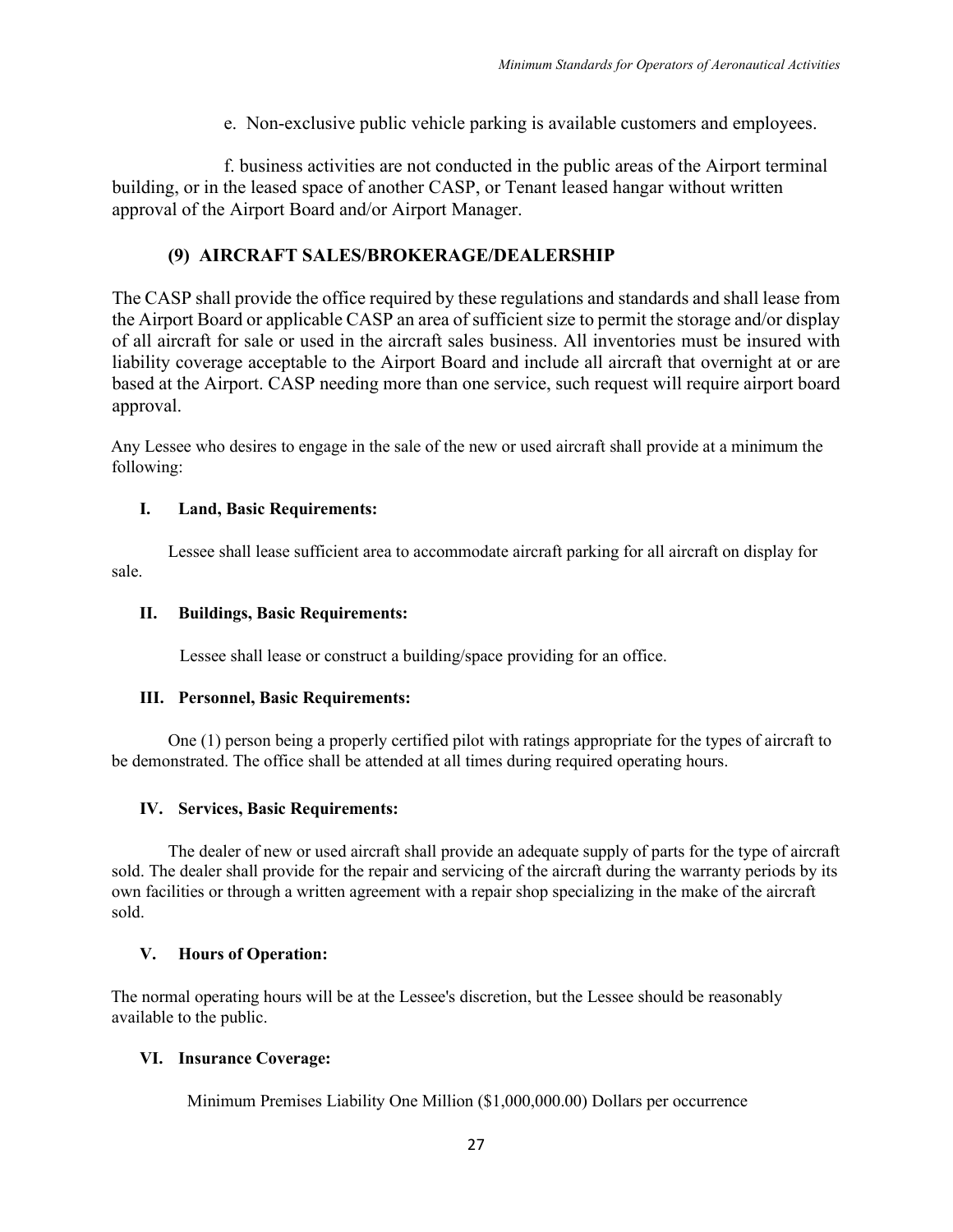e. Non-exclusive public vehicle parking is available customers and employees.

f. business activities are not conducted in the public areas of the Airport terminal building, or in the leased space of another CASP, or Tenant leased hangar without written approval of the Airport Board and/or Airport Manager.

### (9) AIRCRAFT SALES/BROKERAGE/DEALERSHIP

The CASP shall provide the office required by these regulations and standards and shall lease from the Airport Board or applicable CASP an area of sufficient size to permit the storage and/or display of all aircraft for sale or used in the aircraft sales business. All inventories must be insured with liability coverage acceptable to the Airport Board and include all aircraft that overnight at or are based at the Airport. CASP needing more than one service, such request will require airport board approval.

Any Lessee who desires to engage in the sale of the new or used aircraft shall provide at a minimum the following:

**I. Land, Basic Requirements:**

Lessee shall lease sufficient area to accommodate aircraft parking for all aircraft on display for sale.

**II. Buildings, Basic Requirements:**

Lessee shall lease or construct a building/space providing for an office.

**III. Personnel, Basic Requirements:**

One (1) person being a properly certified pilot with ratings appropriate for the types of aircraft to be demonstrated. The office shall be attended at all times during required operating hours.

**IV. Services, Basic Requirements:**

The dealer of new or used aircraft shall provide an adequate supply of parts for the type of aircraft sold. The dealer shall provide for the repair and servicing of the aircraft during the warranty periods by its own facilities or through a written agreement with a repair shop specializing in the make of the aircraft sold.

**V. Hours of Operation:**

The normal operating hours will be at the Lessee's discretion, but the Lessee should be reasonably available to the public.

**VI. Insurance Coverage:**

Minimum Premises Liability One Million ($1,000,000.00) Dollars per occurrence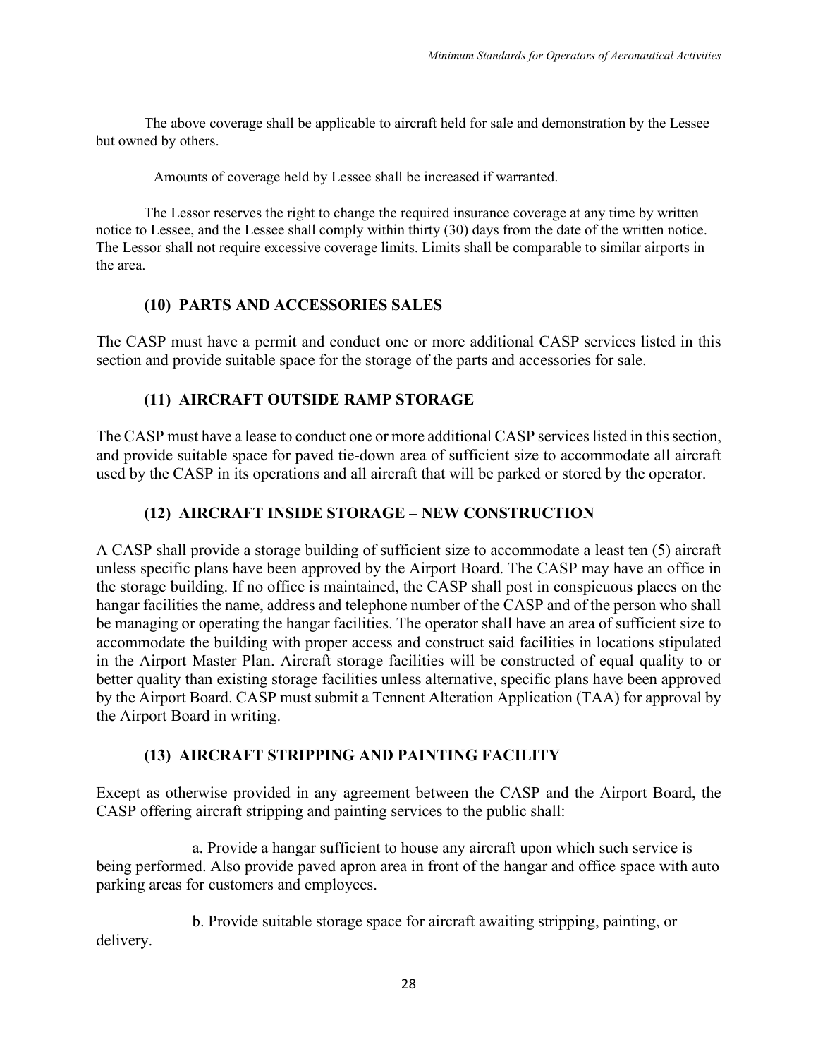The above coverage shall be applicable to aircraft held for sale and demonstration by the Lessee but owned by others.

Amounts of coverage held by Lessee shall be increased if warranted.

The Lessor reserves the right to change the required insurance coverage at any time by written notice to Lessee, and the Lessee shall comply within thirty (30) days from the date of the written notice. The Lessor shall not require excessive coverage limits. Limits shall be comparable to similar airports in the area.

### (10) PARTS AND ACCESSORIES SALES

The CASP must have a permit and conduct one or more additional CASP services listed in this section and provide suitable space for the storage of the parts and accessories for sale.

### (11) AIRCRAFT OUTSIDE RAMP STORAGE

The CASP must have a lease to conduct one or more additional CASP services listed in this section, and provide suitable space for paved tie-down area of sufficient size to accommodate all aircraft used by the CASP in its operations and all aircraft that will be parked or stored by the operator.

### (12) AIRCRAFT INSIDE STORAGE – NEW CONSTRUCTION

A CASP shall provide a storage building of sufficient size to accommodate a least ten (5) aircraft unless specific plans have been approved by the Airport Board. The CASP may have an office in the storage building. If no office is maintained, the CASP shall post in conspicuous places on the hangar facilities the name, address and telephone number of the CASP and of the person who shall be managing or operating the hangar facilities. The operator shall have an area of sufficient size to accommodate the building with proper access and construct said facilities in locations stipulated in the Airport Master Plan. Aircraft storage facilities will be constructed of equal quality to or better quality than existing storage facilities unless alternative, specific plans have been approved by the Airport Board. CASP must submit a Tennent Alteration Application (TAA) for approval by the Airport Board in writing.

### (13) AIRCRAFT STRIPPING AND PAINTING FACILITY

Except as otherwise provided in any agreement between the CASP and the Airport Board, the CASP offering aircraft stripping and painting services to the public shall:

a. Provide a hangar sufficient to house any aircraft upon which such service is being performed. Also provide paved apron area in front of the hangar and office space with auto parking areas for customers and employees.

b. Provide suitable storage space for aircraft awaiting stripping, painting, or delivery.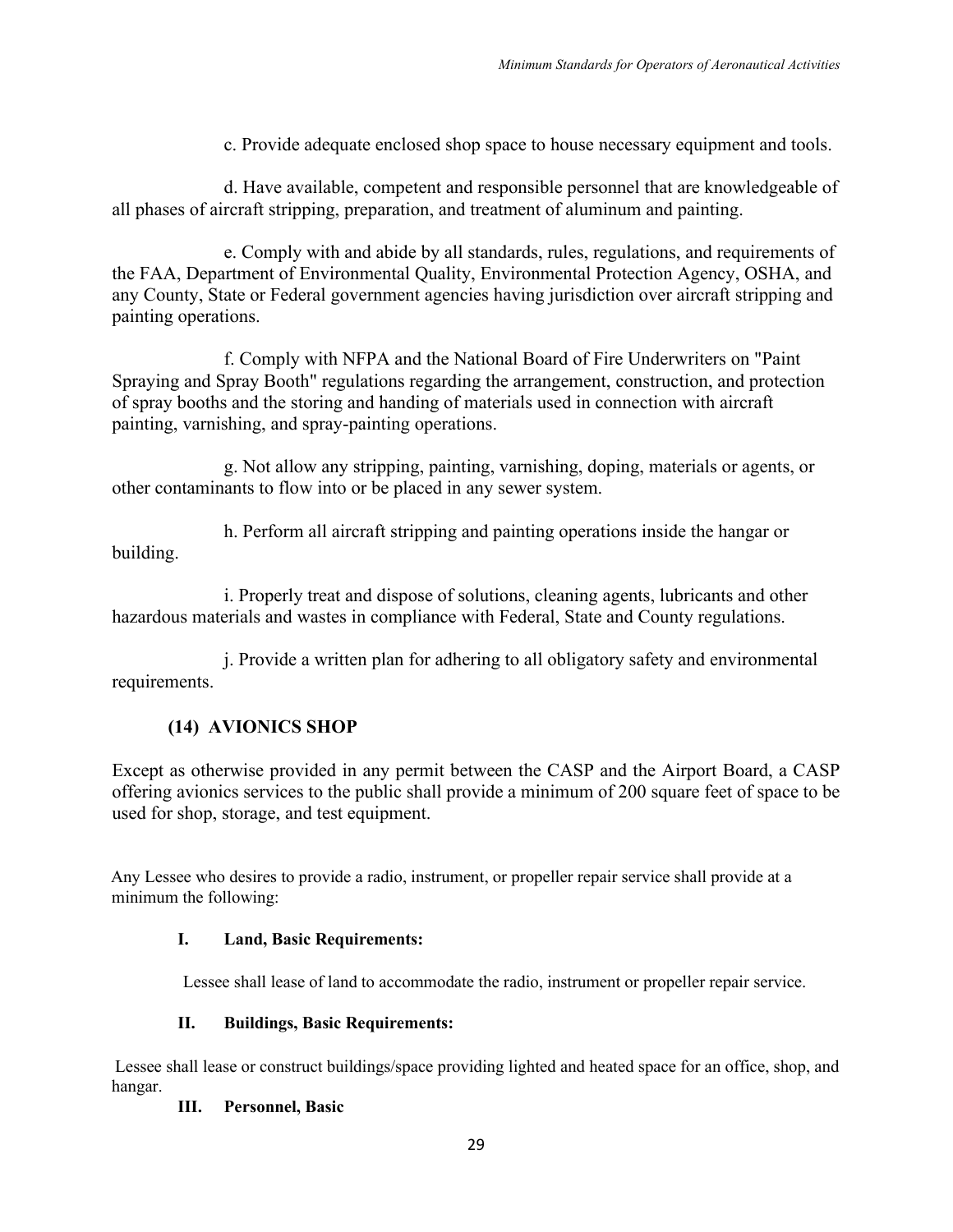c. Provide adequate enclosed shop space to house necessary equipment and tools.

d. Have available, competent and responsible personnel that are knowledgeable of all phases of aircraft stripping, preparation, and treatment of aluminum and painting.

e. Comply with and abide by all standards, rules, regulations, and requirements of the FAA, Department of Environmental Quality, Environmental Protection Agency, OSHA, and any County, State or Federal government agencies having jurisdiction over aircraft stripping and painting operations.

f. Comply with NFPA and the National Board of Fire Underwriters on "Paint Spraying and Spray Booth" regulations regarding the arrangement, construction, and protection of spray booths and the storing and handing of materials used in connection with aircraft painting, varnishing, and spray-painting operations.

g. Not allow any stripping, painting, varnishing, doping, materials or agents, or other contaminants to flow into or be placed in any sewer system.

h. Perform all aircraft stripping and painting operations inside the hangar or building.

i. Properly treat and dispose of solutions, cleaning agents, lubricants and other hazardous materials and wastes in compliance with Federal, State and County regulations.

j. Provide a written plan for adhering to all obligatory safety and environmental requirements.

### (14) AVIONICS SHOP

Except as otherwise provided in any permit between the CASP and the Airport Board, a CASP offering avionics services to the public shall provide a minimum of 200 square feet of space to be used for shop, storage, and test equipment.

Any Lessee who desires to provide a radio, instrument, or propeller repair service shall provide at a minimum the following:

**I. Land, Basic Requirements:**

Lessee shall lease of land to accommodate the radio, instrument or propeller repair service.

**II. Buildings, Basic Requirements:**

Lessee shall lease or construct buildings/space providing lighted and heated space for an office, shop, and hangar.

**III. Personnel, Basic**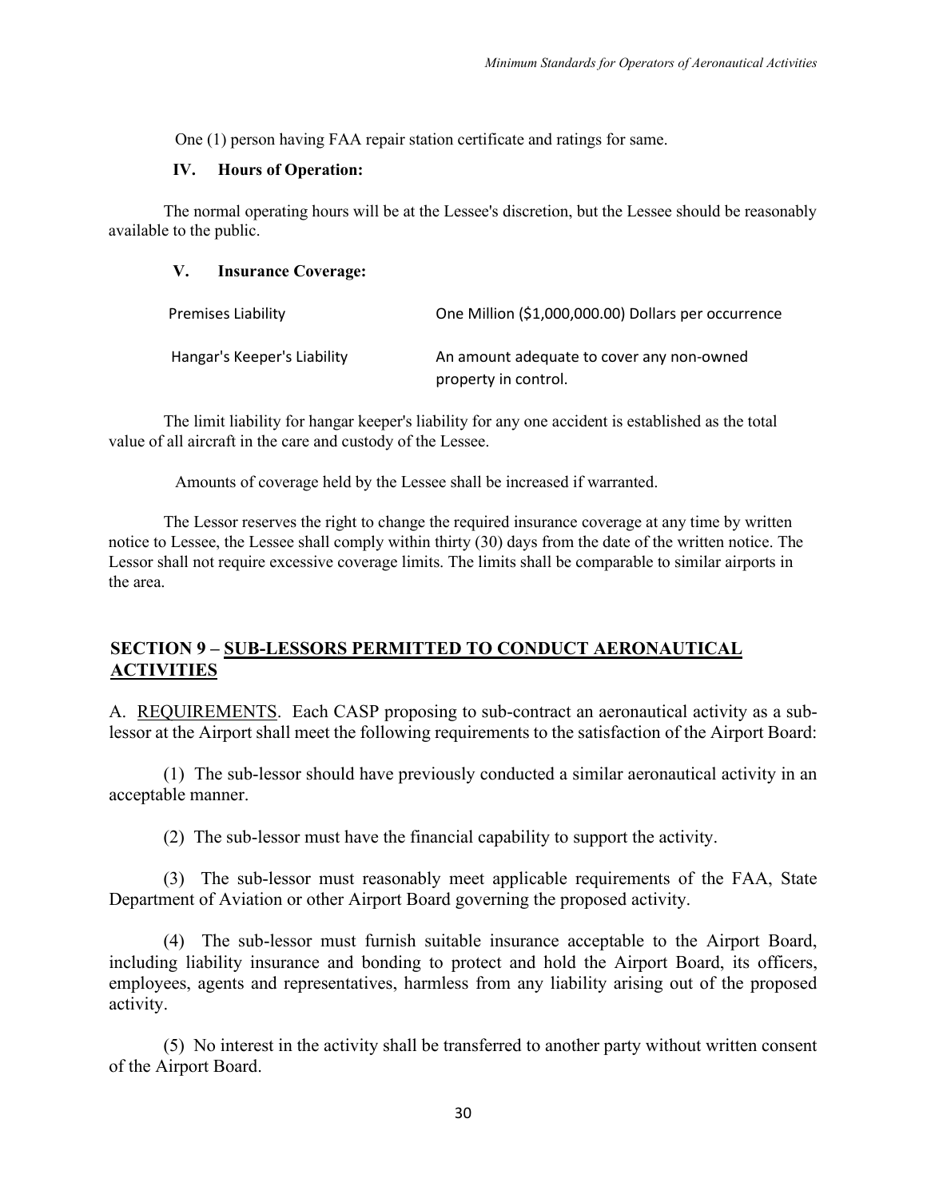One (1) person having FAA repair station certificate and ratings for same.

**IV. Hours of Operation:**

The normal operating hours will be at the Lessee's discretion, but the Lessee should be reasonably available to the public.

**V. Insurance Coverage:**

| | |
|---|---|
| Premises Liability | One Million ($1,000,000.00) Dollars per occurrence |
| Hangar's Keeper's Liability | An amount adequate to cover any non-owned property in control. |

The limit liability for hangar keeper's liability for any one accident is established as the total value of all aircraft in the care and custody of the Lessee.

Amounts of coverage held by the Lessee shall be increased if warranted.

The Lessor reserves the right to change the required insurance coverage at any time by written notice to Lessee, the Lessee shall comply within thirty (30) days from the date of the written notice. The Lessor shall not require excessive coverage limits. The limits shall be comparable to similar airports in the area.

## SECTION 9 – SUB-LESSORS PERMITTED TO CONDUCT AERONAUTICAL ACTIVITIES

A. REQUIREMENTS. Each CASP proposing to sub-contract an aeronautical activity as a sub-lessor at the Airport shall meet the following requirements to the satisfaction of the Airport Board:

(1) The sub-lessor should have previously conducted a similar aeronautical activity in an acceptable manner.

(2) The sub-lessor must have the financial capability to support the activity.

(3) The sub-lessor must reasonably meet applicable requirements of the FAA, State Department of Aviation or other Airport Board governing the proposed activity.

(4) The sub-lessor must furnish suitable insurance acceptable to the Airport Board, including liability insurance and bonding to protect and hold the Airport Board, its officers, employees, agents and representatives, harmless from any liability arising out of the proposed activity.

(5) No interest in the activity shall be transferred to another party without written consent of the Airport Board.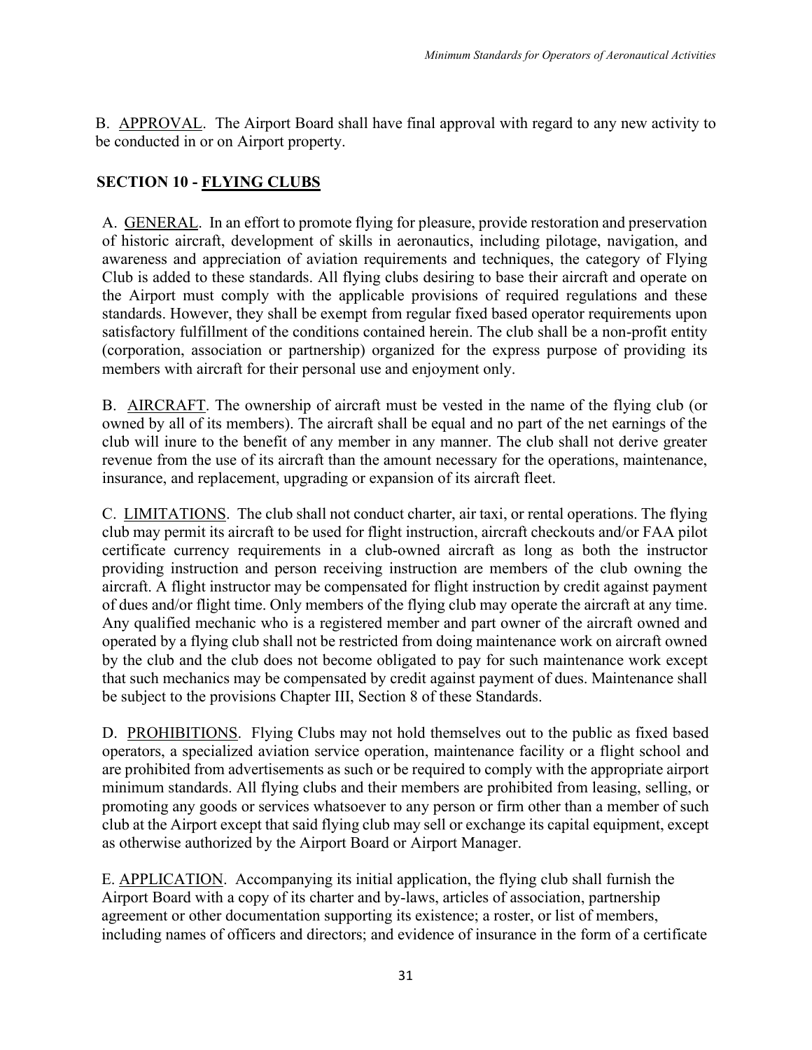B. APPROVAL. The Airport Board shall have final approval with regard to any new activity to be conducted in or on Airport property.

## SECTION 10 - FLYING CLUBS

A. GENERAL. In an effort to promote flying for pleasure, provide restoration and preservation of historic aircraft, development of skills in aeronautics, including pilotage, navigation, and awareness and appreciation of aviation requirements and techniques, the category of Flying Club is added to these standards. All flying clubs desiring to base their aircraft and operate on the Airport must comply with the applicable provisions of required regulations and these standards. However, they shall be exempt from regular fixed based operator requirements upon satisfactory fulfillment of the conditions contained herein. The club shall be a non-profit entity (corporation, association or partnership) organized for the express purpose of providing its members with aircraft for their personal use and enjoyment only.

B. AIRCRAFT. The ownership of aircraft must be vested in the name of the flying club (or owned by all of its members). The aircraft shall be equal and no part of the net earnings of the club will inure to the benefit of any member in any manner. The club shall not derive greater revenue from the use of its aircraft than the amount necessary for the operations, maintenance, insurance, and replacement, upgrading or expansion of its aircraft fleet.

C. LIMITATIONS. The club shall not conduct charter, air taxi, or rental operations. The flying club may permit its aircraft to be used for flight instruction, aircraft checkouts and/or FAA pilot certificate currency requirements in a club-owned aircraft as long as both the instructor providing instruction and person receiving instruction are members of the club owning the aircraft. A flight instructor may be compensated for flight instruction by credit against payment of dues and/or flight time. Only members of the flying club may operate the aircraft at any time. Any qualified mechanic who is a registered member and part owner of the aircraft owned and operated by a flying club shall not be restricted from doing maintenance work on aircraft owned by the club and the club does not become obligated to pay for such maintenance work except that such mechanics may be compensated by credit against payment of dues. Maintenance shall be subject to the provisions Chapter III, Section 8 of these Standards.

D. PROHIBITIONS. Flying Clubs may not hold themselves out to the public as fixed based operators, a specialized aviation service operation, maintenance facility or a flight school and are prohibited from advertisements as such or be required to comply with the appropriate airport minimum standards. All flying clubs and their members are prohibited from leasing, selling, or promoting any goods or services whatsoever to any person or firm other than a member of such club at the Airport except that said flying club may sell or exchange its capital equipment, except as otherwise authorized by the Airport Board or Airport Manager.

E. APPLICATION. Accompanying its initial application, the flying club shall furnish the Airport Board with a copy of its charter and by-laws, articles of association, partnership agreement or other documentation supporting its existence; a roster, or list of members, including names of officers and directors; and evidence of insurance in the form of a certificate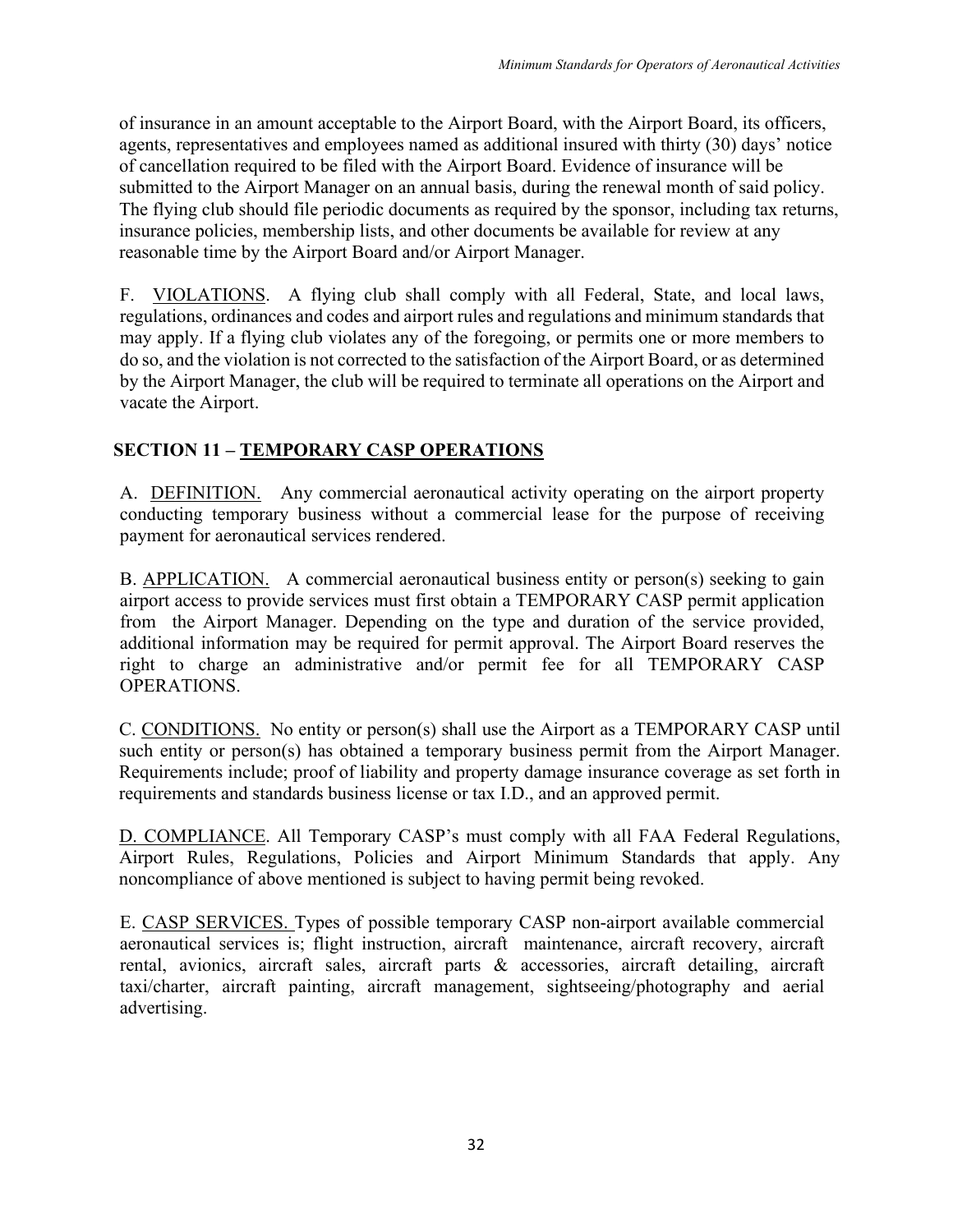of insurance in an amount acceptable to the Airport Board, with the Airport Board, its officers, agents, representatives and employees named as additional insured with thirty (30) days' notice of cancellation required to be filed with the Airport Board. Evidence of insurance will be submitted to the Airport Manager on an annual basis, during the renewal month of said policy. The flying club should file periodic documents as required by the sponsor, including tax returns, insurance policies, membership lists, and other documents be available for review at any reasonable time by the Airport Board and/or Airport Manager.

F. VIOLATIONS. A flying club shall comply with all Federal, State, and local laws, regulations, ordinances and codes and airport rules and regulations and minimum standards that may apply. If a flying club violates any of the foregoing, or permits one or more members to do so, and the violation is not corrected to the satisfaction of the Airport Board, or as determined by the Airport Manager, the club will be required to terminate all operations on the Airport and vacate the Airport.

## SECTION 11 – TEMPORARY CASP OPERATIONS

A. DEFINITION. Any commercial aeronautical activity operating on the airport property conducting temporary business without a commercial lease for the purpose of receiving payment for aeronautical services rendered.

B. APPLICATION. A commercial aeronautical business entity or person(s) seeking to gain airport access to provide services must first obtain a TEMPORARY CASP permit application from the Airport Manager. Depending on the type and duration of the service provided, additional information may be required for permit approval. The Airport Board reserves the right to charge an administrative and/or permit fee for all TEMPORARY CASP OPERATIONS.

C. CONDITIONS. No entity or person(s) shall use the Airport as a TEMPORARY CASP until such entity or person(s) has obtained a temporary business permit from the Airport Manager. Requirements include; proof of liability and property damage insurance coverage as set forth in requirements and standards business license or tax I.D., and an approved permit.

D. COMPLIANCE. All Temporary CASP's must comply with all FAA Federal Regulations, Airport Rules, Regulations, Policies and Airport Minimum Standards that apply. Any noncompliance of above mentioned is subject to having permit being revoked.

E. CASP SERVICES. Types of possible temporary CASP non-airport available commercial aeronautical services is; flight instruction, aircraft maintenance, aircraft recovery, aircraft rental, avionics, aircraft sales, aircraft parts & accessories, aircraft detailing, aircraft taxi/charter, aircraft painting, aircraft management, sightseeing/photography and aerial advertising.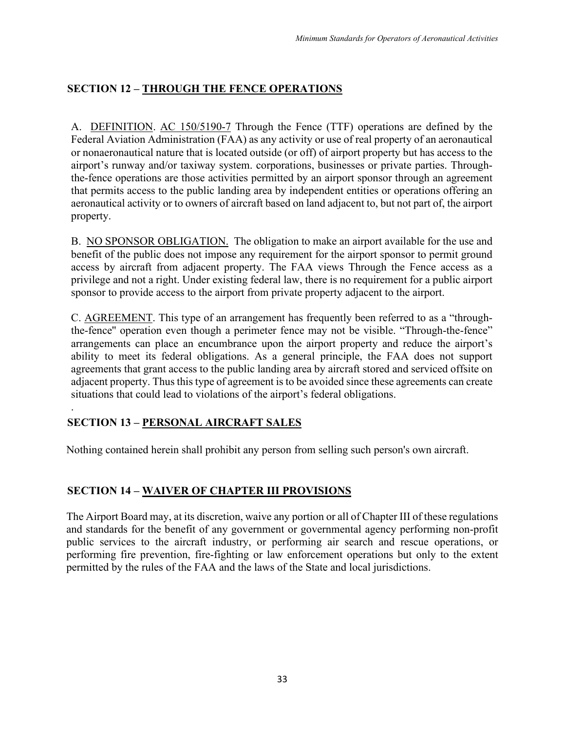## SECTION 12 – <u>THROUGH THE FENCE OPERATIONS</u>

A. <u>DEFINITION</u>. <u>AC 150/5190-7</u> Through the Fence (TTF) operations are defined by the Federal Aviation Administration (FAA) as any activity or use of real property of an aeronautical or nonaeronautical nature that is located outside (or off) of airport property but has access to the airport's runway and/or taxiway system. corporations, businesses or private parties. Through-the-fence operations are those activities permitted by an airport sponsor through an agreement that permits access to the public landing area by independent entities or operations offering an aeronautical activity or to owners of aircraft based on land adjacent to, but not part of, the airport property.

B. <u>NO SPONSOR OBLIGATION.</u> The obligation to make an airport available for the use and benefit of the public does not impose any requirement for the airport sponsor to permit ground access by aircraft from adjacent property. The FAA views Through the Fence access as a privilege and not a right. Under existing federal law, there is no requirement for a public airport sponsor to provide access to the airport from private property adjacent to the airport.

C. <u>AGREEMENT</u>. This type of an arrangement has frequently been referred to as a "through-the-fence" operation even though a perimeter fence may not be visible. "Through-the-fence" arrangements can place an encumbrance upon the airport property and reduce the airport's ability to meet its federal obligations. As a general principle, the FAA does not support agreements that grant access to the public landing area by aircraft stored and serviced offsite on adjacent property. Thus this type of agreement is to be avoided since these agreements can create situations that could lead to violations of the airport's federal obligations.

.

## SECTION 13 – <u>PERSONAL AIRCRAFT SALES</u>

Nothing contained herein shall prohibit any person from selling such person's own aircraft.

## SECTION 14 – <u>WAIVER OF CHAPTER III PROVISIONS</u>

The Airport Board may, at its discretion, waive any portion or all of Chapter III of these regulations and standards for the benefit of any government or governmental agency performing non-profit public services to the aircraft industry, or performing air search and rescue operations, or performing fire prevention, fire-fighting or law enforcement operations but only to the extent permitted by the rules of the FAA and the laws of the State and local jurisdictions.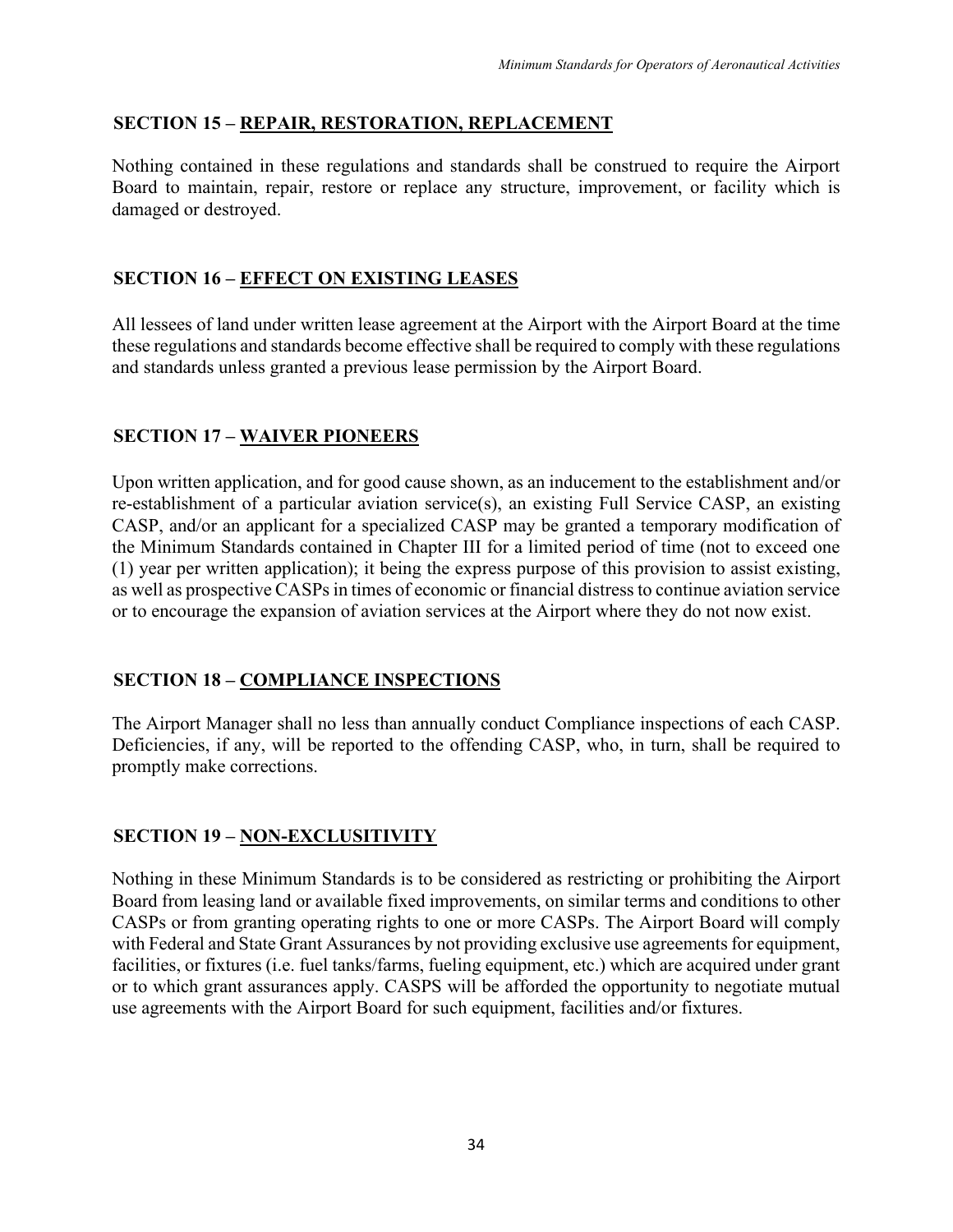## SECTION 15 – REPAIR, RESTORATION, REPLACEMENT

Nothing contained in these regulations and standards shall be construed to require the Airport Board to maintain, repair, restore or replace any structure, improvement, or facility which is damaged or destroyed.

## SECTION 16 – EFFECT ON EXISTING LEASES

All lessees of land under written lease agreement at the Airport with the Airport Board at the time these regulations and standards become effective shall be required to comply with these regulations and standards unless granted a previous lease permission by the Airport Board.

## SECTION 17 – WAIVER PIONEERS

Upon written application, and for good cause shown, as an inducement to the establishment and/or re-establishment of a particular aviation service(s), an existing Full Service CASP, an existing CASP, and/or an applicant for a specialized CASP may be granted a temporary modification of the Minimum Standards contained in Chapter III for a limited period of time (not to exceed one (1) year per written application); it being the express purpose of this provision to assist existing, as well as prospective CASPs in times of economic or financial distress to continue aviation service or to encourage the expansion of aviation services at the Airport where they do not now exist.

## SECTION 18 – COMPLIANCE INSPECTIONS

The Airport Manager shall no less than annually conduct Compliance inspections of each CASP. Deficiencies, if any, will be reported to the offending CASP, who, in turn, shall be required to promptly make corrections.

## SECTION 19 – NON-EXCLUSITIVITY

Nothing in these Minimum Standards is to be considered as restricting or prohibiting the Airport Board from leasing land or available fixed improvements, on similar terms and conditions to other CASPs or from granting operating rights to one or more CASPs. The Airport Board will comply with Federal and State Grant Assurances by not providing exclusive use agreements for equipment, facilities, or fixtures (i.e. fuel tanks/farms, fueling equipment, etc.) which are acquired under grant or to which grant assurances apply. CASPS will be afforded the opportunity to negotiate mutual use agreements with the Airport Board for such equipment, facilities and/or fixtures.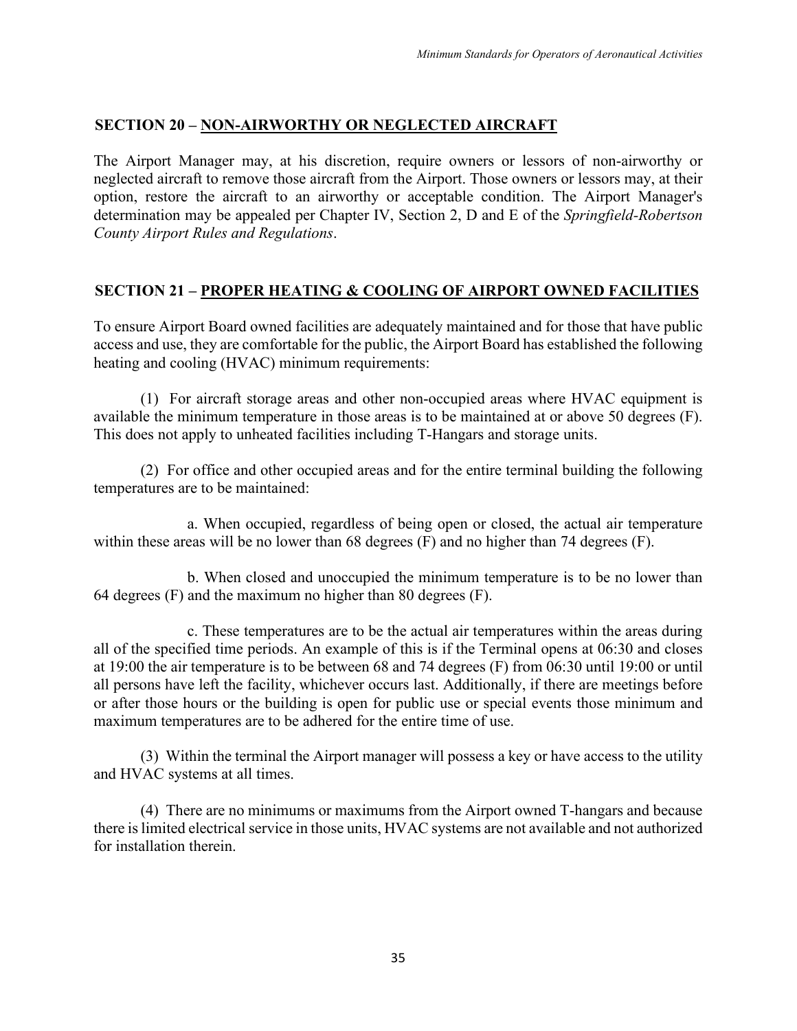## SECTION 20 – NON-AIRWORTHY OR NEGLECTED AIRCRAFT

The Airport Manager may, at his discretion, require owners or lessors of non-airworthy or neglected aircraft to remove those aircraft from the Airport. Those owners or lessors may, at their option, restore the aircraft to an airworthy or acceptable condition. The Airport Manager's determination may be appealed per Chapter IV, Section 2, D and E of the *Springfield-Robertson County Airport Rules and Regulations*.

## SECTION 21 – PROPER HEATING & COOLING OF AIRPORT OWNED FACILITIES

To ensure Airport Board owned facilities are adequately maintained and for those that have public access and use, they are comfortable for the public, the Airport Board has established the following heating and cooling (HVAC) minimum requirements:

(1) For aircraft storage areas and other non-occupied areas where HVAC equipment is available the minimum temperature in those areas is to be maintained at or above 50 degrees (F). This does not apply to unheated facilities including T-Hangars and storage units.

(2) For office and other occupied areas and for the entire terminal building the following temperatures are to be maintained:

a. When occupied, regardless of being open or closed, the actual air temperature within these areas will be no lower than 68 degrees (F) and no higher than 74 degrees (F).

b. When closed and unoccupied the minimum temperature is to be no lower than 64 degrees (F) and the maximum no higher than 80 degrees (F).

c. These temperatures are to be the actual air temperatures within the areas during all of the specified time periods. An example of this is if the Terminal opens at 06:30 and closes at 19:00 the air temperature is to be between 68 and 74 degrees (F) from 06:30 until 19:00 or until all persons have left the facility, whichever occurs last. Additionally, if there are meetings before or after those hours or the building is open for public use or special events those minimum and maximum temperatures are to be adhered for the entire time of use.

(3) Within the terminal the Airport manager will possess a key or have access to the utility and HVAC systems at all times.

(4) There are no minimums or maximums from the Airport owned T-hangars and because there is limited electrical service in those units, HVAC systems are not available and not authorized for installation therein.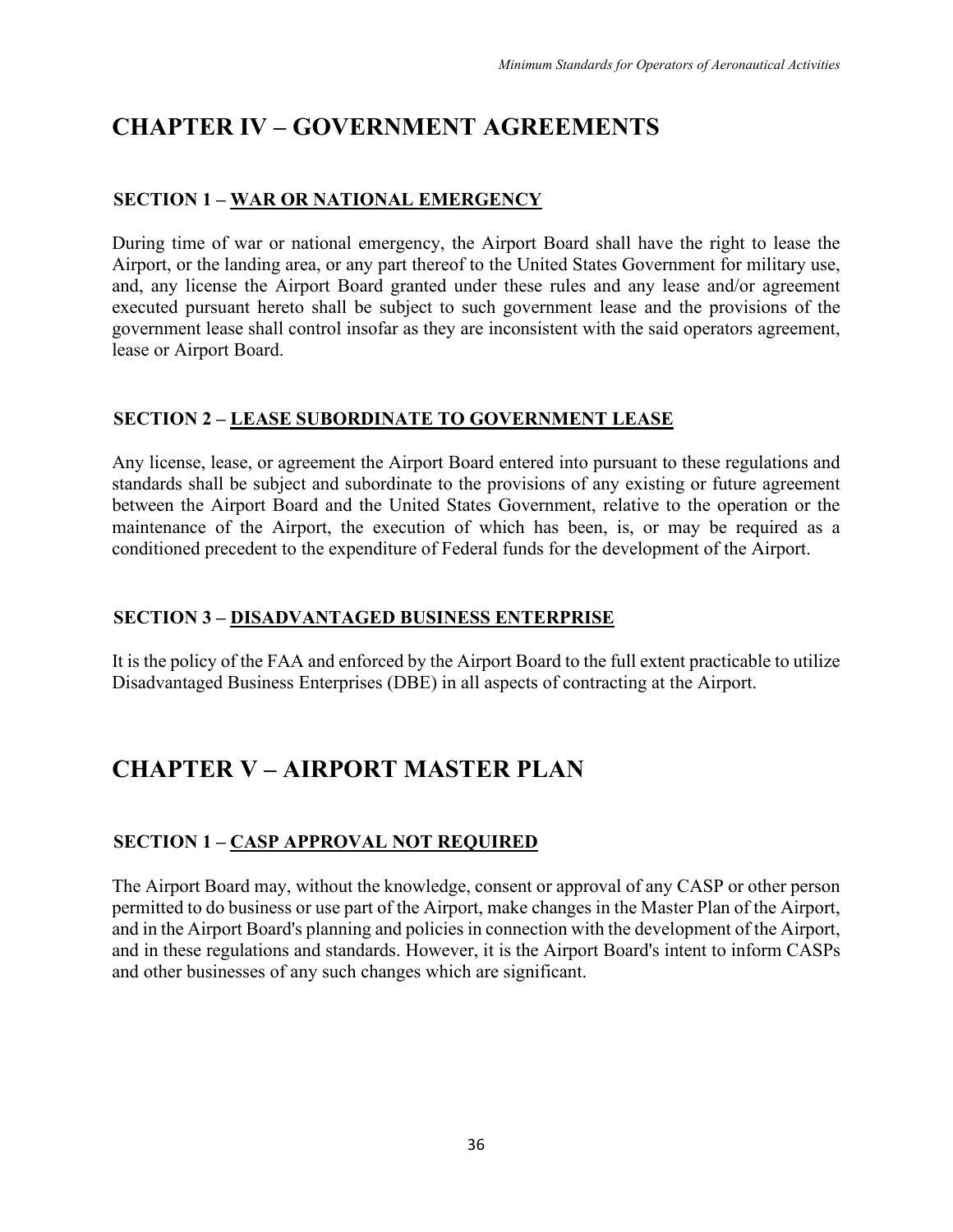# CHAPTER IV – GOVERNMENT AGREEMENTS

### SECTION 1 – WAR OR NATIONAL EMERGENCY

During time of war or national emergency, the Airport Board shall have the right to lease the Airport, or the landing area, or any part thereof to the United States Government for military use, and, any license the Airport Board granted under these rules and any lease and/or agreement executed pursuant hereto shall be subject to such government lease and the provisions of the government lease shall control insofar as they are inconsistent with the said operators agreement, lease or Airport Board.

### SECTION 2 – LEASE SUBORDINATE TO GOVERNMENT LEASE

Any license, lease, or agreement the Airport Board entered into pursuant to these regulations and standards shall be subject and subordinate to the provisions of any existing or future agreement between the Airport Board and the United States Government, relative to the operation or the maintenance of the Airport, the execution of which has been, is, or may be required as a conditioned precedent to the expenditure of Federal funds for the development of the Airport.

### SECTION 3 – DISADVANTAGED BUSINESS ENTERPRISE

It is the policy of the FAA and enforced by the Airport Board to the full extent practicable to utilize Disadvantaged Business Enterprises (DBE) in all aspects of contracting at the Airport.

# CHAPTER V – AIRPORT MASTER PLAN

### SECTION 1 – CASP APPROVAL NOT REQUIRED

The Airport Board may, without the knowledge, consent or approval of any CASP or other person permitted to do business or use part of the Airport, make changes in the Master Plan of the Airport, and in the Airport Board's planning and policies in connection with the development of the Airport, and in these regulations and standards. However, it is the Airport Board's intent to inform CASPs and other businesses of any such changes which are significant.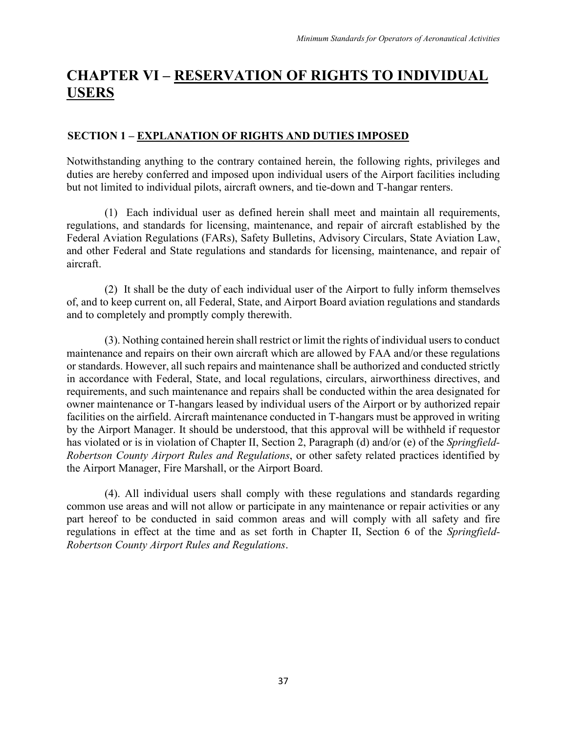# CHAPTER VI – RESERVATION OF RIGHTS TO INDIVIDUAL USERS

## SECTION 1 – EXPLANATION OF RIGHTS AND DUTIES IMPOSED

Notwithstanding anything to the contrary contained herein, the following rights, privileges and duties are hereby conferred and imposed upon individual users of the Airport facilities including but not limited to individual pilots, aircraft owners, and tie-down and T-hangar renters.

(1) Each individual user as defined herein shall meet and maintain all requirements, regulations, and standards for licensing, maintenance, and repair of aircraft established by the Federal Aviation Regulations (FARs), Safety Bulletins, Advisory Circulars, State Aviation Law, and other Federal and State regulations and standards for licensing, maintenance, and repair of aircraft.

(2) It shall be the duty of each individual user of the Airport to fully inform themselves of, and to keep current on, all Federal, State, and Airport Board aviation regulations and standards and to completely and promptly comply therewith.

(3). Nothing contained herein shall restrict or limit the rights of individual users to conduct maintenance and repairs on their own aircraft which are allowed by FAA and/or these regulations or standards. However, all such repairs and maintenance shall be authorized and conducted strictly in accordance with Federal, State, and local regulations, circulars, airworthiness directives, and requirements, and such maintenance and repairs shall be conducted within the area designated for owner maintenance or T-hangars leased by individual users of the Airport or by authorized repair facilities on the airfield. Aircraft maintenance conducted in T-hangars must be approved in writing by the Airport Manager. It should be understood, that this approval will be withheld if requestor has violated or is in violation of Chapter II, Section 2, Paragraph (d) and/or (e) of the *Springfield-Robertson County Airport Rules and Regulations*, or other safety related practices identified by the Airport Manager, Fire Marshall, or the Airport Board.

(4). All individual users shall comply with these regulations and standards regarding common use areas and will not allow or participate in any maintenance or repair activities or any part hereof to be conducted in said common areas and will comply with all safety and fire regulations in effect at the time and as set forth in Chapter II, Section 6 of the *Springfield-Robertson County Airport Rules and Regulations*.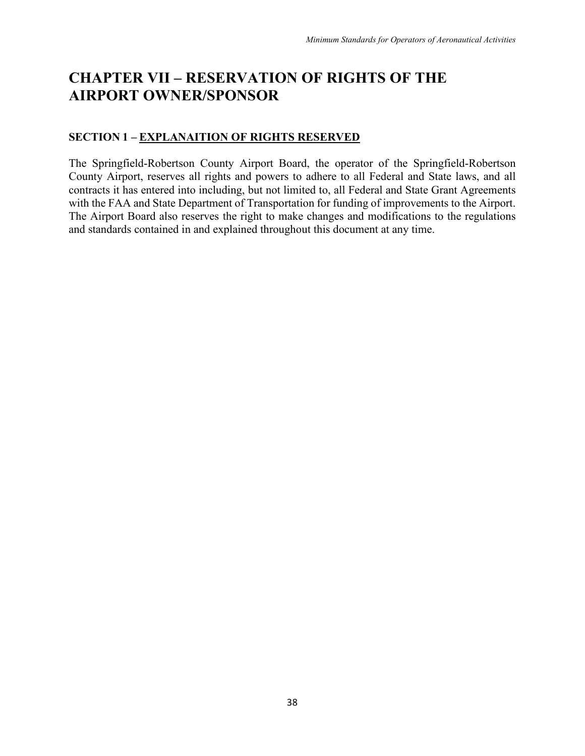# CHAPTER VII – RESERVATION OF RIGHTS OF THE AIRPORT OWNER/SPONSOR

## SECTION 1 – EXPLANAITION OF RIGHTS RESERVED

The Springfield-Robertson County Airport Board, the operator of the Springfield-Robertson County Airport, reserves all rights and powers to adhere to all Federal and State laws, and all contracts it has entered into including, but not limited to, all Federal and State Grant Agreements with the FAA and State Department of Transportation for funding of improvements to the Airport. The Airport Board also reserves the right to make changes and modifications to the regulations and standards contained in and explained throughout this document at any time.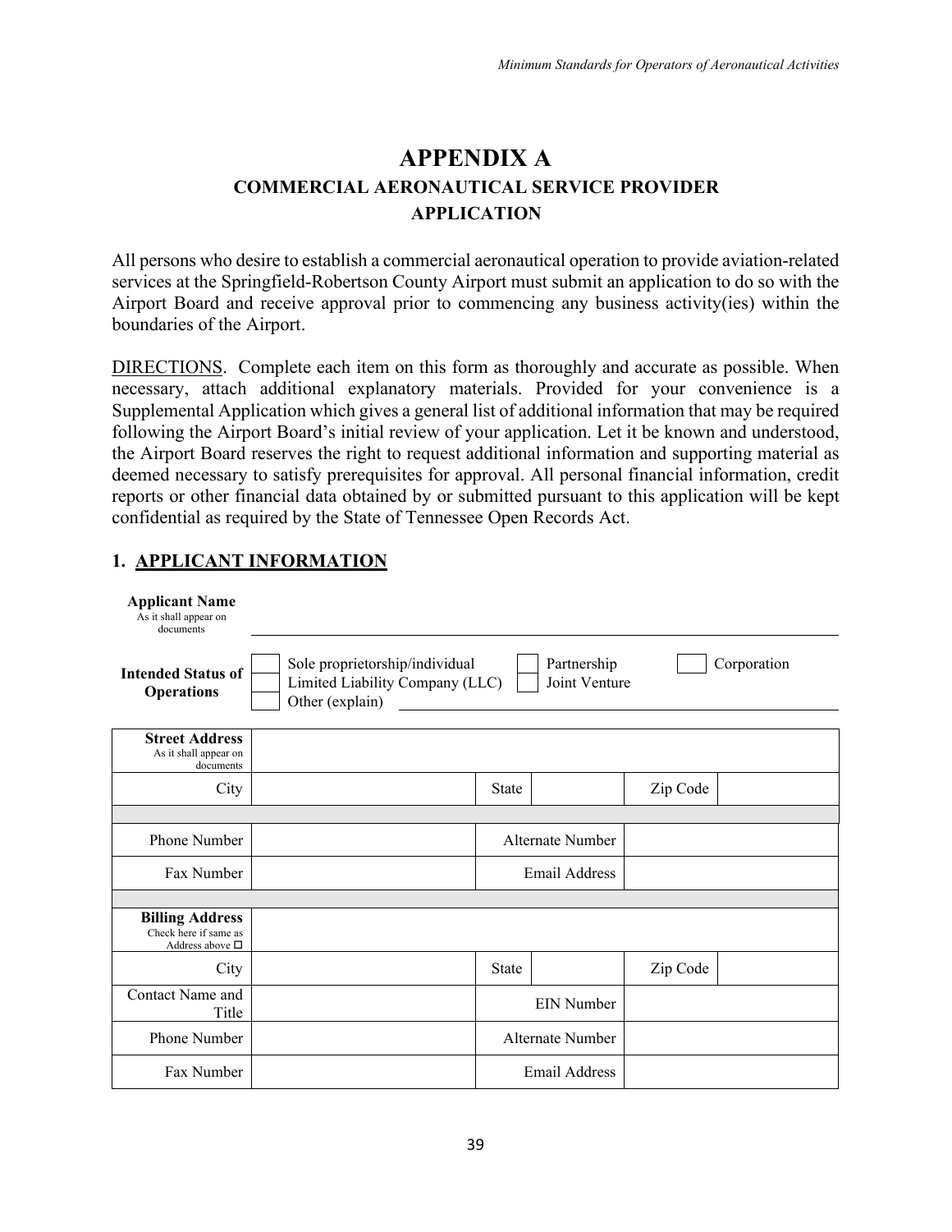# APPENDIX A

## COMMERCIAL AERONAUTICAL SERVICE PROVIDER APPLICATION

All persons who desire to establish a commercial aeronautical operation to provide aviation-related services at the Springfield-Robertson County Airport must submit an application to do so with the Airport Board and receive approval prior to commencing any business activity(ies) within the boundaries of the Airport.

DIRECTIONS. Complete each item on this form as thoroughly and accurate as possible. When necessary, attach additional explanatory materials. Provided for your convenience is a Supplemental Application which gives a general list of additional information that may be required following the Airport Board's initial review of your application. Let it be known and understood, the Airport Board reserves the right to request additional information and supporting material as deemed necessary to satisfy prerequisites for approval. All personal financial information, credit reports or other financial data obtained by or submitted pursuant to this application will be kept confidential as required by the State of Tennessee Open Records Act.

### 1. APPLICANT INFORMATION

**Applicant Name**
As it shall appear on documents ______________________________

**Intended Status of Operations**

- ☐ Sole proprietorship/individual
- ☐ Partnership
- ☐ Corporation
- ☐ Limited Liability Company (LLC)
- ☐ Joint Venture
- ☐ Other (explain) ______________________________

| **Street Address** As it shall appear on documents | | | | | |
|---|---|---|---|---|---|
| City | | State | | Zip Code | |
| | | | | | |
| Phone Number | | Alternate Number | | | |
| Fax Number | | Email Address | | | |
| | | | | | |
| **Billing Address** Check here if same as Address above ☐ | | | | | |
| City | | State | | Zip Code | |
| Contact Name and Title | | EIN Number | | | |
| Phone Number | | Alternate Number | | | |
| Fax Number | | Email Address | | | |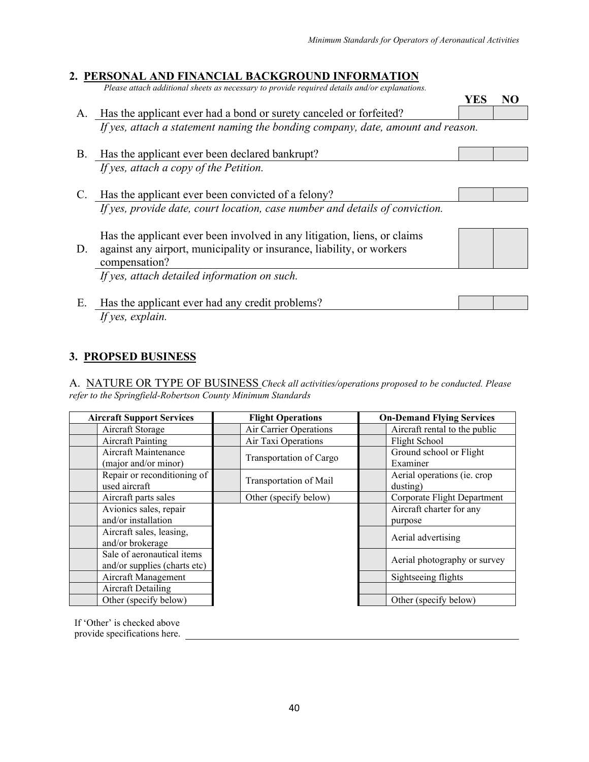## 2. PERSONAL AND FINANCIAL BACKGROUND INFORMATION

*Please attach additional sheets as necessary to provide required details and/or explanations.*

| | | YES | NO |
|---|---|---|---|
| A. | Has the applicant ever had a bond or surety canceled or forfeited? *If yes, attach a statement naming the bonding company, date, amount and reason.* | | |
| B. | Has the applicant ever been declared bankrupt? *If yes, attach a copy of the Petition.* | | |
| C. | Has the applicant ever been convicted of a felony? *If yes, provide date, court location, case number and details of conviction.* | | |
| D. | Has the applicant ever been involved in any litigation, liens, or claims against any airport, municipality or insurance, liability, or workers compensation? *If yes, attach detailed information on such.* | | |
| E. | Has the applicant ever had any credit problems? *If yes, explain.* | | |

## 3. PROPSED BUSINESS

A. NATURE OR TYPE OF BUSINESS *Check all activities/operations proposed to be conducted. Please refer to the Springfield-Robertson County Minimum Standards*

| | Aircraft Support Services | | Flight Operations | | On-Demand Flying Services |
|---|---|---|---|---|---|
| | Aircraft Storage | | Air Carrier Operations | | Aircraft rental to the public |
| | Aircraft Painting | | Air Taxi Operations | | Flight School |
| | Aircraft Maintenance (major and/or minor) | | Transportation of Cargo | | Ground school or Flight Examiner |
| | Repair or reconditioning of used aircraft | | Transportation of Mail | | Aerial operations (ie. crop dusting) |
| | Aircraft parts sales | | Other (specify below) | | Corporate Flight Department |
| | Avionics sales, repair and/or installation | | | | Aircraft charter for any purpose |
| | Aircraft sales, leasing, and/or brokerage | | | | Aerial advertising |
| | Sale of aeronautical items and/or supplies (charts etc) | | | | Aerial photography or survey |
| | Aircraft Management | | | | Sightseeing flights |
| | Aircraft Detailing | | | | |
| | Other (specify below) | | | | Other (specify below) |

If 'Other' is checked above provide specifications here. \_\_\_\_\_\_\_\_\_\_\_\_\_\_\_\_\_\_\_\_\_\_\_\_\_\_\_\_\_\_\_\_\_\_\_\_\_\_\_\_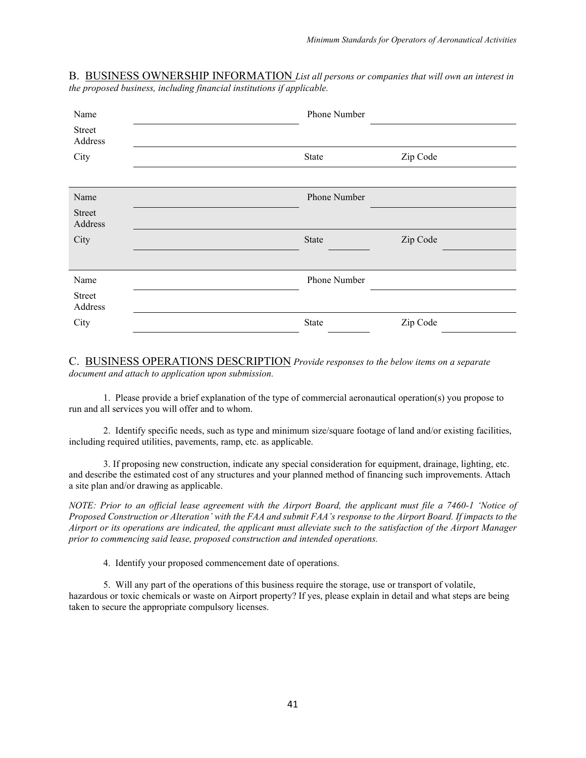## B. BUSINESS OWNERSHIP INFORMATION *List all persons or companies that will own an interest in the proposed business, including financial institutions if applicable.*

| | | | |
|---|---|---|---|
| Name | | Phone Number | |
| Street Address | | | |
| City | | State | Zip Code |

| | | | | | |
|---|---|---|---|---|---|
| Name | | Phone Number | | | |
| Street Address | | | | | |
| City | | State | | Zip Code | |

| | | | | | |
|---|---|---|---|---|---|
| Name | | Phone Number | | | |
| Street Address | | | | | |
| City | | State | | Zip Code | |

## C. BUSINESS OPERATIONS DESCRIPTION *Provide responses to the below items on a separate document and attach to application upon submission.*

1. Please provide a brief explanation of the type of commercial aeronautical operation(s) you propose to run and all services you will offer and to whom.

2. Identify specific needs, such as type and minimum size/square footage of land and/or existing facilities, including required utilities, pavements, ramp, etc. as applicable.

3. If proposing new construction, indicate any special consideration for equipment, drainage, lighting, etc. and describe the estimated cost of any structures and your planned method of financing such improvements. Attach a site plan and/or drawing as applicable.

*NOTE: Prior to an official lease agreement with the Airport Board, the applicant must file a 7460-1 'Notice of Proposed Construction or Alteration' with the FAA and submit FAA's response to the Airport Board. If impacts to the Airport or its operations are indicated, the applicant must alleviate such to the satisfaction of the Airport Manager prior to commencing said lease, proposed construction and intended operations.*

4. Identify your proposed commencement date of operations.

5. Will any part of the operations of this business require the storage, use or transport of volatile, hazardous or toxic chemicals or waste on Airport property? If yes, please explain in detail and what steps are being taken to secure the appropriate compulsory licenses.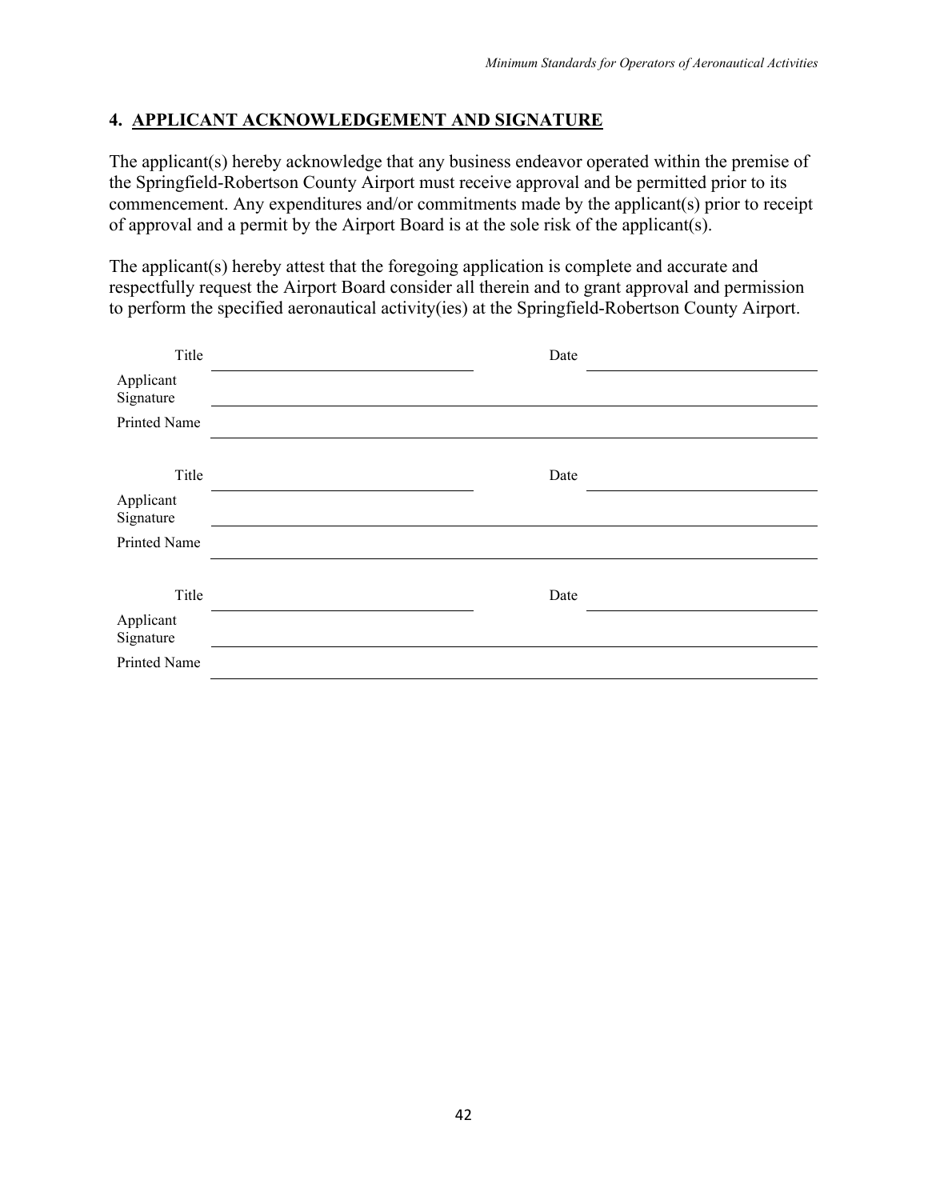## 4. APPLICANT ACKNOWLEDGEMENT AND SIGNATURE

The applicant(s) hereby acknowledge that any business endeavor operated within the premise of the Springfield-Robertson County Airport must receive approval and be permitted prior to its commencement. Any expenditures and/or commitments made by the applicant(s) prior to receipt of approval and a permit by the Airport Board is at the sole risk of the applicant(s).

The applicant(s) hereby attest that the foregoing application is complete and accurate and respectfully request the Airport Board consider all therein and to grant approval and permission to perform the specified aeronautical activity(ies) at the Springfield-Robertson County Airport.

Title ______________________________ Date ______________________________

Applicant Signature ____________________________________________________________

Printed Name __________________________________________________________________

Title ______________________________ Date ______________________________

Applicant Signature ____________________________________________________________

Printed Name __________________________________________________________________

Title ______________________________ Date ______________________________

Applicant Signature ____________________________________________________________

Printed Name __________________________________________________________________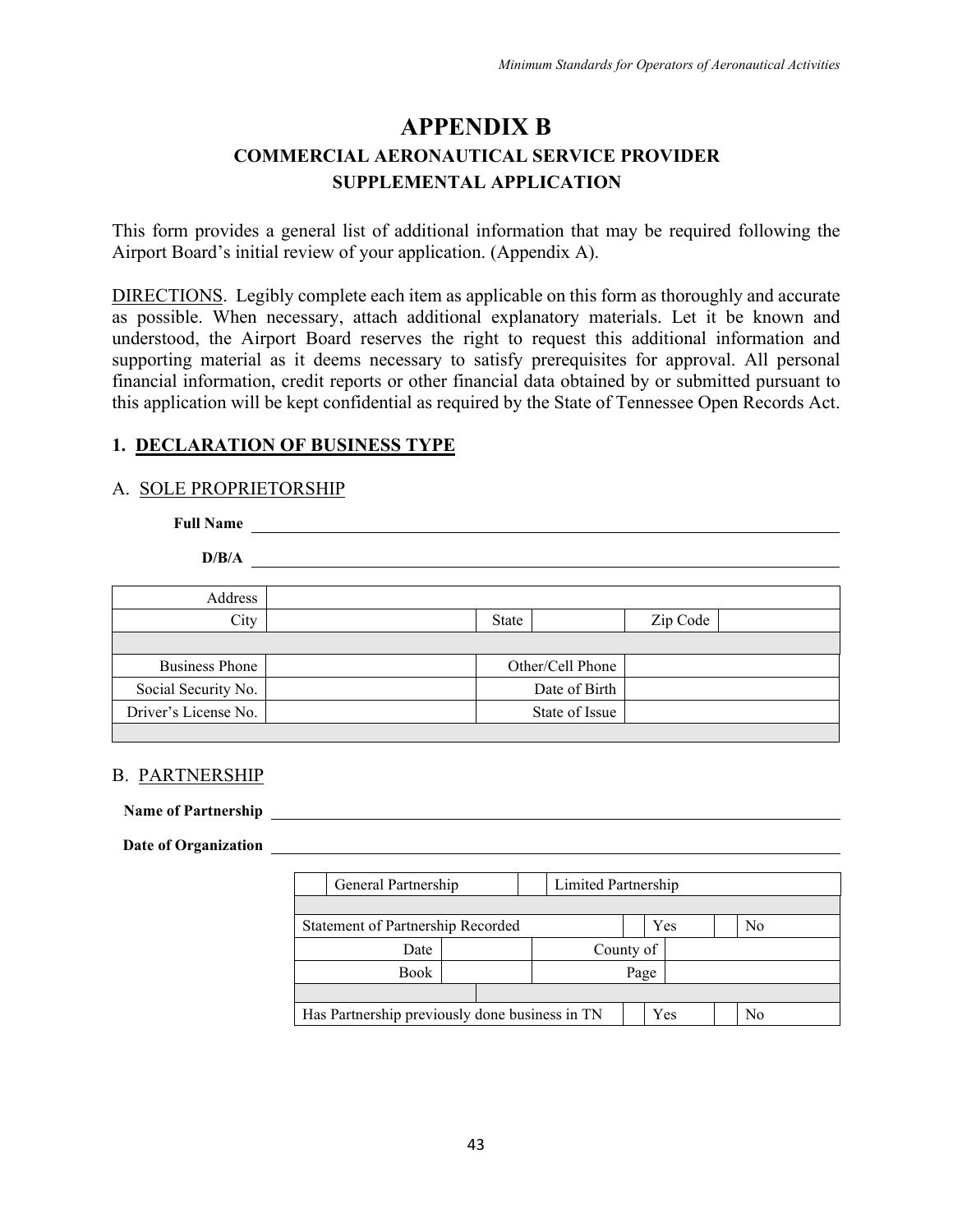# APPENDIX B

## COMMERCIAL AERONAUTICAL SERVICE PROVIDER SUPPLEMENTAL APPLICATION

This form provides a general list of additional information that may be required following the Airport Board's initial review of your application. (Appendix A).

DIRECTIONS. Legibly complete each item as applicable on this form as thoroughly and accurate as possible. When necessary, attach additional explanatory materials. Let it be known and understood, the Airport Board reserves the right to request this additional information and supporting material as it deems necessary to satisfy prerequisites for approval. All personal financial information, credit reports or other financial data obtained by or submitted pursuant to this application will be kept confidential as required by the State of Tennessee Open Records Act.

### 1. DECLARATION OF BUSINESS TYPE

A. SOLE PROPRIETORSHIP

**Full Name** ____________________________________________

**D/B/A** ____________________________________________

| Address | | | | | |
|---|---|---|---|---|---|
| City | | State | | Zip Code | |
| | | | | | |
| Business Phone | | Other/Cell Phone | | | |
| Social Security No. | | Date of Birth | | | |
| Driver's License No. | | State of Issue | | | |
| | | | | | |

B. PARTNERSHIP

**Name of Partnership** ____________________________________________

**Date of Organization** ____________________________________________

| | General Partnership | | Limited Partnership | | |
|---|---|---|---|---|---|
| | | | | | |
| Statement of Partnership Recorded | | | Yes | | No |
| Date | | County of | | | |
| Book | | Page | | | |
| | | | | | |
| Has Partnership previously done business in TN | | | Yes | | No |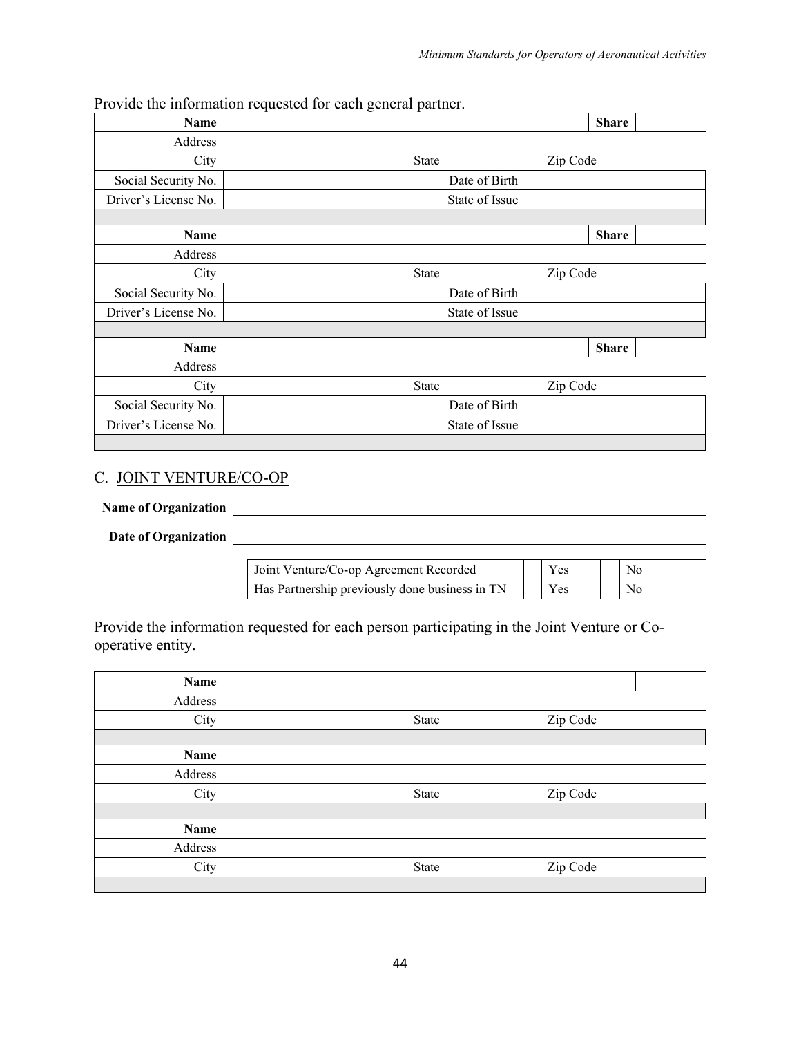Provide the information requested for each general partner.

| | | | | | | | |
|---|---|---|---|---|---|---|---|
| **Name** | | | | | | **Share** | |
| Address | | | | | | | |
| City | | State | | Zip Code | | | |
| Social Security No. | | | Date of Birth | | | | |
| Driver's License No. | | | State of Issue | | | | |
| | | | | | | | |
| **Name** | | | | | | **Share** | |
| Address | | | | | | | |
| City | | State | | Zip Code | | | |
| Social Security No. | | | Date of Birth | | | | |
| Driver's License No. | | | State of Issue | | | | |
| | | | | | | | |
| **Name** | | | | | | **Share** | |
| Address | | | | | | | |
| City | | State | | Zip Code | | | |
| Social Security No. | | | Date of Birth | | | | |
| Driver's License No. | | | State of Issue | | | | |

## C. JOINT VENTURE/CO-OP

**Name of Organization** ______________________________

**Date of Organization** ______________________________

| | | | | |
|---|---|---|---|---|
| Joint Venture/Co-op Agreement Recorded | | Yes | | No |
| Has Partnership previously done business in TN | | Yes | | No |

Provide the information requested for each person participating in the Joint Venture or Co-operative entity.

| | | | | | |
|---|---|---|---|---|---|
| **Name** | | | | | |
| Address | | | | | |
| City | | State | | Zip Code | |
| | | | | | |
| **Name** | | | | | |
| Address | | | | | |
| City | | State | | Zip Code | |
| | | | | | |
| **Name** | | | | | |
| Address | | | | | |
| City | | State | | Zip Code | |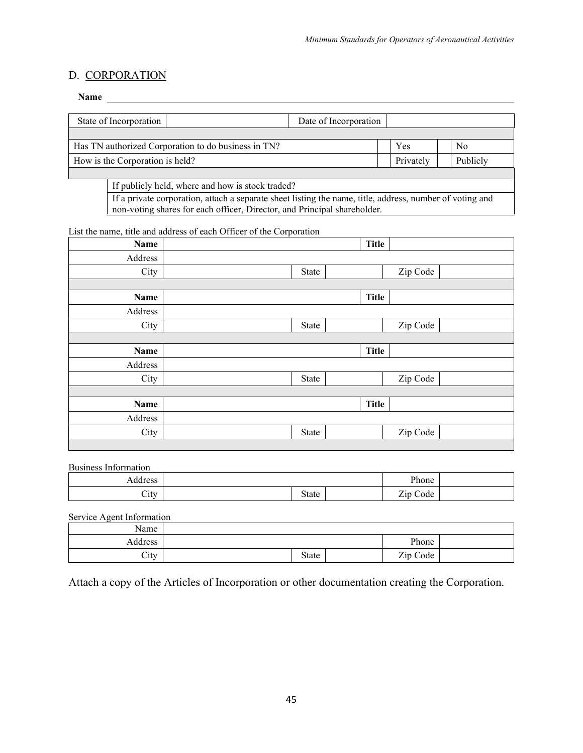## D. CORPORATION

**Name** ______________________________________________

| State of Incorporation | | Date of Incorporation | |
|---|---|---|---|

| Has TN authorized Corporation to do business in TN? | | Yes | | No |
|---|---|---|---|---|
| How is the Corporation is held? | | Privately | | Publicly |

| If publicly held, where and how is stock traded? |
|---|
| If a private corporation, attach a separate sheet listing the name, title, address, number of voting and non-voting shares for each officer, Director, and Principal shareholder. |

List the name, title and address of each Officer of the Corporation

| **Name** | | | | **Title** | |
|---|---|---|---|---|---|
| Address | | | | | |
| City | | State | | Zip Code | |
| | | | | | |
| **Name** | | | | **Title** | |
| Address | | | | | |
| City | | State | | Zip Code | |
| | | | | | |
| **Name** | | | | **Title** | |
| Address | | | | | |
| City | | State | | Zip Code | |
| | | | | | |
| **Name** | | | | **Title** | |
| Address | | | | | |
| City | | State | | Zip Code | |

Business Information

| Address | | | | Phone | |
|---|---|---|---|---|---|
| City | | State | | Zip Code | |

Service Agent Information

| Name | | | | | |
|---|---|---|---|---|---|
| Address | | | | Phone | |
| City | | State | | Zip Code | |

Attach a copy of the Articles of Incorporation or other documentation creating the Corporation.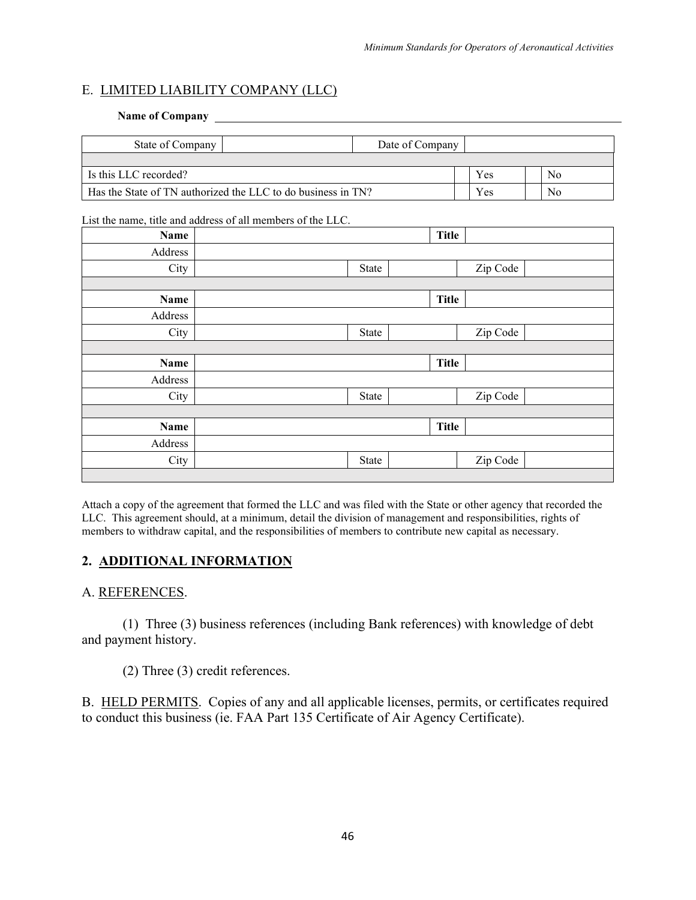## E. LIMITED LIABILITY COMPANY (LLC)

**Name of Company** ______________________________

| State of Company | | Date of Company | | | |
|---|---|---|---|---|---|
| | | | | | |
| Is this LLC recorded? | | | | Yes | No |
| Has the State of TN authorized the LLC to do business in TN? | | | | Yes | No |

List the name, title and address of all members of the LLC.

| **Name** | | **Title** | | | |
|---|---|---|---|---|---|
| Address | | | | | |
| City | | State | | Zip Code | |
| | | | | | |
| **Name** | | **Title** | | | |
| Address | | | | | |
| City | | State | | Zip Code | |
| | | | | | |
| **Name** | | **Title** | | | |
| Address | | | | | |
| City | | State | | Zip Code | |
| | | | | | |
| **Name** | | **Title** | | | |
| Address | | | | | |
| City | | State | | Zip Code | |
| | | | | | |

Attach a copy of the agreement that formed the LLC and was filed with the State or other agency that recorded the LLC. This agreement should, at a minimum, detail the division of management and responsibilities, rights of members to withdraw capital, and the responsibilities of members to contribute new capital as necessary.

## 2. ADDITIONAL INFORMATION

### A. REFERENCES.

(1) Three (3) business references (including Bank references) with knowledge of debt and payment history.

(2) Three (3) credit references.

B. HELD PERMITS. Copies of any and all applicable licenses, permits, or certificates required to conduct this business (ie. FAA Part 135 Certificate of Air Agency Certificate).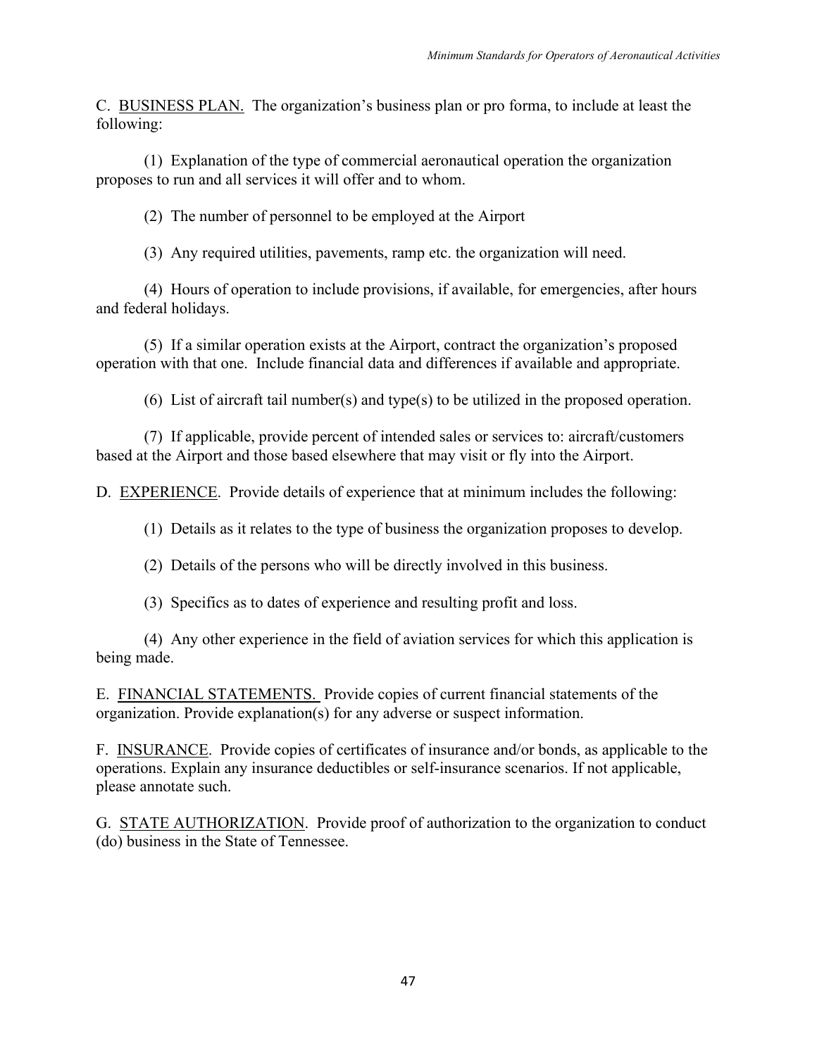C. <u>BUSINESS PLAN.</u> The organization's business plan or pro forma, to include at least the following:

(1) Explanation of the type of commercial aeronautical operation the organization proposes to run and all services it will offer and to whom.

(2) The number of personnel to be employed at the Airport

(3) Any required utilities, pavements, ramp etc. the organization will need.

(4) Hours of operation to include provisions, if available, for emergencies, after hours and federal holidays.

(5) If a similar operation exists at the Airport, contract the organization's proposed operation with that one. Include financial data and differences if available and appropriate.

(6) List of aircraft tail number(s) and type(s) to be utilized in the proposed operation.

(7) If applicable, provide percent of intended sales or services to: aircraft/customers based at the Airport and those based elsewhere that may visit or fly into the Airport.

D. <u>EXPERIENCE</u>. Provide details of experience that at minimum includes the following:

(1) Details as it relates to the type of business the organization proposes to develop.

(2) Details of the persons who will be directly involved in this business.

(3) Specifics as to dates of experience and resulting profit and loss.

(4) Any other experience in the field of aviation services for which this application is being made.

E. <u>FINANCIAL STATEMENTS.</u> Provide copies of current financial statements of the organization. Provide explanation(s) for any adverse or suspect information.

F. <u>INSURANCE</u>. Provide copies of certificates of insurance and/or bonds, as applicable to the operations. Explain any insurance deductibles or self-insurance scenarios. If not applicable, please annotate such.

G. <u>STATE AUTHORIZATION</u>. Provide proof of authorization to the organization to conduct (do) business in the State of Tennessee.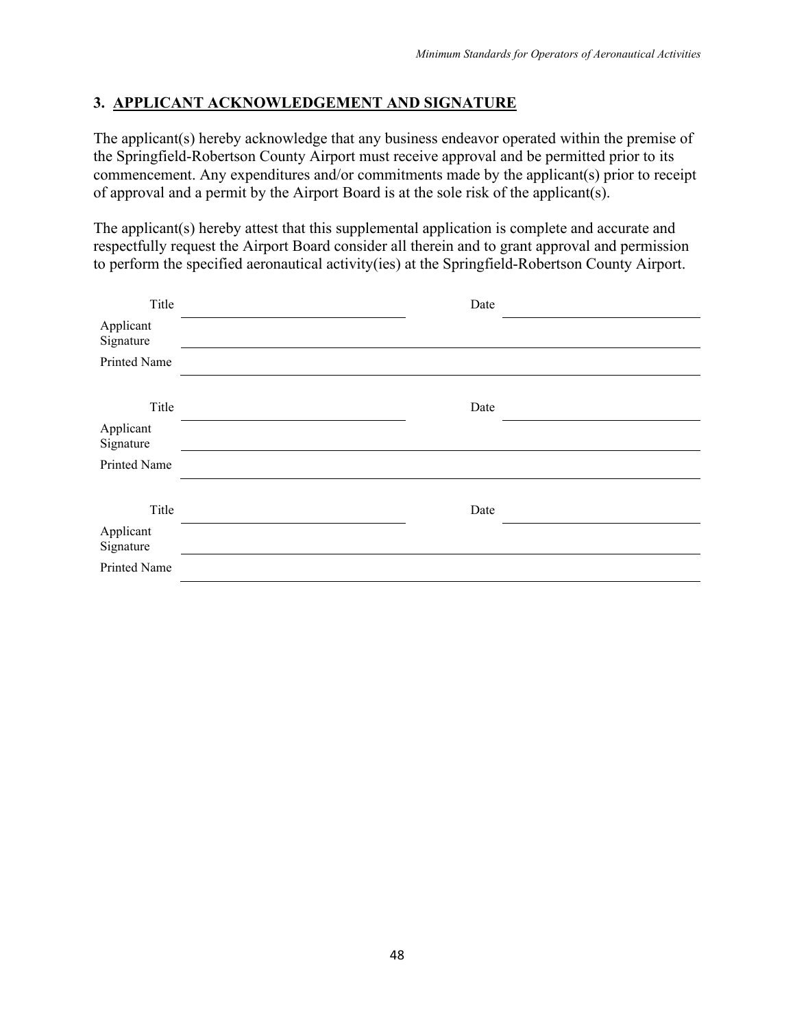### 3. APPLICANT ACKNOWLEDGEMENT AND SIGNATURE

The applicant(s) hereby acknowledge that any business endeavor operated within the premise of the Springfield-Robertson County Airport must receive approval and be permitted prior to its commencement. Any expenditures and/or commitments made by the applicant(s) prior to receipt of approval and a permit by the Airport Board is at the sole risk of the applicant(s).

The applicant(s) hereby attest that this supplemental application is complete and accurate and respectfully request the Airport Board consider all therein and to grant approval and permission to perform the specified aeronautical activity(ies) at the Springfield-Robertson County Airport.

Title ______________________________ Date ______________________

Applicant Signature ______________________________________________

Printed Name ____________________________________________________

Title ______________________________ Date ______________________

Applicant Signature ______________________________________________

Printed Name ____________________________________________________

Title ______________________________ Date ______________________

Applicant Signature ______________________________________________

Printed Name ____________________________________________________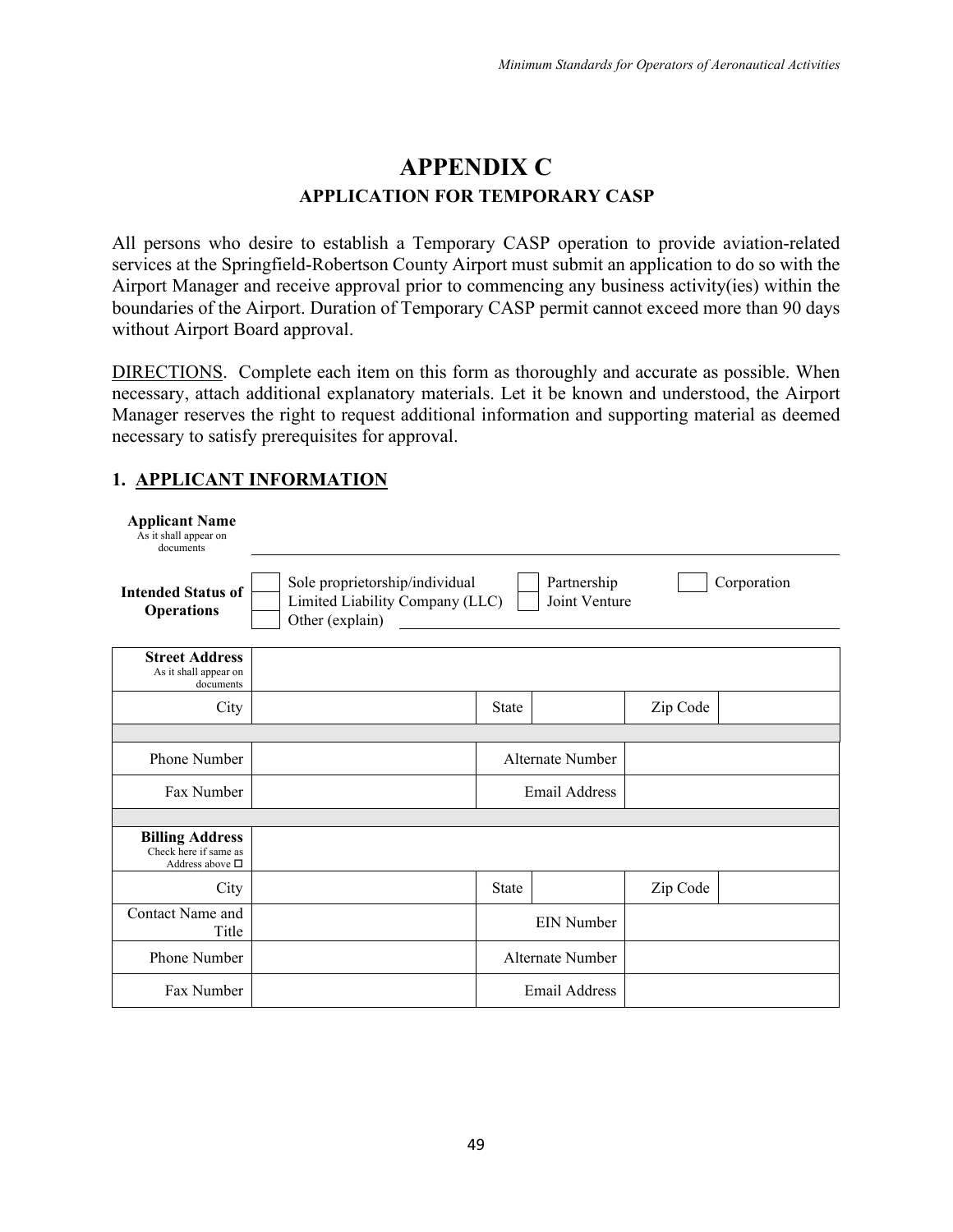# APPENDIX C

## APPLICATION FOR TEMPORARY CASP

All persons who desire to establish a Temporary CASP operation to provide aviation-related services at the Springfield-Robertson County Airport must submit an application to do so with the Airport Manager and receive approval prior to commencing any business activity(ies) within the boundaries of the Airport. Duration of Temporary CASP permit cannot exceed more than 90 days without Airport Board approval.

DIRECTIONS. Complete each item on this form as thoroughly and accurate as possible. When necessary, attach additional explanatory materials. Let it be known and understood, the Airport Manager reserves the right to request additional information and supporting material as deemed necessary to satisfy prerequisites for approval.

### 1. APPLICANT INFORMATION

**Applicant Name**
As it shall appear on documents \_\_\_\_\_\_\_\_\_\_\_\_\_\_\_\_\_\_\_\_\_\_\_\_\_\_\_\_\_\_\_\_\_\_\_\_

**Intended Status of Operations**

- ☐ Sole proprietorship/individual
- ☐ Limited Liability Company (LLC)
- ☐ Other (explain) \_\_\_\_\_\_\_\_\_\_\_\_\_\_\_\_\_\_\_\_
- ☐ Partnership
- ☐ Joint Venture
- ☐ Corporation

| **Street Address** As it shall appear on documents | | | | | |
|---|---|---|---|---|---|
| City | | State | | Zip Code | |
| | | | | | |
| Phone Number | | Alternate Number | | | |
| Fax Number | | Email Address | | | |
| | | | | | |
| **Billing Address** Check here if same as Address above ☐ | | | | | |
| City | | State | | Zip Code | |
| Contact Name and Title | | EIN Number | | | |
| Phone Number | | Alternate Number | | | |
| Fax Number | | Email Address | | | |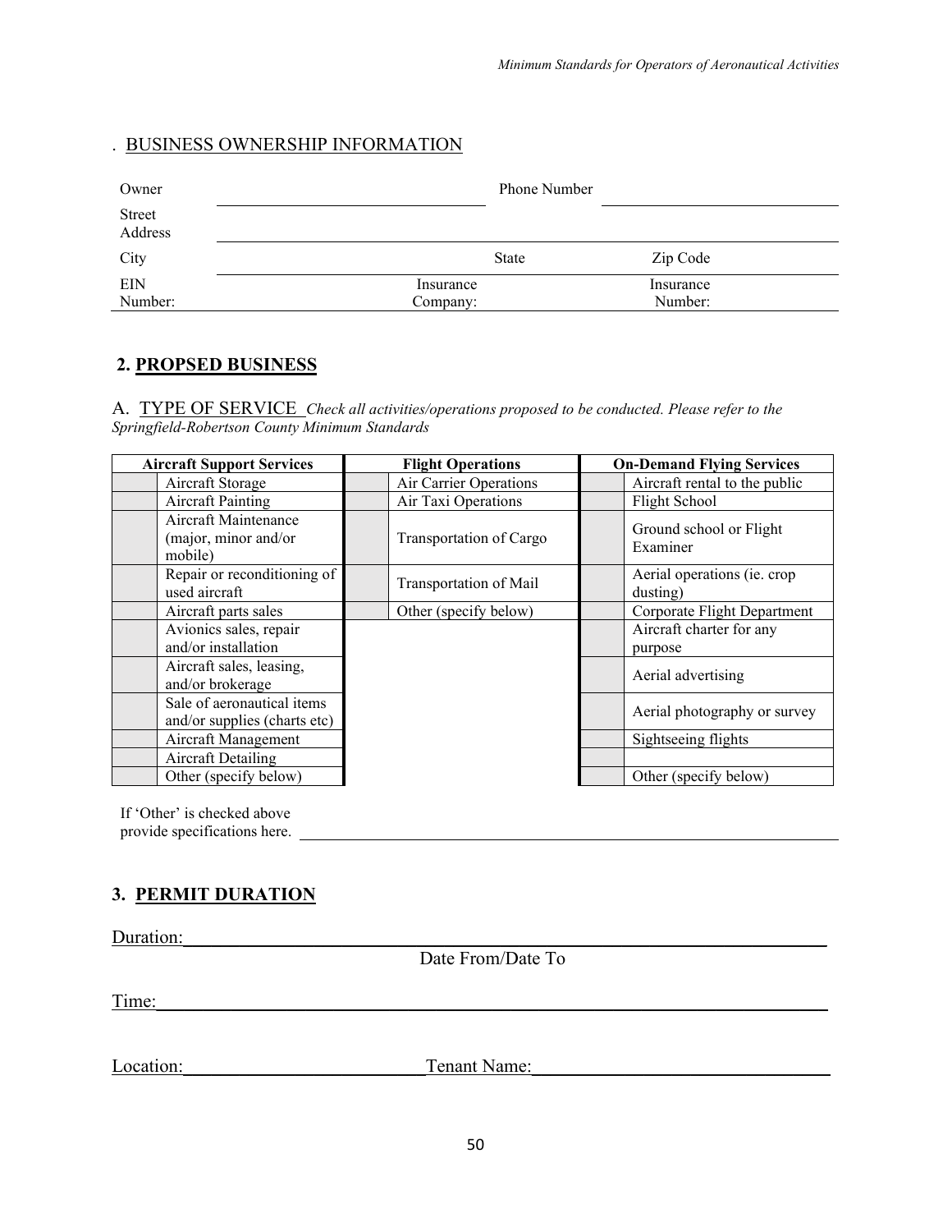. BUSINESS OWNERSHIP INFORMATION

| | | | |
|---|---|---|---|
| Owner | | Phone Number | |
| Street Address | | | |
| City | | State | Zip Code |
| EIN Number: | | Insurance Company: | Insurance Number: |

## 2. PROPSED BUSINESS

A. TYPE OF SERVICE *Check all activities/operations proposed to be conducted. Please refer to the Springfield-Robertson County Minimum Standards*

| Aircraft Support Services | | Flight Operations | | On-Demand Flying Services | |
|---|---|---|---|---|---|
| | Aircraft Storage | | Air Carrier Operations | | Aircraft rental to the public |
| | Aircraft Painting | | Air Taxi Operations | | Flight School |
| | Aircraft Maintenance (major, minor and/or mobile) | | Transportation of Cargo | | Ground school or Flight Examiner |
| | Repair or reconditioning of used aircraft | | Transportation of Mail | | Aerial operations (ie. crop dusting) |
| | Aircraft parts sales | | Other (specify below) | | Corporate Flight Department |
| | Avionics sales, repair and/or installation | | | | Aircraft charter for any purpose |
| | Aircraft sales, leasing, and/or brokerage | | | | Aerial advertising |
| | Sale of aeronautical items and/or supplies (charts etc) | | | | Aerial photography or survey |
| | Aircraft Management | | | | Sightseeing flights |
| | Aircraft Detailing | | | | |
| | Other (specify below) | | | | Other (specify below) |

If 'Other' is checked above provide specifications here. ______________________________

## 3. PERMIT DURATION

Duration: ______________________________
Date From/Date To

Time: ______________________________

Location: ____________________ Tenant Name: ____________________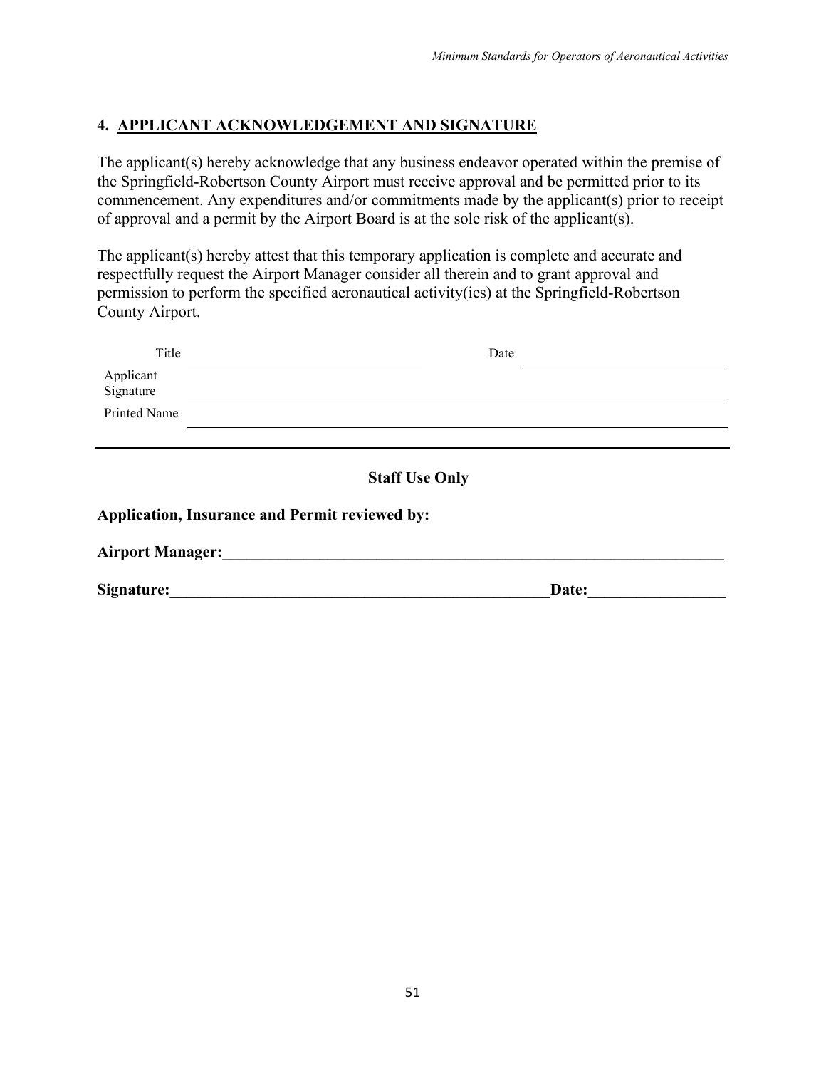## 4. APPLICANT ACKNOWLEDGEMENT AND SIGNATURE

The applicant(s) hereby acknowledge that any business endeavor operated within the premise of the Springfield-Robertson County Airport must receive approval and be permitted prior to its commencement. Any expenditures and/or commitments made by the applicant(s) prior to receipt of approval and a permit by the Airport Board is at the sole risk of the applicant(s).

The applicant(s) hereby attest that this temporary application is complete and accurate and respectfully request the Airport Manager consider all therein and to grant approval and permission to perform the specified aeronautical activity(ies) at the Springfield-Robertson County Airport.

| | | | |
|---|---|---|---|
| Title | | Date | |
| Applicant Signature | | | |
| Printed Name | | | |

---

**Staff Use Only**

**Application, Insurance and Permit reviewed by:**

**Airport Manager:**_________________________________________________________________

**Signature:**________________________________________________**Date:**________________